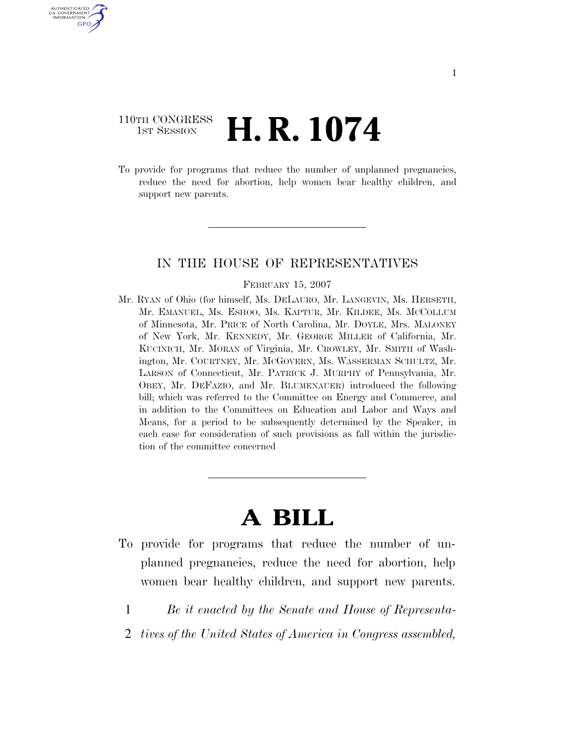110TH CONGRESS
1ST SESSION

# H. R. 1074

To provide for programs that reduce the number of unplanned pregnancies, reduce the need for abortion, help women bear healthy children, and support new parents.

IN THE HOUSE OF REPRESENTATIVES

FEBRUARY 15, 2007

Mr. RYAN of Ohio (for himself, Ms. DELAURO, Mr. LANGEVIN, Ms. HERSETH, Mr. EMANUEL, Ms. ESHOO, Ms. KAPTUR, Mr. KILDEE, Ms. MCCOLLUM of Minnesota, Mr. PRICE of North Carolina, Mr. DOYLE, Mrs. MALONEY of New York, Mr. KENNEDY, Mr. GEORGE MILLER of California, Mr. KUCINICH, Mr. MORAN of Virginia, Mr. CROWLEY, Mr. SMITH of Washington, Mr. COURTNEY, Mr. MCGOVERN, Ms. WASSERMAN SCHULTZ, Mr. LARSON of Connecticut, Mr. PATRICK J. MURPHY of Pennsylvania, Mr. OBEY, Mr. DEFAZIO, and Mr. BLUMENAUER) introduced the following bill; which was referred to the Committee on Energy and Commerce, and in addition to the Committees on Education and Labor and Ways and Means, for a period to be subsequently determined by the Speaker, in each case for consideration of such provisions as fall within the jurisdiction of the committee concerned

# A BILL

To provide for programs that reduce the number of unplanned pregnancies, reduce the need for abortion, help women bear healthy children, and support new parents.

1 *Be it enacted by the Senate and House of Representa-*
2 *tives of the United States of America in Congress assembled,*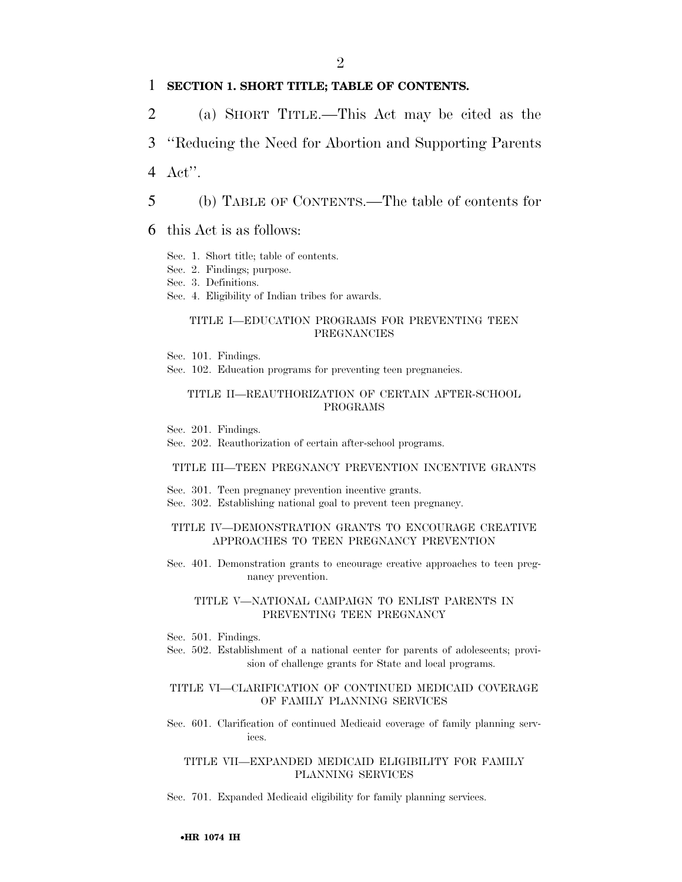**SECTION 1. SHORT TITLE; TABLE OF CONTENTS.**

(a) SHORT TITLE.—This Act may be cited as the "Reducing the Need for Abortion and Supporting Parents Act".

(b) TABLE OF CONTENTS.—The table of contents for this Act is as follows:

Sec. 1. Short title; table of contents.
Sec. 2. Findings; purpose.
Sec. 3. Definitions.
Sec. 4. Eligibility of Indian tribes for awards.

TITLE I—EDUCATION PROGRAMS FOR PREVENTING TEEN PREGNANCIES

Sec. 101. Findings.
Sec. 102. Education programs for preventing teen pregnancies.

TITLE II—REAUTHORIZATION OF CERTAIN AFTER-SCHOOL PROGRAMS

Sec. 201. Findings.
Sec. 202. Reauthorization of certain after-school programs.

TITLE III—TEEN PREGNANCY PREVENTION INCENTIVE GRANTS

Sec. 301. Teen pregnancy prevention incentive grants.
Sec. 302. Establishing national goal to prevent teen pregnancy.

TITLE IV—DEMONSTRATION GRANTS TO ENCOURAGE CREATIVE APPROACHES TO TEEN PREGNANCY PREVENTION

Sec. 401. Demonstration grants to encourage creative approaches to teen pregnancy prevention.

TITLE V—NATIONAL CAMPAIGN TO ENLIST PARENTS IN PREVENTING TEEN PREGNANCY

Sec. 501. Findings.
Sec. 502. Establishment of a national center for parents of adolescents; provision of challenge grants for State and local programs.

TITLE VI—CLARIFICATION OF CONTINUED MEDICAID COVERAGE OF FAMILY PLANNING SERVICES

Sec. 601. Clarification of continued Medicaid coverage of family planning services.

TITLE VII—EXPANDED MEDICAID ELIGIBILITY FOR FAMILY PLANNING SERVICES

Sec. 701. Expanded Medicaid eligibility for family planning services.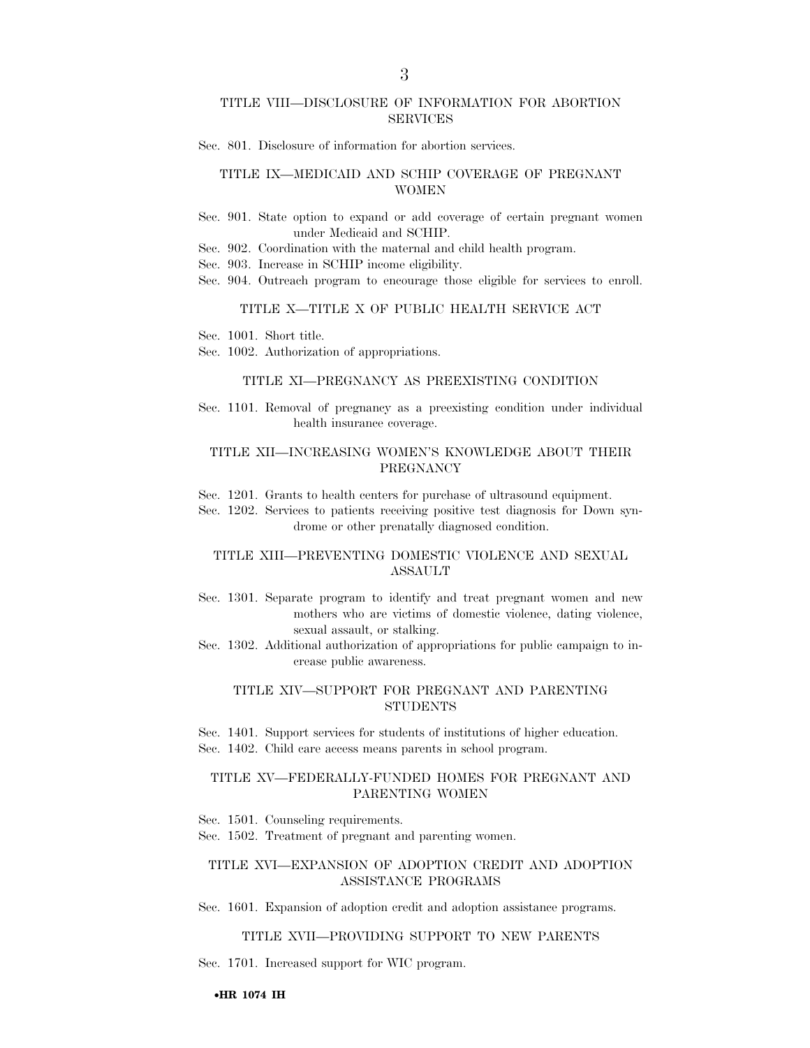### TITLE VIII—DISCLOSURE OF INFORMATION FOR ABORTION SERVICES

Sec. 801. Disclosure of information for abortion services.

### TITLE IX—MEDICAID AND SCHIP COVERAGE OF PREGNANT WOMEN

Sec. 901. State option to expand or add coverage of certain pregnant women under Medicaid and SCHIP.

Sec. 902. Coordination with the maternal and child health program.

Sec. 903. Increase in SCHIP income eligibility.

Sec. 904. Outreach program to encourage those eligible for services to enroll.

### TITLE X—TITLE X OF PUBLIC HEALTH SERVICE ACT

Sec. 1001. Short title.

Sec. 1002. Authorization of appropriations.

### TITLE XI—PREGNANCY AS PREEXISTING CONDITION

Sec. 1101. Removal of pregnancy as a preexisting condition under individual health insurance coverage.

### TITLE XII—INCREASING WOMEN'S KNOWLEDGE ABOUT THEIR PREGNANCY

Sec. 1201. Grants to health centers for purchase of ultrasound equipment.

Sec. 1202. Services to patients receiving positive test diagnosis for Down syndrome or other prenatally diagnosed condition.

### TITLE XIII—PREVENTING DOMESTIC VIOLENCE AND SEXUAL ASSAULT

Sec. 1301. Separate program to identify and treat pregnant women and new mothers who are victims of domestic violence, dating violence, sexual assault, or stalking.

Sec. 1302. Additional authorization of appropriations for public campaign to increase public awareness.

### TITLE XIV—SUPPORT FOR PREGNANT AND PARENTING STUDENTS

Sec. 1401. Support services for students of institutions of higher education.

Sec. 1402. Child care access means parents in school program.

### TITLE XV—FEDERALLY-FUNDED HOMES FOR PREGNANT AND PARENTING WOMEN

Sec. 1501. Counseling requirements.

Sec. 1502. Treatment of pregnant and parenting women.

### TITLE XVI—EXPANSION OF ADOPTION CREDIT AND ADOPTION ASSISTANCE PROGRAMS

Sec. 1601. Expansion of adoption credit and adoption assistance programs.

### TITLE XVII—PROVIDING SUPPORT TO NEW PARENTS

Sec. 1701. Increased support for WIC program.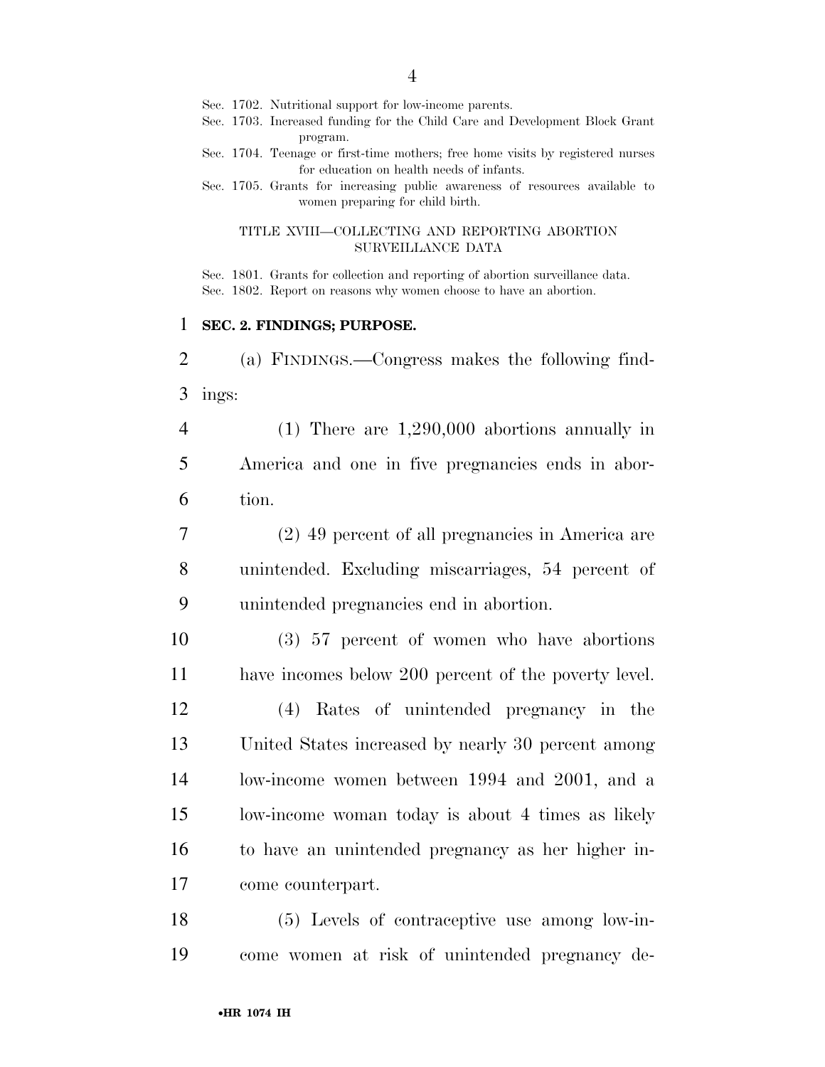Sec. 1702. Nutritional support for low-income parents.
Sec. 1703. Increased funding for the Child Care and Development Block Grant program.
Sec. 1704. Teenage or first-time mothers; free home visits by registered nurses for education on health needs of infants.
Sec. 1705. Grants for increasing public awareness of resources available to women preparing for child birth.

TITLE XVIII—COLLECTING AND REPORTING ABORTION SURVEILLANCE DATA

Sec. 1801. Grants for collection and reporting of abortion surveillance data.
Sec. 1802. Report on reasons why women choose to have an abortion.

**SEC. 2. FINDINGS; PURPOSE.**

(a) FINDINGS.—Congress makes the following findings:

(1) There are 1,290,000 abortions annually in America and one in five pregnancies ends in abortion.

(2) 49 percent of all pregnancies in America are unintended. Excluding miscarriages, 54 percent of unintended pregnancies end in abortion.

(3) 57 percent of women who have abortions have incomes below 200 percent of the poverty level.

(4) Rates of unintended pregnancy in the United States increased by nearly 30 percent among low-income women between 1994 and 2001, and a low-income woman today is about 4 times as likely to have an unintended pregnancy as her higher income counterpart.

(5) Levels of contraceptive use among low-income women at risk of unintended pregnancy de-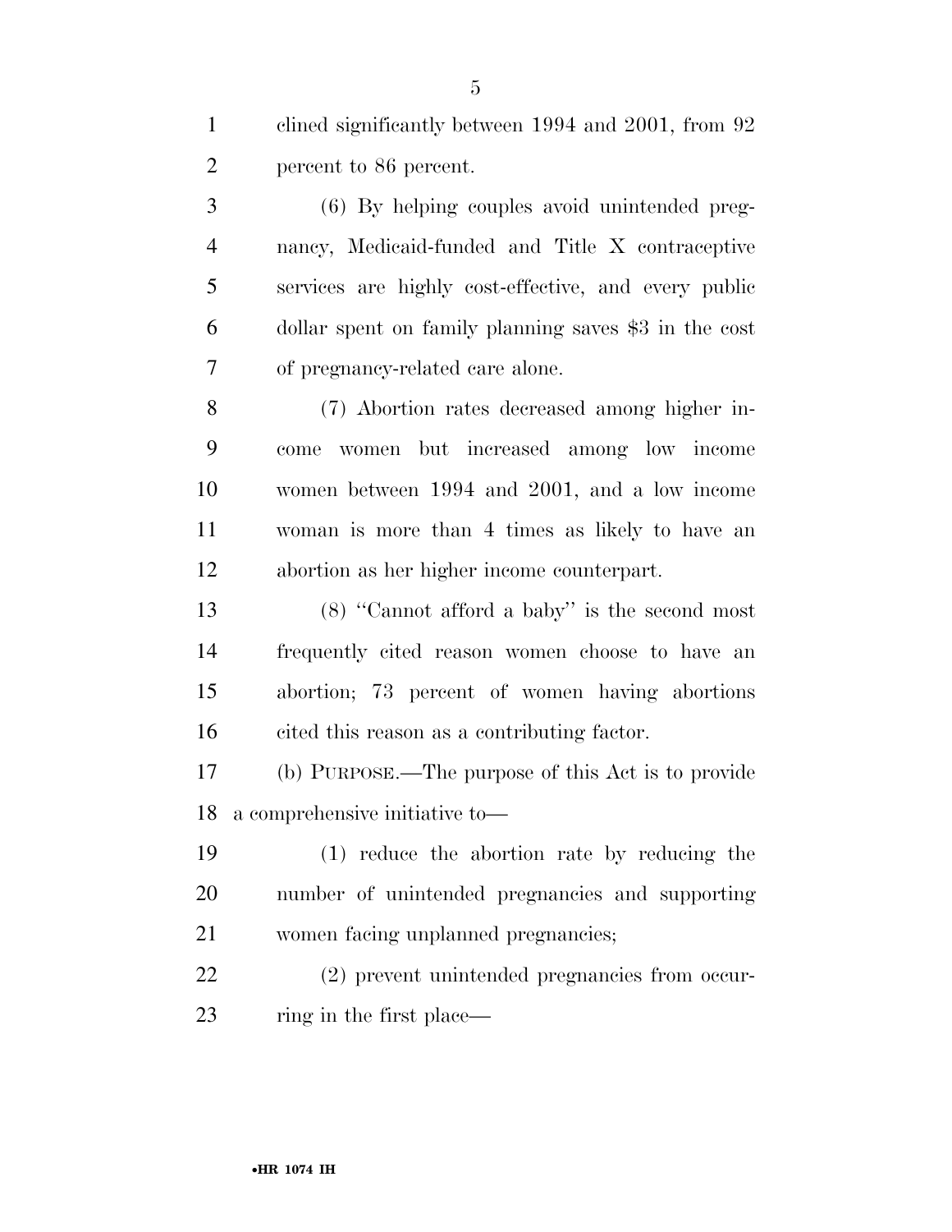clined significantly between 1994 and 2001, from 92 percent to 86 percent.

(6) By helping couples avoid unintended pregnancy, Medicaid-funded and Title X contraceptive services are highly cost-effective, and every public dollar spent on family planning saves $3 in the cost of pregnancy-related care alone.

(7) Abortion rates decreased among higher income women but increased among low income women between 1994 and 2001, and a low income woman is more than 4 times as likely to have an abortion as her higher income counterpart.

(8) ''Cannot afford a baby'' is the second most frequently cited reason women choose to have an abortion; 73 percent of women having abortions cited this reason as a contributing factor.

(b) PURPOSE.—The purpose of this Act is to provide a comprehensive initiative to—

(1) reduce the abortion rate by reducing the number of unintended pregnancies and supporting women facing unplanned pregnancies;

(2) prevent unintended pregnancies from occurring in the first place—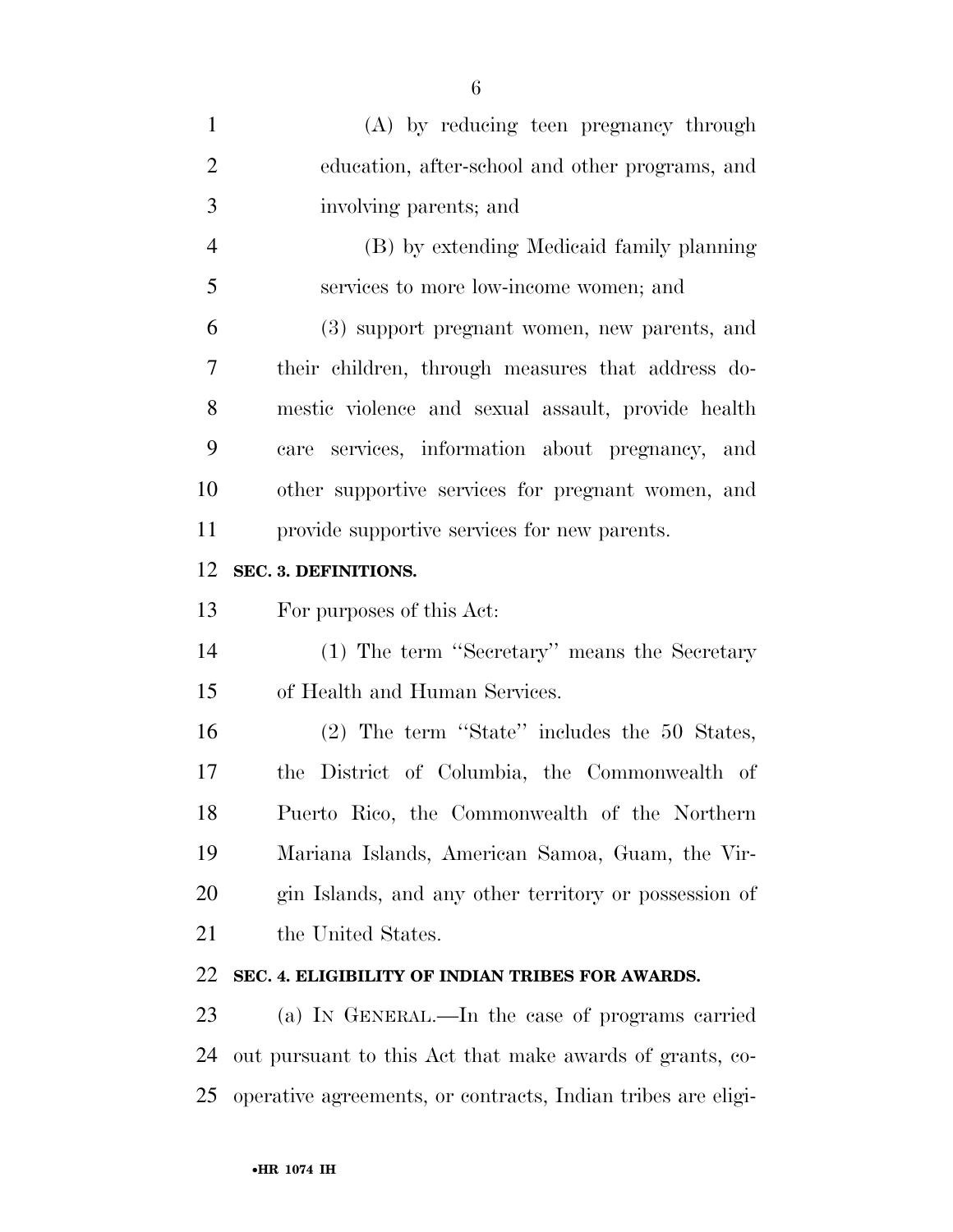(A) by reducing teen pregnancy through education, after-school and other programs, and involving parents; and

(B) by extending Medicaid family planning services to more low-income women; and

(3) support pregnant women, new parents, and their children, through measures that address domestic violence and sexual assault, provide health care services, information about pregnancy, and other supportive services for pregnant women, and provide supportive services for new parents.

**SEC. 3. DEFINITIONS.**

For purposes of this Act:

(1) The term ''Secretary'' means the Secretary of Health and Human Services.

(2) The term ''State'' includes the 50 States, the District of Columbia, the Commonwealth of Puerto Rico, the Commonwealth of the Northern Mariana Islands, American Samoa, Guam, the Virgin Islands, and any other territory or possession of the United States.

**SEC. 4. ELIGIBILITY OF INDIAN TRIBES FOR AWARDS.**

(a) IN GENERAL.—In the case of programs carried out pursuant to this Act that make awards of grants, cooperative agreements, or contracts, Indian tribes are eligi-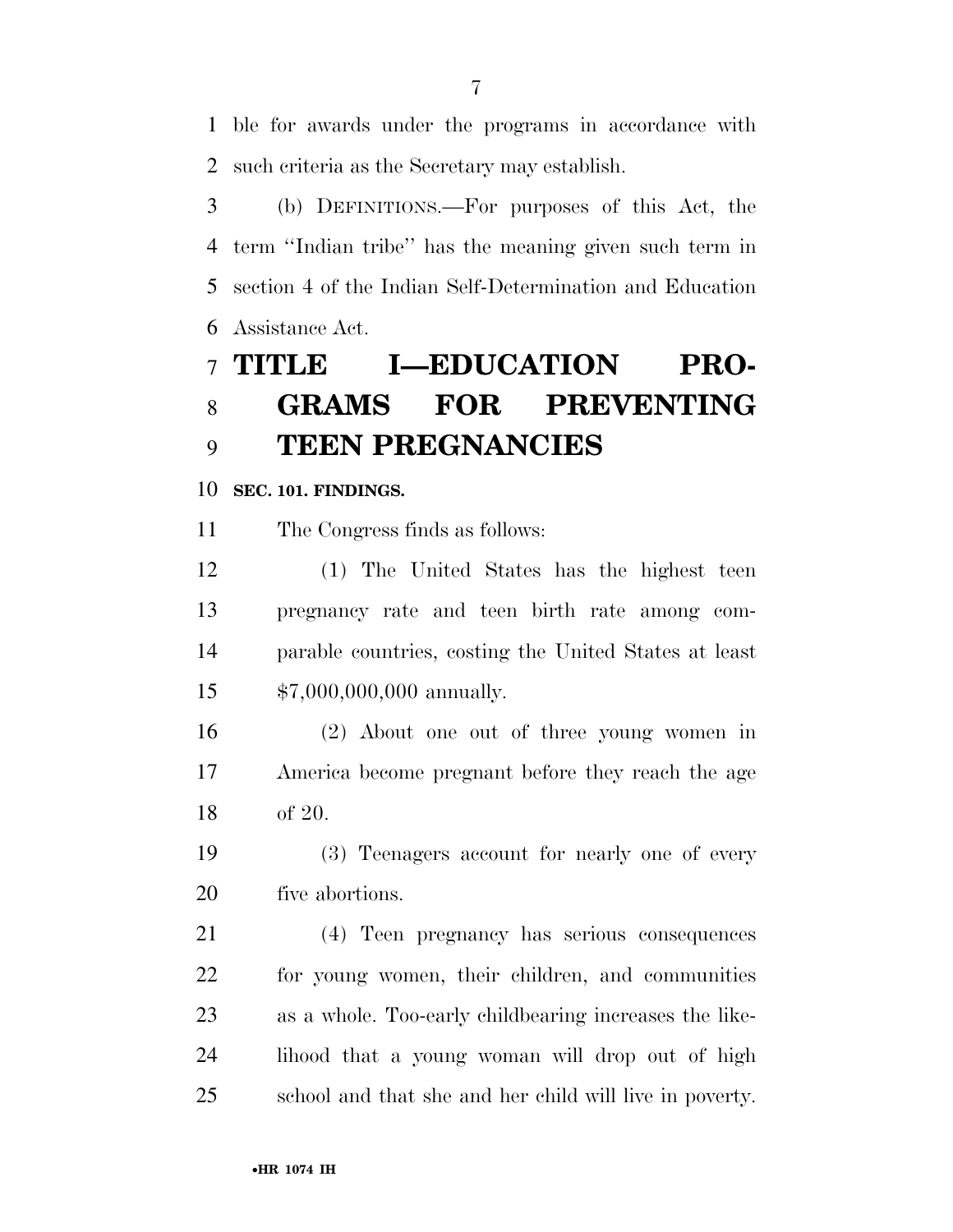ble for awards under the programs in accordance with such criteria as the Secretary may establish.

(b) DEFINITIONS.—For purposes of this Act, the term ''Indian tribe'' has the meaning given such term in section 4 of the Indian Self-Determination and Education Assistance Act.

# TITLE I—EDUCATION PROGRAMS FOR PREVENTING TEEN PREGNANCIES

**SEC. 101. FINDINGS.**

The Congress finds as follows:

(1) The United States has the highest teen pregnancy rate and teen birth rate among comparable countries, costing the United States at least $7,000,000,000 annually.

(2) About one out of three young women in America become pregnant before they reach the age of 20.

(3) Teenagers account for nearly one of every five abortions.

(4) Teen pregnancy has serious consequences for young women, their children, and communities as a whole. Too-early childbearing increases the likelihood that a young woman will drop out of high school and that she and her child will live in poverty.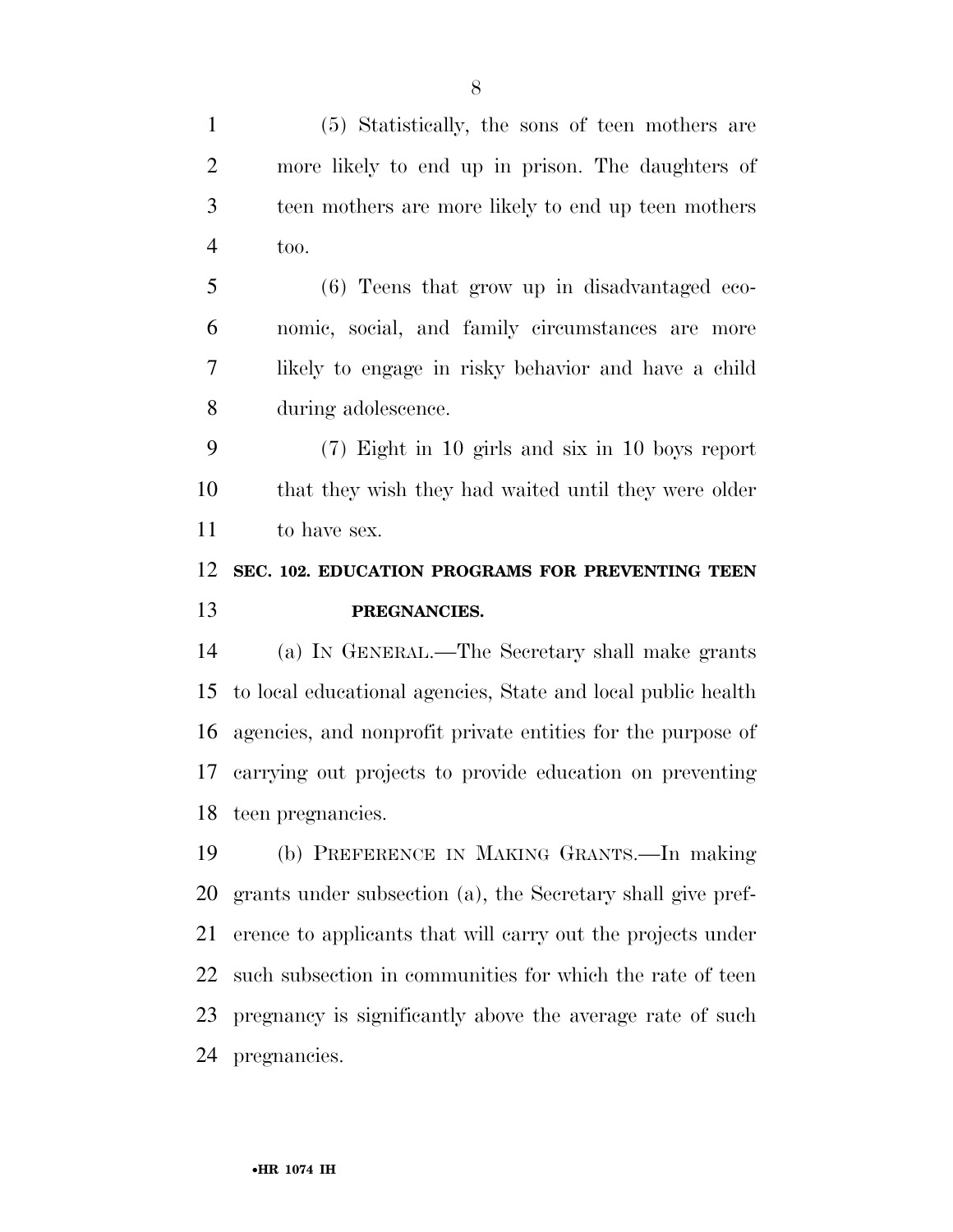(5) Statistically, the sons of teen mothers are more likely to end up in prison. The daughters of teen mothers are more likely to end up teen mothers too.

(6) Teens that grow up in disadvantaged economic, social, and family circumstances are more likely to engage in risky behavior and have a child during adolescence.

(7) Eight in 10 girls and six in 10 boys report that they wish they had waited until they were older to have sex.

## SEC. 102. EDUCATION PROGRAMS FOR PREVENTING TEEN PREGNANCIES.

(a) IN GENERAL.—The Secretary shall make grants to local educational agencies, State and local public health agencies, and nonprofit private entities for the purpose of carrying out projects to provide education on preventing teen pregnancies.

(b) PREFERENCE IN MAKING GRANTS.—In making grants under subsection (a), the Secretary shall give preference to applicants that will carry out the projects under such subsection in communities for which the rate of teen pregnancy is significantly above the average rate of such pregnancies.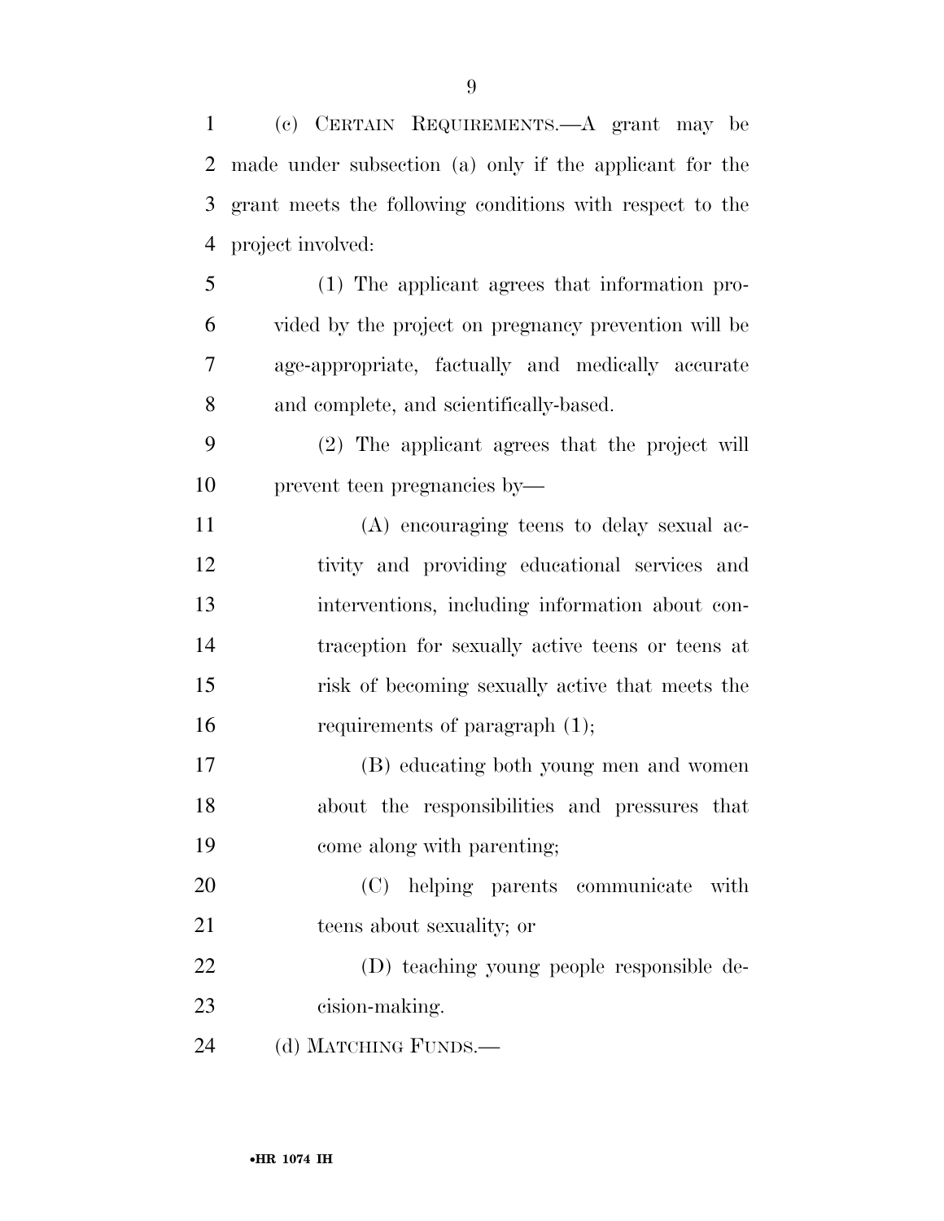(c) CERTAIN REQUIREMENTS.—A grant may be made under subsection (a) only if the applicant for the grant meets the following conditions with respect to the project involved:

(1) The applicant agrees that information provided by the project on pregnancy prevention will be age-appropriate, factually and medically accurate and complete, and scientifically-based.

(2) The applicant agrees that the project will prevent teen pregnancies by—

(A) encouraging teens to delay sexual activity and providing educational services and interventions, including information about contraception for sexually active teens or teens at risk of becoming sexually active that meets the requirements of paragraph (1);

(B) educating both young men and women about the responsibilities and pressures that come along with parenting;

(C) helping parents communicate with teens about sexuality; or

(D) teaching young people responsible decision-making.

(d) MATCHING FUNDS.—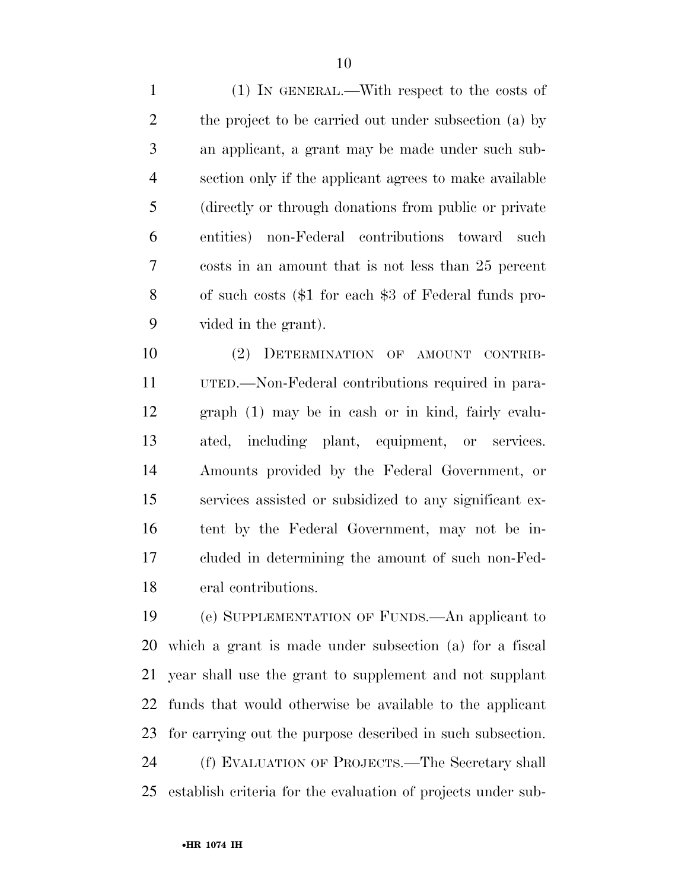(1) IN GENERAL.—With respect to the costs of the project to be carried out under subsection (a) by an applicant, a grant may be made under such subsection only if the applicant agrees to make available (directly or through donations from public or private entities) non-Federal contributions toward such costs in an amount that is not less than 25 percent of such costs ($1 for each $3 of Federal funds provided in the grant).

(2) DETERMINATION OF AMOUNT CONTRIBUTED.—Non-Federal contributions required in paragraph (1) may be in cash or in kind, fairly evaluated, including plant, equipment, or services. Amounts provided by the Federal Government, or services assisted or subsidized to any significant extent by the Federal Government, may not be included in determining the amount of such non-Federal contributions.

(e) SUPPLEMENTATION OF FUNDS.—An applicant to which a grant is made under subsection (a) for a fiscal year shall use the grant to supplement and not supplant funds that would otherwise be available to the applicant for carrying out the purpose described in such subsection.

(f) EVALUATION OF PROJECTS.—The Secretary shall establish criteria for the evaluation of projects under sub-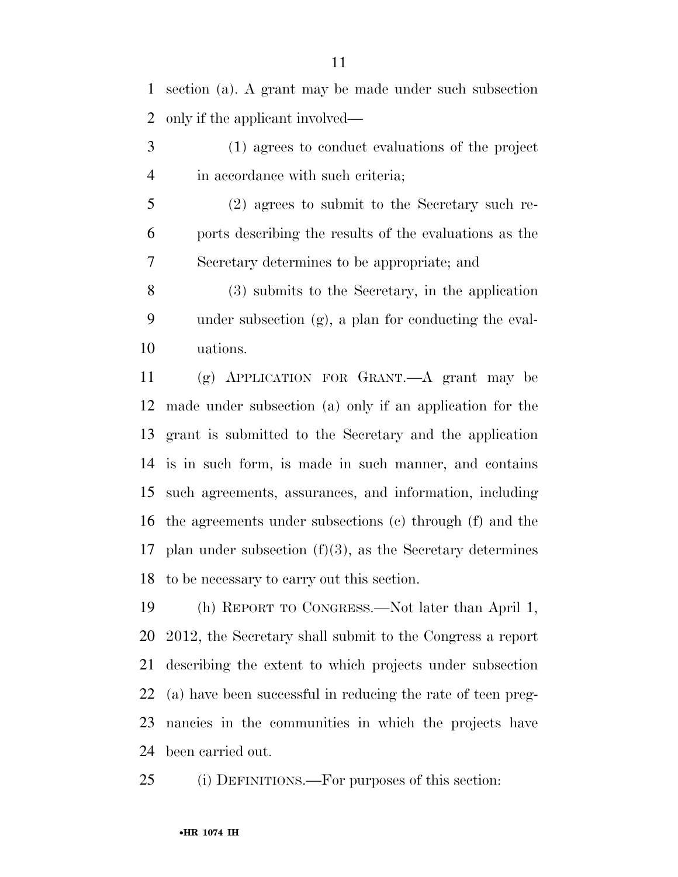section (a). A grant may be made under such subsection only if the applicant involved—

(1) agrees to conduct evaluations of the project in accordance with such criteria;

(2) agrees to submit to the Secretary such reports describing the results of the evaluations as the Secretary determines to be appropriate; and

(3) submits to the Secretary, in the application under subsection (g), a plan for conducting the evaluations.

(g) APPLICATION FOR GRANT.—A grant may be made under subsection (a) only if an application for the grant is submitted to the Secretary and the application is in such form, is made in such manner, and contains such agreements, assurances, and information, including the agreements under subsections (c) through (f) and the plan under subsection (f)(3), as the Secretary determines to be necessary to carry out this section.

(h) REPORT TO CONGRESS.—Not later than April 1, 2012, the Secretary shall submit to the Congress a report describing the extent to which projects under subsection (a) have been successful in reducing the rate of teen pregnancies in the communities in which the projects have been carried out.

(i) DEFINITIONS.—For purposes of this section: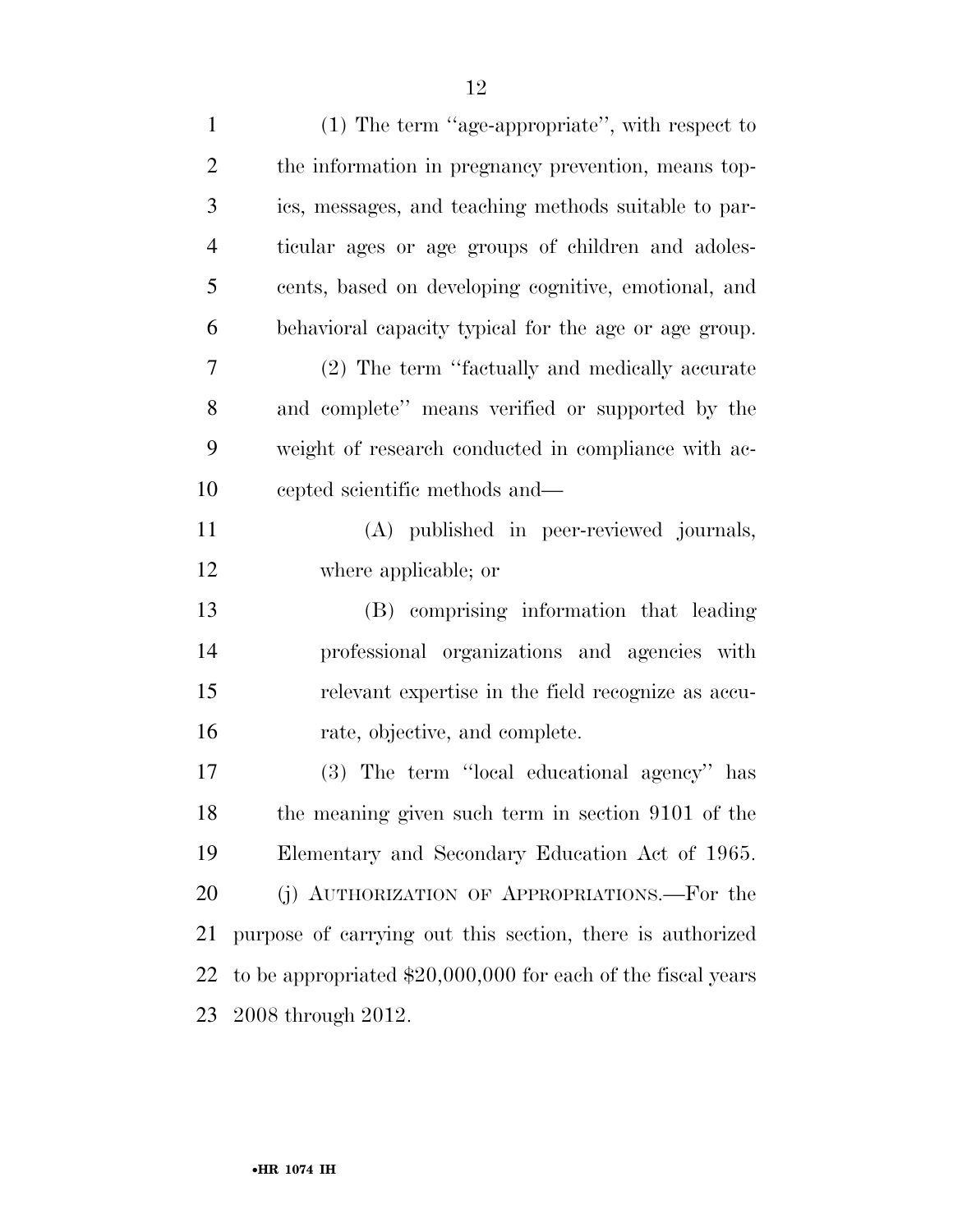(1) The term "age-appropriate", with respect to the information in pregnancy prevention, means topics, messages, and teaching methods suitable to particular ages or age groups of children and adolescents, based on developing cognitive, emotional, and behavioral capacity typical for the age or age group.

(2) The term "factually and medically accurate and complete" means verified or supported by the weight of research conducted in compliance with accepted scientific methods and—

(A) published in peer-reviewed journals, where applicable; or

(B) comprising information that leading professional organizations and agencies with relevant expertise in the field recognize as accurate, objective, and complete.

(3) The term "local educational agency" has the meaning given such term in section 9101 of the Elementary and Secondary Education Act of 1965.

(j) AUTHORIZATION OF APPROPRIATIONS.—For the purpose of carrying out this section, there is authorized to be appropriated $20,000,000 for each of the fiscal years 2008 through 2012.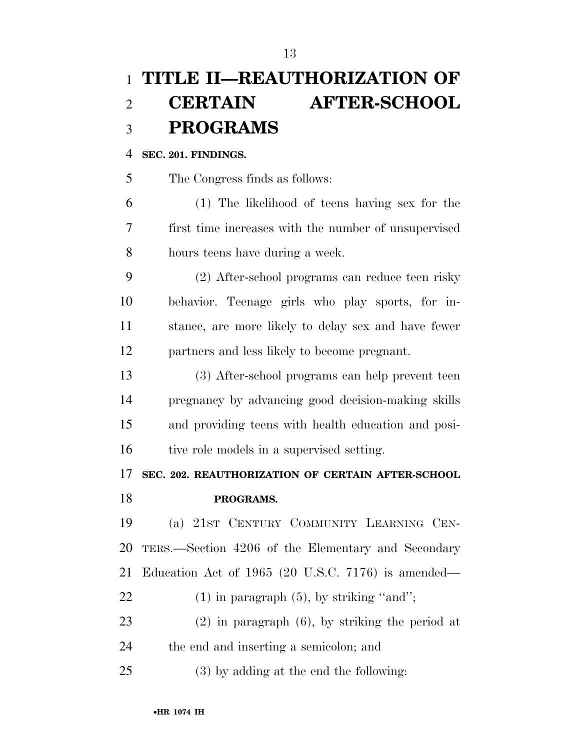# TITLE II—REAUTHORIZATION OF CERTAIN AFTER-SCHOOL PROGRAMS

**SEC. 201. FINDINGS.**

The Congress finds as follows:

(1) The likelihood of teens having sex for the first time increases with the number of unsupervised hours teens have during a week.

(2) After-school programs can reduce teen risky behavior. Teenage girls who play sports, for instance, are more likely to delay sex and have fewer partners and less likely to become pregnant.

(3) After-school programs can help prevent teen pregnancy by advancing good decision-making skills and providing teens with health education and positive role models in a supervised setting.

**SEC. 202. REAUTHORIZATION OF CERTAIN AFTER-SCHOOL PROGRAMS.**

(a) 21ST CENTURY COMMUNITY LEARNING CENTERS.—Section 4206 of the Elementary and Secondary Education Act of 1965 (20 U.S.C. 7176) is amended—

(1) in paragraph (5), by striking ''and'';

(2) in paragraph (6), by striking the period at the end and inserting a semicolon; and

(3) by adding at the end the following: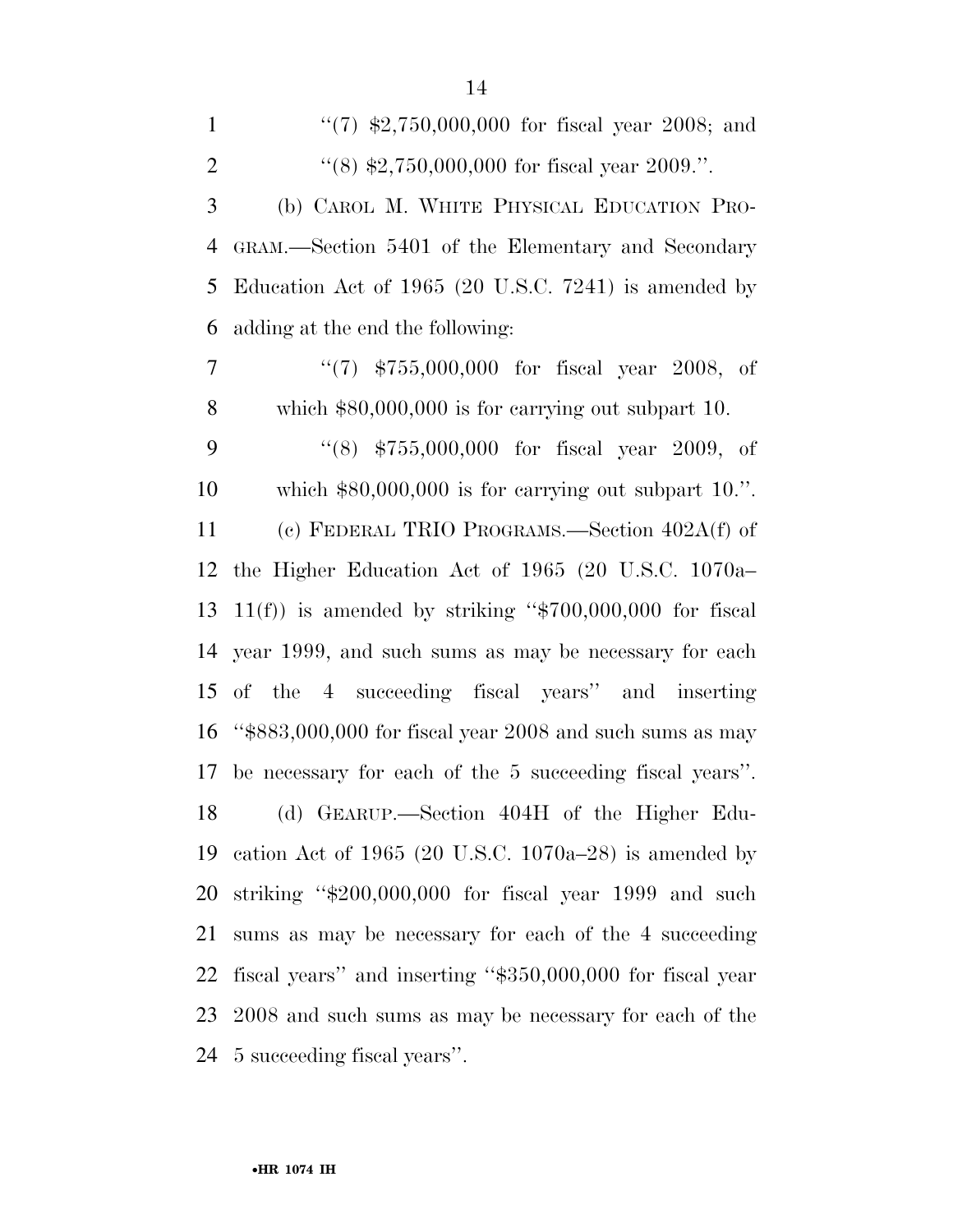''(7) $2,750,000,000 for fiscal year 2008; and

''(8) $2,750,000,000 for fiscal year 2009.''.

(b) CAROL M. WHITE PHYSICAL EDUCATION PROGRAM.—Section 5401 of the Elementary and Secondary Education Act of 1965 (20 U.S.C. 7241) is amended by adding at the end the following:

''(7) $755,000,000 for fiscal year 2008, of which $80,000,000 is for carrying out subpart 10.

''(8) $755,000,000 for fiscal year 2009, of which $80,000,000 is for carrying out subpart 10.''.

(c) FEDERAL TRIO PROGRAMS.—Section 402A(f) of the Higher Education Act of 1965 (20 U.S.C. 1070a–11(f)) is amended by striking ''$700,000,000 for fiscal year 1999, and such sums as may be necessary for each of the 4 succeeding fiscal years'' and inserting ''$883,000,000 for fiscal year 2008 and such sums as may be necessary for each of the 5 succeeding fiscal years''.

(d) GEARUP.—Section 404H of the Higher Education Act of 1965 (20 U.S.C. 1070a–28) is amended by striking ''$200,000,000 for fiscal year 1999 and such sums as may be necessary for each of the 4 succeeding fiscal years'' and inserting ''$350,000,000 for fiscal year 2008 and such sums as may be necessary for each of the 5 succeeding fiscal years''.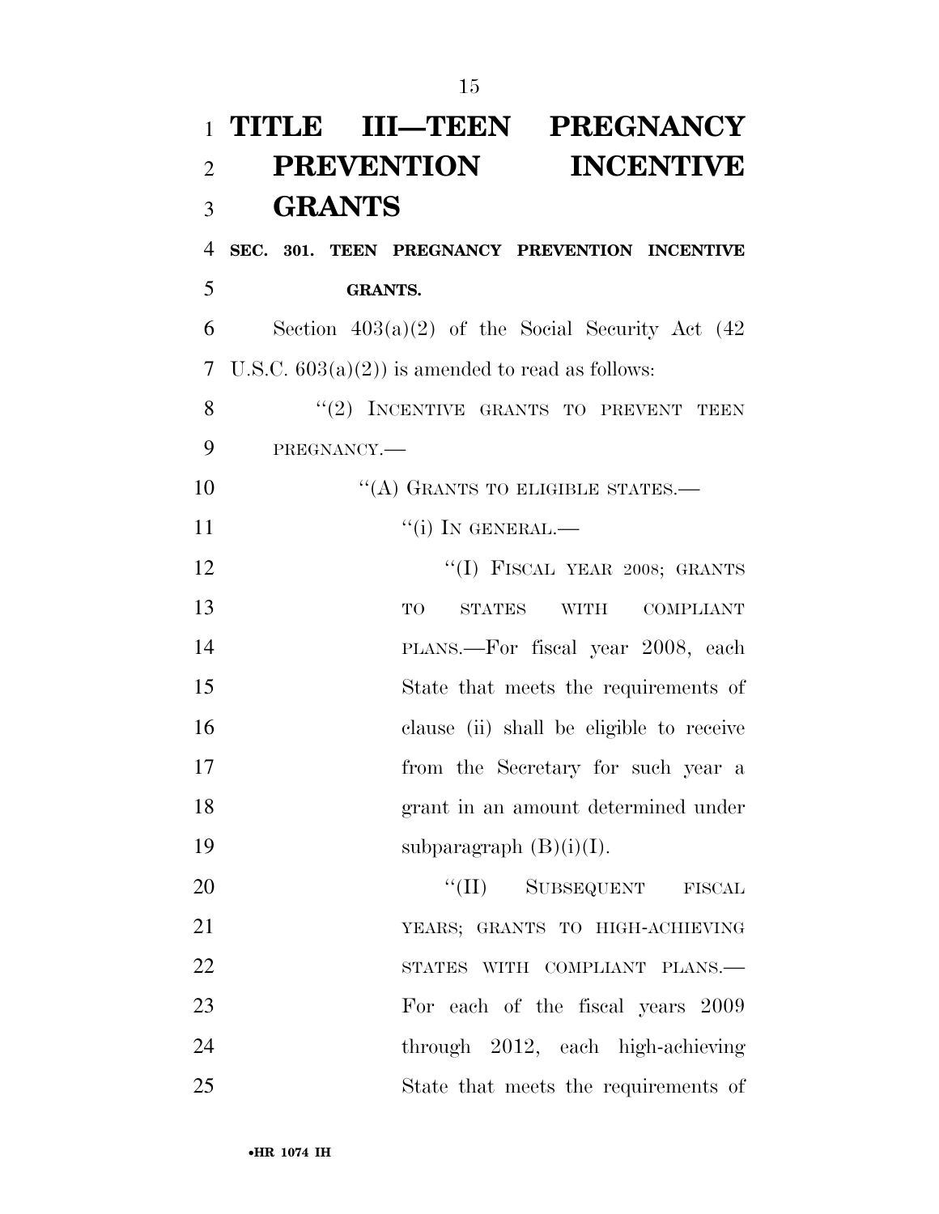# TITLE III—TEEN PREGNANCY PREVENTION INCENTIVE GRANTS

**SEC. 301. TEEN PREGNANCY PREVENTION INCENTIVE GRANTS.**

Section 403(a)(2) of the Social Security Act (42 U.S.C. 603(a)(2)) is amended to read as follows:

"(2) INCENTIVE GRANTS TO PREVENT TEEN PREGNANCY.—

"(A) GRANTS TO ELIGIBLE STATES.—

"(i) IN GENERAL.—

"(I) FISCAL YEAR 2008; GRANTS TO STATES WITH COMPLIANT PLANS.—For fiscal year 2008, each State that meets the requirements of clause (ii) shall be eligible to receive from the Secretary for such year a grant in an amount determined under subparagraph (B)(i)(I).

"(II) SUBSEQUENT FISCAL YEARS; GRANTS TO HIGH-ACHIEVING STATES WITH COMPLIANT PLANS.— For each of the fiscal years 2009 through 2012, each high-achieving State that meets the requirements of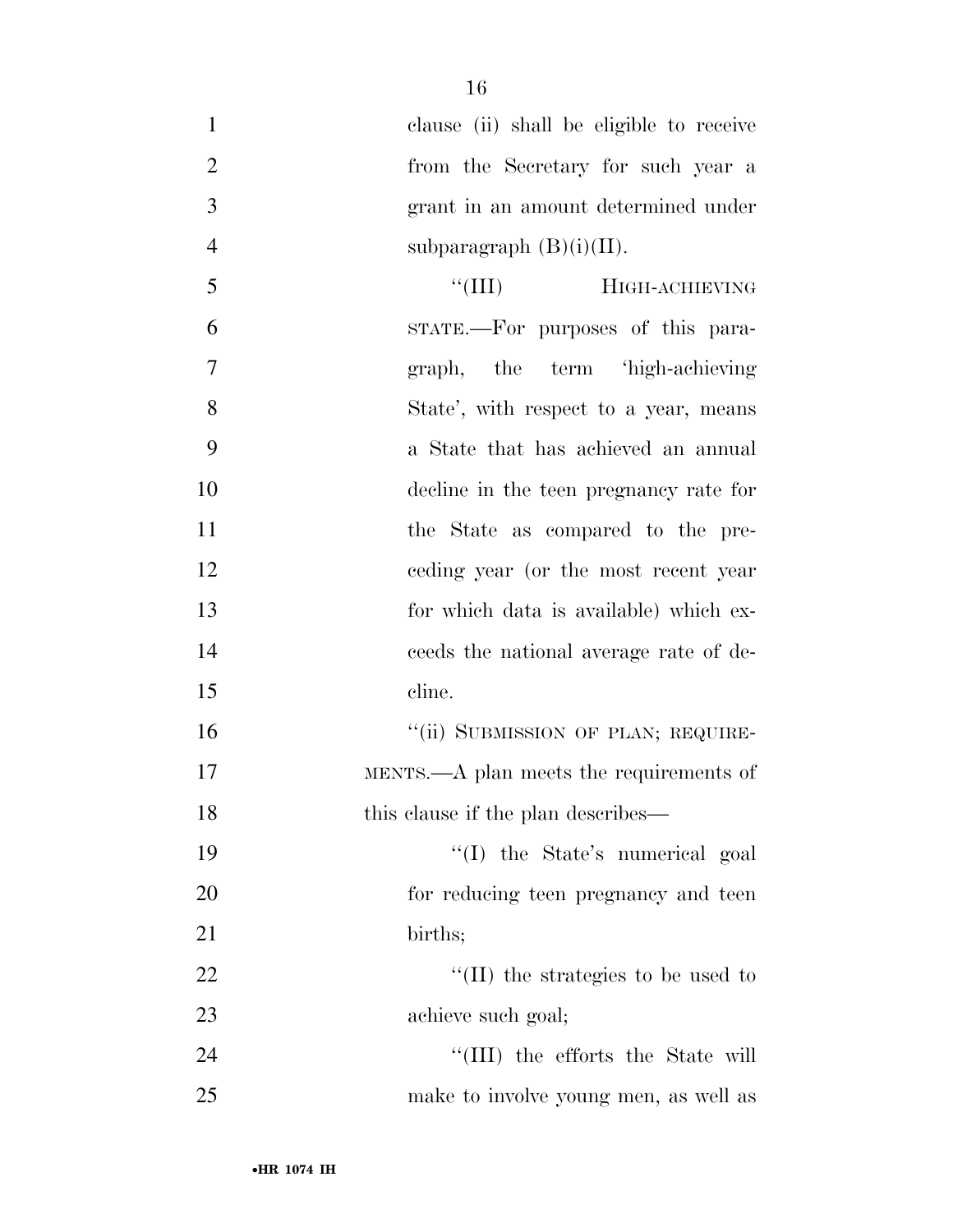clause (ii) shall be eligible to receive from the Secretary for such year a grant in an amount determined under subparagraph (B)(i)(II).

"(III) HIGH-ACHIEVING STATE.—For purposes of this paragraph, the term 'high-achieving State', with respect to a year, means a State that has achieved an annual decline in the teen pregnancy rate for the State as compared to the preceding year (or the most recent year for which data is available) which exceeds the national average rate of decline.

"(ii) SUBMISSION OF PLAN; REQUIREMENTS.—A plan meets the requirements of this clause if the plan describes—

"(I) the State's numerical goal for reducing teen pregnancy and teen births;

"(II) the strategies to be used to achieve such goal;

"(III) the efforts the State will make to involve young men, as well as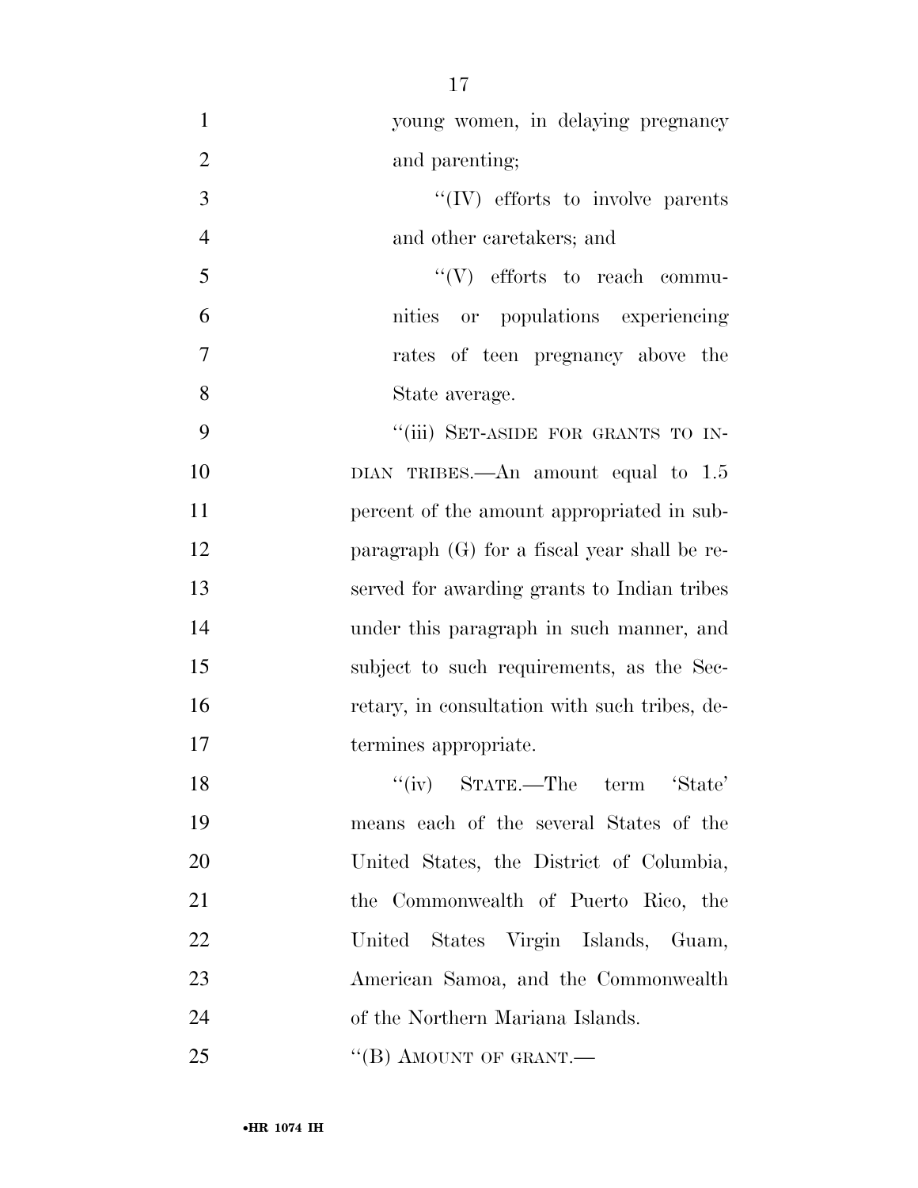young women, in delaying pregnancy and parenting;

''(IV) efforts to involve parents and other caretakers; and

''(V) efforts to reach communities or populations experiencing rates of teen pregnancy above the State average.

''(iii) SET-ASIDE FOR GRANTS TO INDIAN TRIBES.—An amount equal to 1.5 percent of the amount appropriated in subparagraph (G) for a fiscal year shall be reserved for awarding grants to Indian tribes under this paragraph in such manner, and subject to such requirements, as the Secretary, in consultation with such tribes, determines appropriate.

''(iv) STATE.—The term 'State' means each of the several States of the United States, the District of Columbia, the Commonwealth of Puerto Rico, the United States Virgin Islands, Guam, American Samoa, and the Commonwealth of the Northern Mariana Islands.

''(B) AMOUNT OF GRANT.—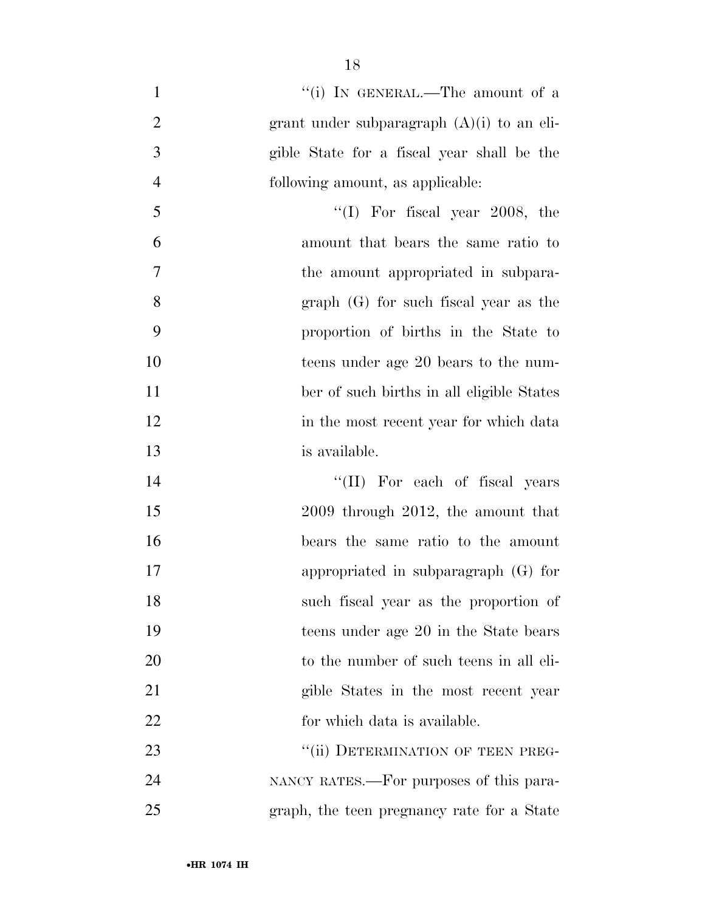"(i) IN GENERAL.—The amount of a grant under subparagraph (A)(i) to an eligible State for a fiscal year shall be the following amount, as applicable:

"(I) For fiscal year 2008, the amount that bears the same ratio to the amount appropriated in subparagraph (G) for such fiscal year as the proportion of births in the State to teens under age 20 bears to the number of such births in all eligible States in the most recent year for which data is available.

"(II) For each of fiscal years 2009 through 2012, the amount that bears the same ratio to the amount appropriated in subparagraph (G) for such fiscal year as the proportion of teens under age 20 in the State bears to the number of such teens in all eligible States in the most recent year for which data is available.

"(ii) DETERMINATION OF TEEN PREGNANCY RATES.—For purposes of this paragraph, the teen pregnancy rate for a State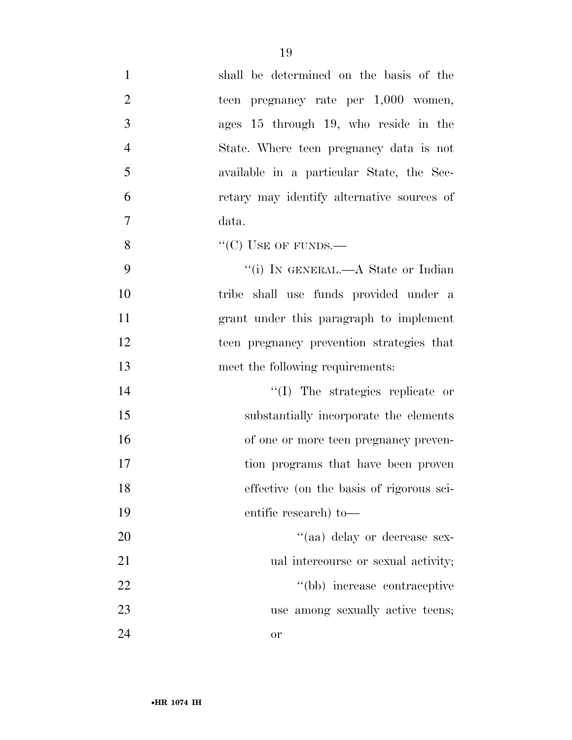shall be determined on the basis of the teen pregnancy rate per 1,000 women, ages 15 through 19, who reside in the State. Where teen pregnancy data is not available in a particular State, the Secretary may identify alternative sources of data.

"(C) USE OF FUNDS.—

"(i) IN GENERAL.—A State or Indian tribe shall use funds provided under a grant under this paragraph to implement teen pregnancy prevention strategies that meet the following requirements:

"(I) The strategies replicate or substantially incorporate the elements of one or more teen pregnancy prevention programs that have been proven effective (on the basis of rigorous scientific research) to—

"(aa) delay or decrease sexual intercourse or sexual activity;

"(bb) increase contraceptive use among sexually active teens; or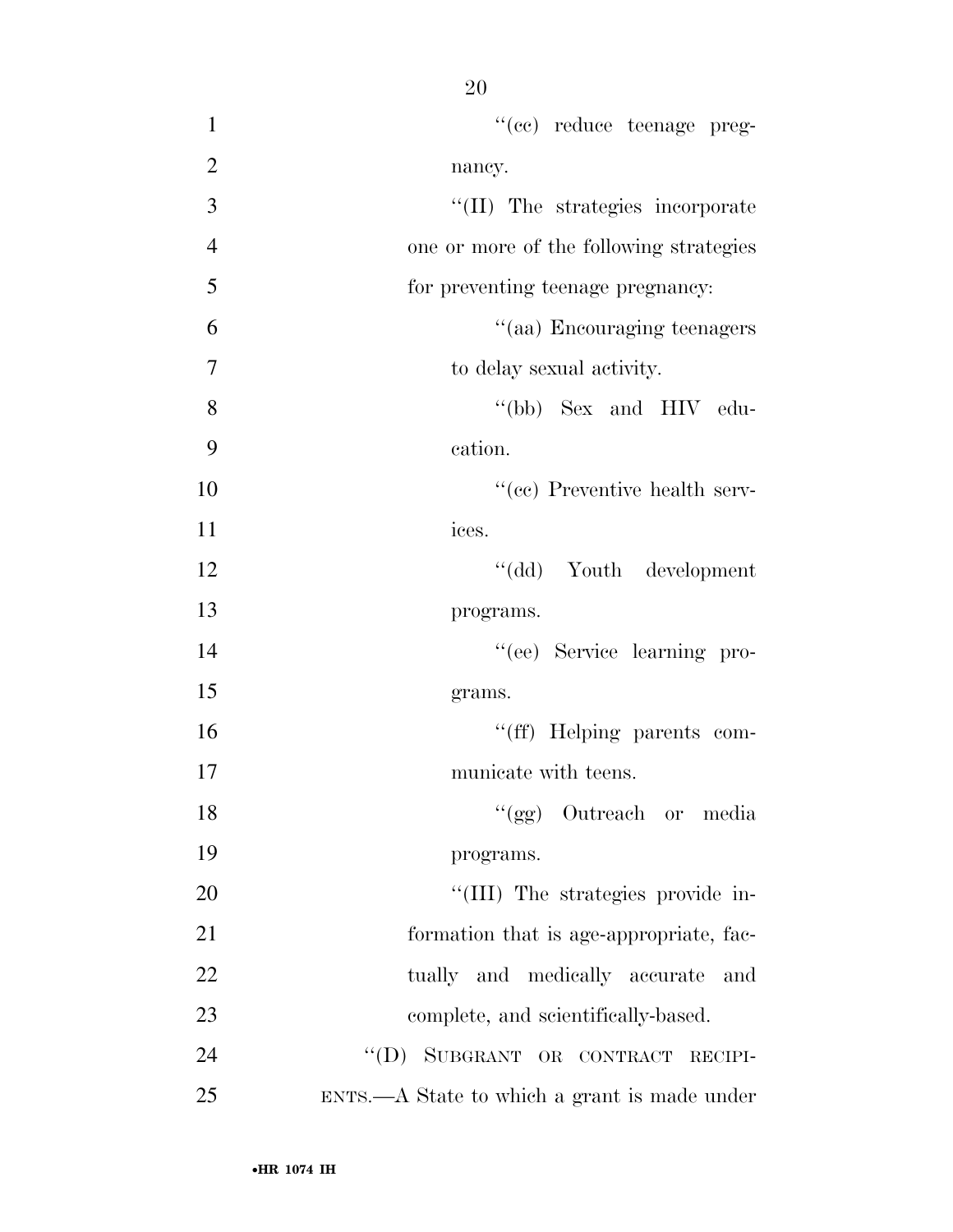"(cc) reduce teenage pregnancy.

"(II) The strategies incorporate one or more of the following strategies for preventing teenage pregnancy:

"(aa) Encouraging teenagers to delay sexual activity.

"(bb) Sex and HIV education.

"(cc) Preventive health services.

"(dd) Youth development programs.

"(ee) Service learning programs.

"(ff) Helping parents communicate with teens.

"(gg) Outreach or media programs.

"(III) The strategies provide information that is age-appropriate, factually and medically accurate and complete, and scientifically-based.

"(D) SUBGRANT OR CONTRACT RECIPIENTS.—A State to which a grant is made under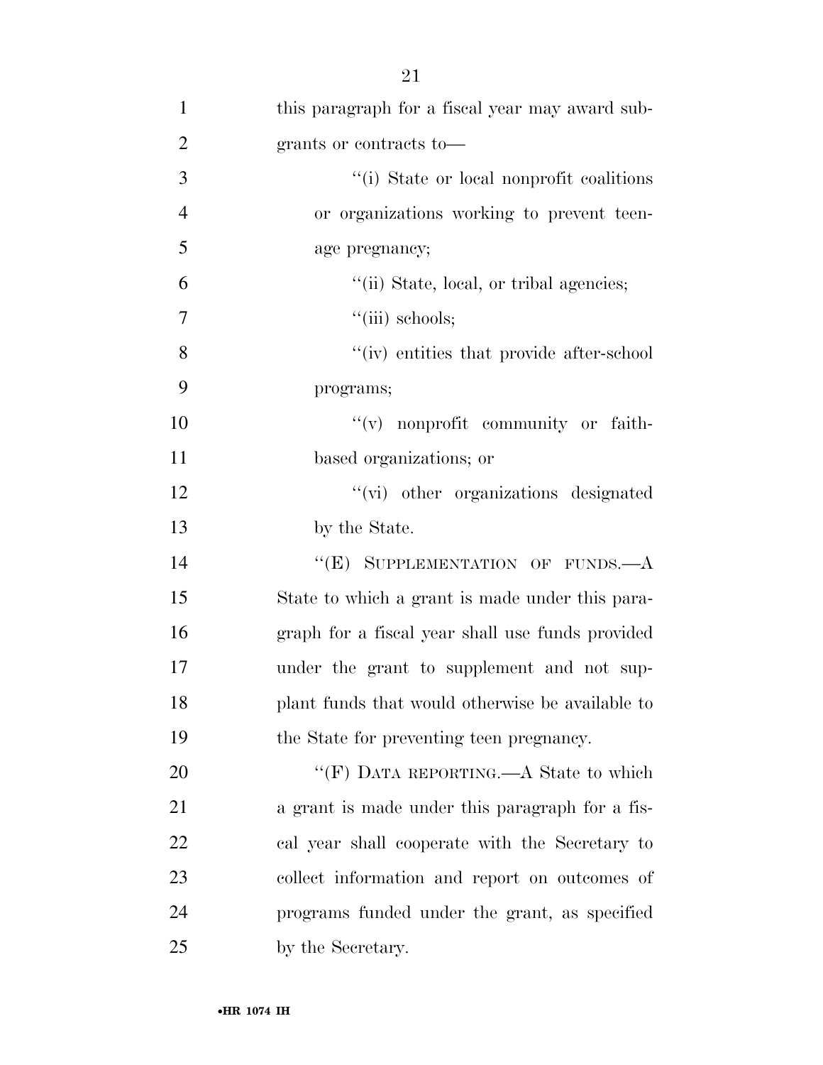this paragraph for a fiscal year may award subgrants or contracts to—

''(i) State or local nonprofit coalitions or organizations working to prevent teenage pregnancy;

''(ii) State, local, or tribal agencies;

''(iii) schools;

''(iv) entities that provide after-school programs;

''(v) nonprofit community or faith-based organizations; or

''(vi) other organizations designated by the State.

''(E) SUPPLEMENTATION OF FUNDS.—A State to which a grant is made under this paragraph for a fiscal year shall use funds provided under the grant to supplement and not supplant funds that would otherwise be available to the State for preventing teen pregnancy.

''(F) DATA REPORTING.—A State to which a grant is made under this paragraph for a fiscal year shall cooperate with the Secretary to collect information and report on outcomes of programs funded under the grant, as specified by the Secretary.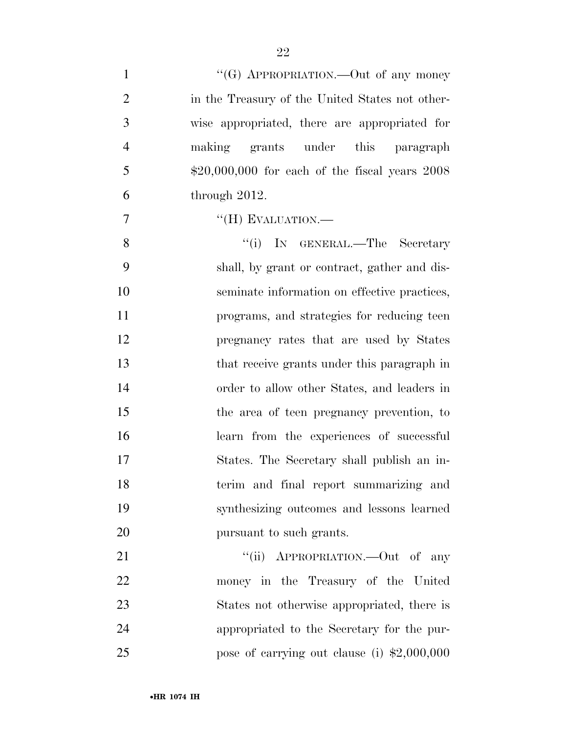"(G) APPROPRIATION.—Out of any money in the Treasury of the United States not otherwise appropriated, there are appropriated for making grants under this paragraph $20,000,000 for each of the fiscal years 2008 through 2012.

"(H) EVALUATION.—

"(i) IN GENERAL.—The Secretary shall, by grant or contract, gather and disseminate information on effective practices, programs, and strategies for reducing teen pregnancy rates that are used by States that receive grants under this paragraph in order to allow other States, and leaders in the area of teen pregnancy prevention, to learn from the experiences of successful States. The Secretary shall publish an interim and final report summarizing and synthesizing outcomes and lessons learned pursuant to such grants.

"(ii) APPROPRIATION.—Out of any money in the Treasury of the United States not otherwise appropriated, there is appropriated to the Secretary for the purpose of carrying out clause (i) $2,000,000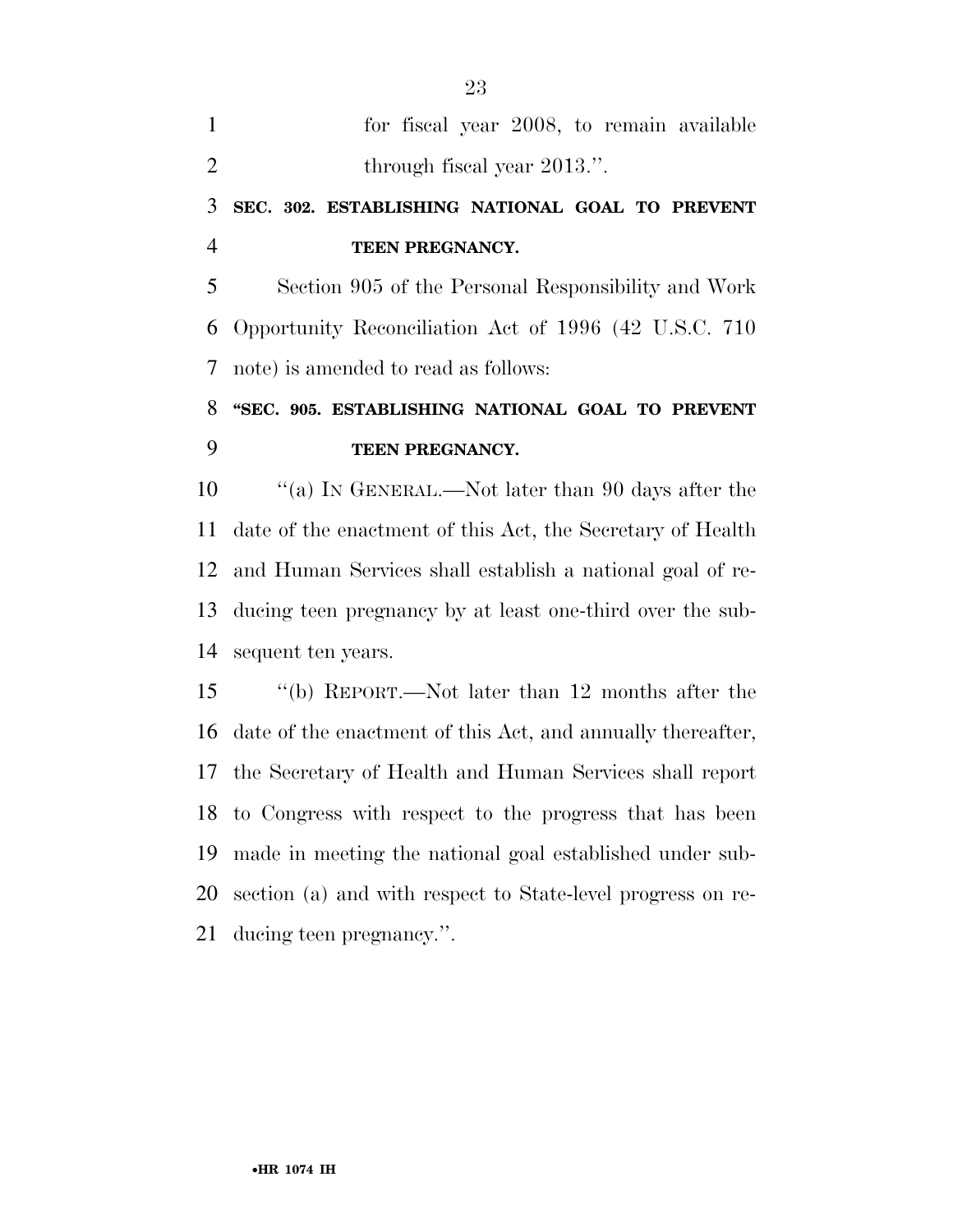for fiscal year 2008, to remain available through fiscal year 2013.''.

**SEC. 302. ESTABLISHING NATIONAL GOAL TO PREVENT TEEN PREGNANCY.**

Section 905 of the Personal Responsibility and Work Opportunity Reconciliation Act of 1996 (42 U.S.C. 710 note) is amended to read as follows:

**''SEC. 905. ESTABLISHING NATIONAL GOAL TO PREVENT TEEN PREGNANCY.**

''(a) IN GENERAL.—Not later than 90 days after the date of the enactment of this Act, the Secretary of Health and Human Services shall establish a national goal of reducing teen pregnancy by at least one-third over the subsequent ten years.

''(b) REPORT.—Not later than 12 months after the date of the enactment of this Act, and annually thereafter, the Secretary of Health and Human Services shall report to Congress with respect to the progress that has been made in meeting the national goal established under subsection (a) and with respect to State-level progress on reducing teen pregnancy.''.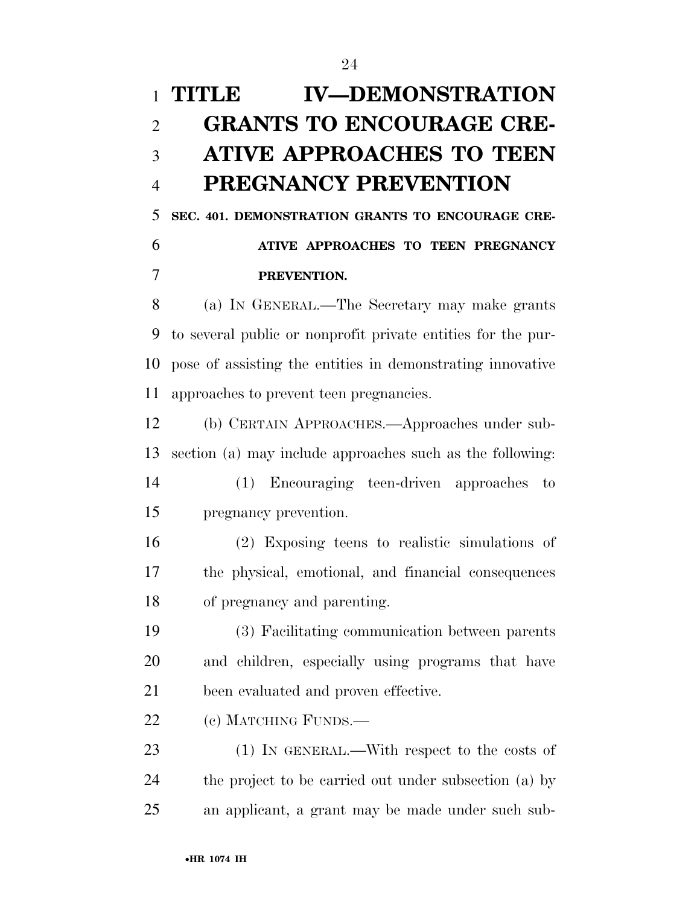# TITLE IV—DEMONSTRATION GRANTS TO ENCOURAGE CREATIVE APPROACHES TO TEEN PREGNANCY PREVENTION

## SEC. 401. DEMONSTRATION GRANTS TO ENCOURAGE CREATIVE APPROACHES TO TEEN PREGNANCY PREVENTION.

(a) IN GENERAL.—The Secretary may make grants to several public or nonprofit private entities for the purpose of assisting the entities in demonstrating innovative approaches to prevent teen pregnancies.

(b) CERTAIN APPROACHES.—Approaches under subsection (a) may include approaches such as the following:

(1) Encouraging teen-driven approaches to pregnancy prevention.

(2) Exposing teens to realistic simulations of the physical, emotional, and financial consequences of pregnancy and parenting.

(3) Facilitating communication between parents and children, especially using programs that have been evaluated and proven effective.

(c) MATCHING FUNDS.—

(1) IN GENERAL.—With respect to the costs of the project to be carried out under subsection (a) by an applicant, a grant may be made under such sub-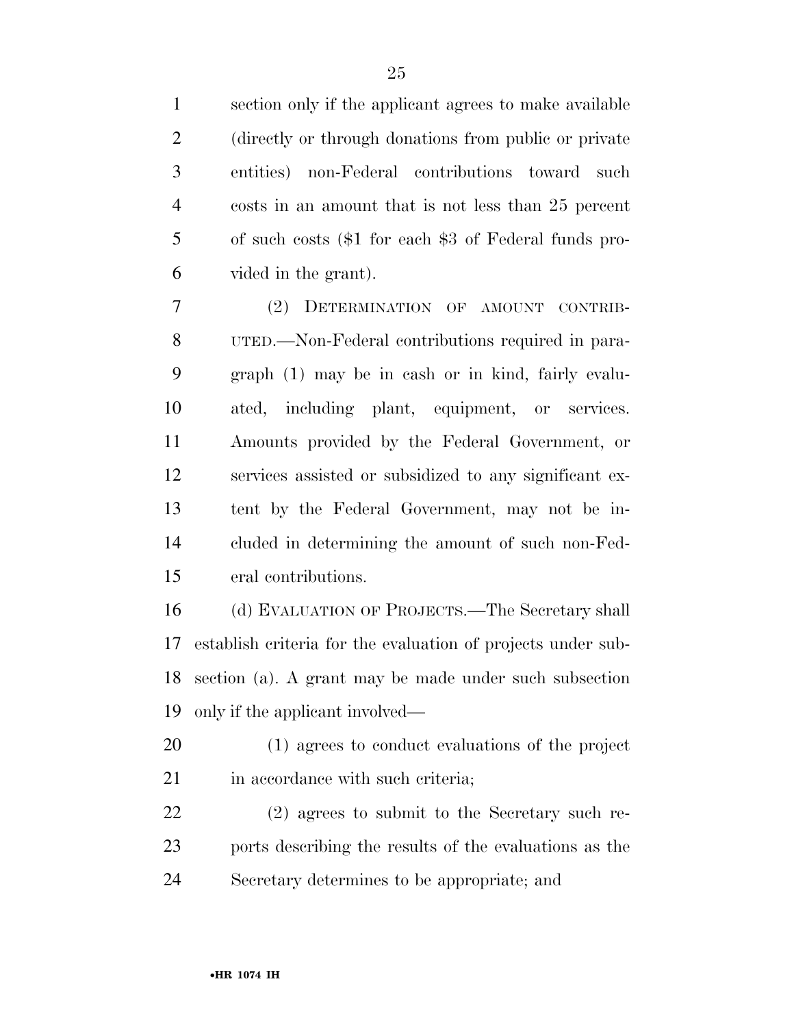section only if the applicant agrees to make available (directly or through donations from public or private entities) non-Federal contributions toward such costs in an amount that is not less than 25 percent of such costs ($1 for each $3 of Federal funds provided in the grant).

(2) DETERMINATION OF AMOUNT CONTRIBUTED.—Non-Federal contributions required in paragraph (1) may be in cash or in kind, fairly evaluated, including plant, equipment, or services. Amounts provided by the Federal Government, or services assisted or subsidized to any significant extent by the Federal Government, may not be included in determining the amount of such non-Federal contributions.

(d) EVALUATION OF PROJECTS.—The Secretary shall establish criteria for the evaluation of projects under subsection (a). A grant may be made under such subsection only if the applicant involved—

(1) agrees to conduct evaluations of the project in accordance with such criteria;

(2) agrees to submit to the Secretary such reports describing the results of the evaluations as the Secretary determines to be appropriate; and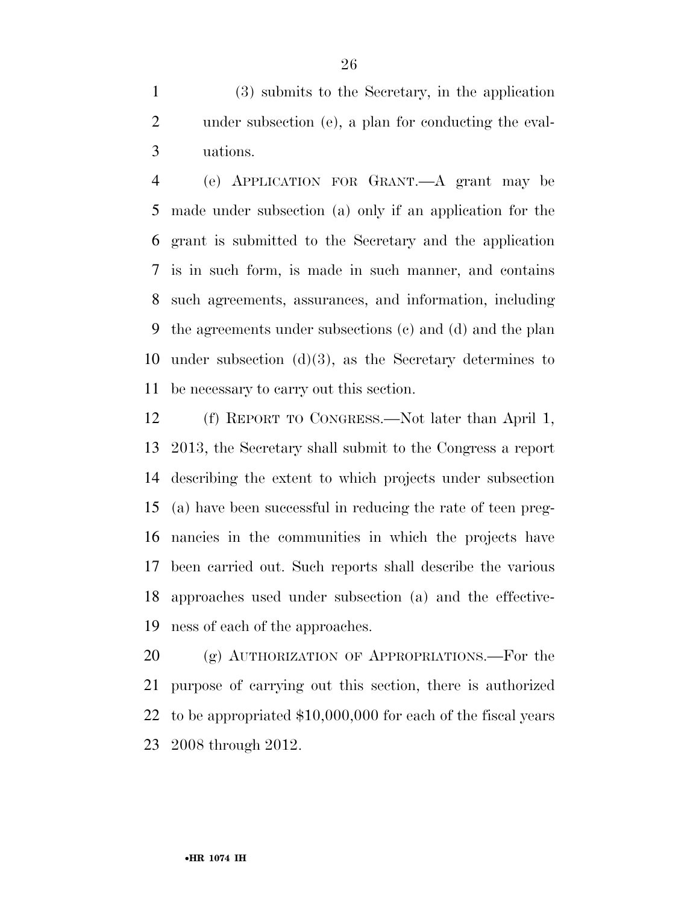(3) submits to the Secretary, in the application under subsection (e), a plan for conducting the evaluations.

(e) APPLICATION FOR GRANT.—A grant may be made under subsection (a) only if an application for the grant is submitted to the Secretary and the application is in such form, is made in such manner, and contains such agreements, assurances, and information, including the agreements under subsections (c) and (d) and the plan under subsection (d)(3), as the Secretary determines to be necessary to carry out this section.

(f) REPORT TO CONGRESS.—Not later than April 1, 2013, the Secretary shall submit to the Congress a report describing the extent to which projects under subsection (a) have been successful in reducing the rate of teen pregnancies in the communities in which the projects have been carried out. Such reports shall describe the various approaches used under subsection (a) and the effectiveness of each of the approaches.

(g) AUTHORIZATION OF APPROPRIATIONS.—For the purpose of carrying out this section, there is authorized to be appropriated $10,000,000 for each of the fiscal years 2008 through 2012.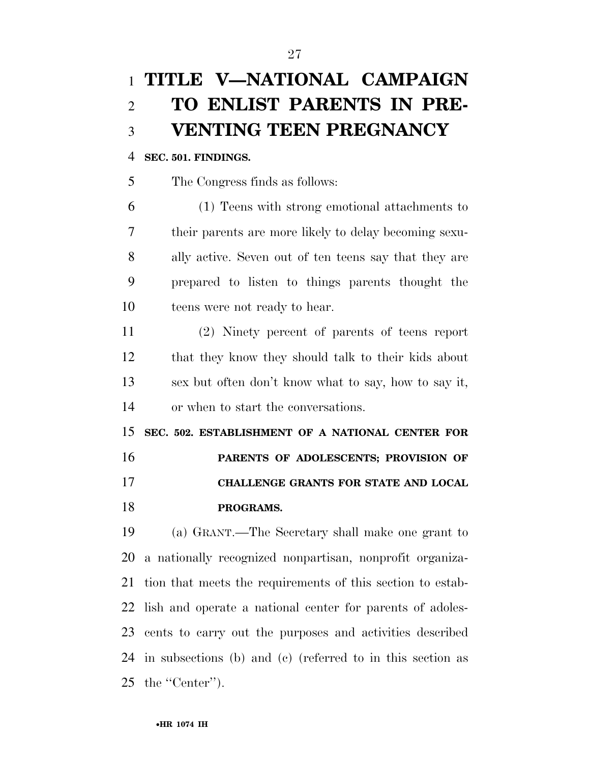# TITLE V—NATIONAL CAMPAIGN TO ENLIST PARENTS IN PREVENTING TEEN PREGNANCY

**SEC. 501. FINDINGS.**

The Congress finds as follows:

(1) Teens with strong emotional attachments to their parents are more likely to delay becoming sexually active. Seven out of ten teens say that they are prepared to listen to things parents thought the teens were not ready to hear.

(2) Ninety percent of parents of teens report that they know they should talk to their kids about sex but often don't know what to say, how to say it, or when to start the conversations.

**SEC. 502. ESTABLISHMENT OF A NATIONAL CENTER FOR PARENTS OF ADOLESCENTS; PROVISION OF CHALLENGE GRANTS FOR STATE AND LOCAL PROGRAMS.**

(a) GRANT.—The Secretary shall make one grant to a nationally recognized nonpartisan, nonprofit organization that meets the requirements of this section to establish and operate a national center for parents of adolescents to carry out the purposes and activities described in subsections (b) and (c) (referred to in this section as the "Center").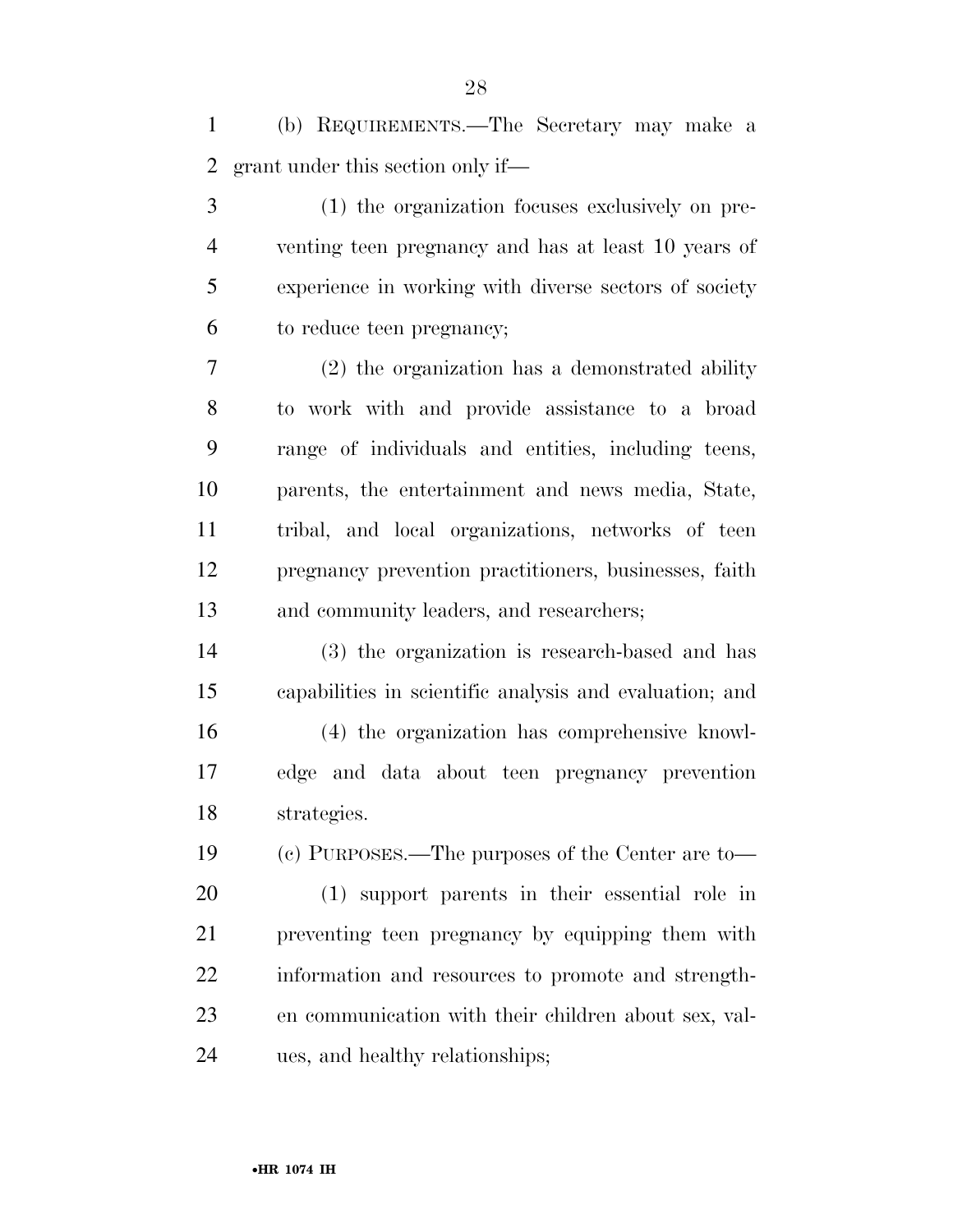(b) REQUIREMENTS.—The Secretary may make a grant under this section only if—

(1) the organization focuses exclusively on preventing teen pregnancy and has at least 10 years of experience in working with diverse sectors of society to reduce teen pregnancy;

(2) the organization has a demonstrated ability to work with and provide assistance to a broad range of individuals and entities, including teens, parents, the entertainment and news media, State, tribal, and local organizations, networks of teen pregnancy prevention practitioners, businesses, faith and community leaders, and researchers;

(3) the organization is research-based and has capabilities in scientific analysis and evaluation; and

(4) the organization has comprehensive knowledge and data about teen pregnancy prevention strategies.

(c) PURPOSES.—The purposes of the Center are to—

(1) support parents in their essential role in preventing teen pregnancy by equipping them with information and resources to promote and strengthen communication with their children about sex, values, and healthy relationships;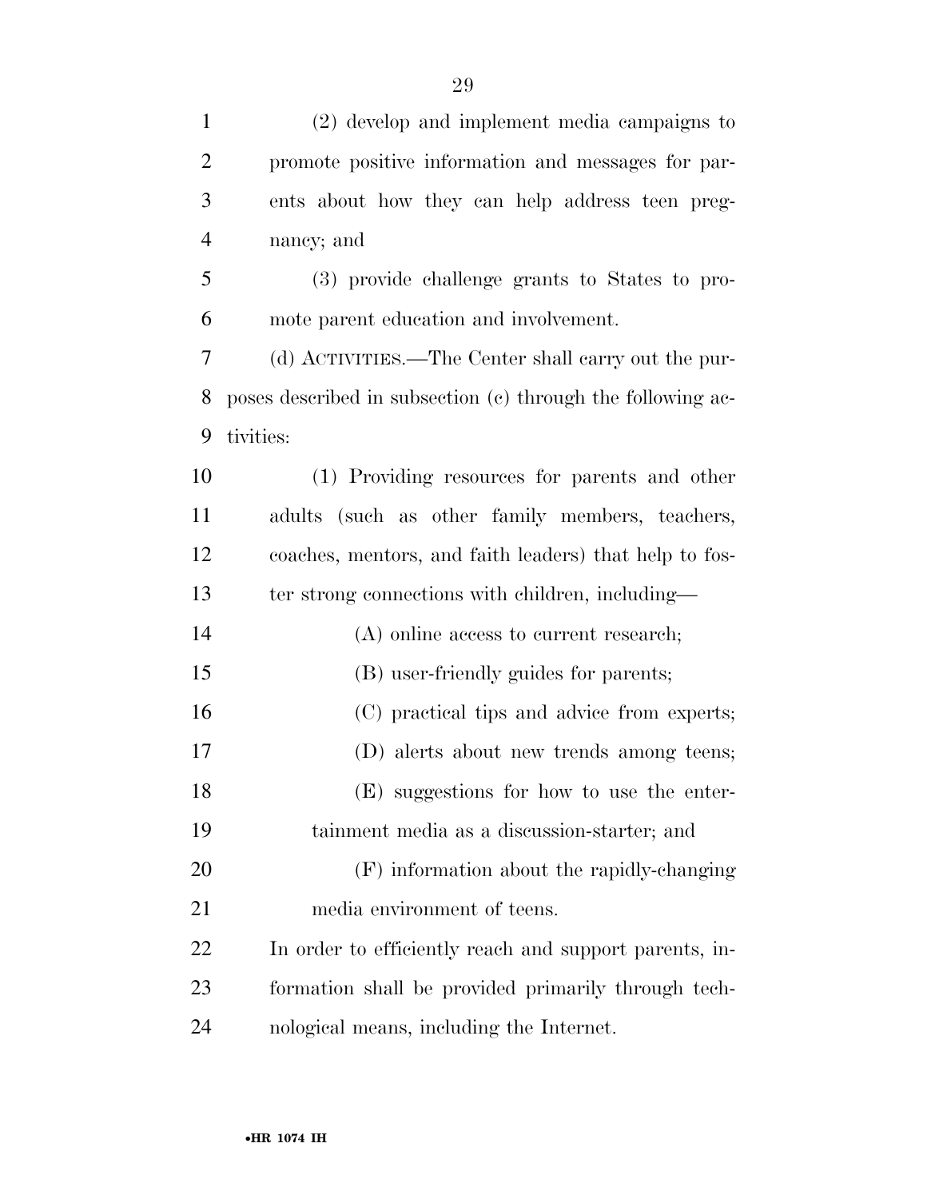(2) develop and implement media campaigns to promote positive information and messages for parents about how they can help address teen pregnancy; and

(3) provide challenge grants to States to promote parent education and involvement.

(d) ACTIVITIES.—The Center shall carry out the purposes described in subsection (c) through the following activities:

(1) Providing resources for parents and other adults (such as other family members, teachers, coaches, mentors, and faith leaders) that help to foster strong connections with children, including—

(A) online access to current research;

(B) user-friendly guides for parents;

(C) practical tips and advice from experts;

(D) alerts about new trends among teens;

(E) suggestions for how to use the entertainment media as a discussion-starter; and

(F) information about the rapidly-changing media environment of teens.

In order to efficiently reach and support parents, information shall be provided primarily through technological means, including the Internet.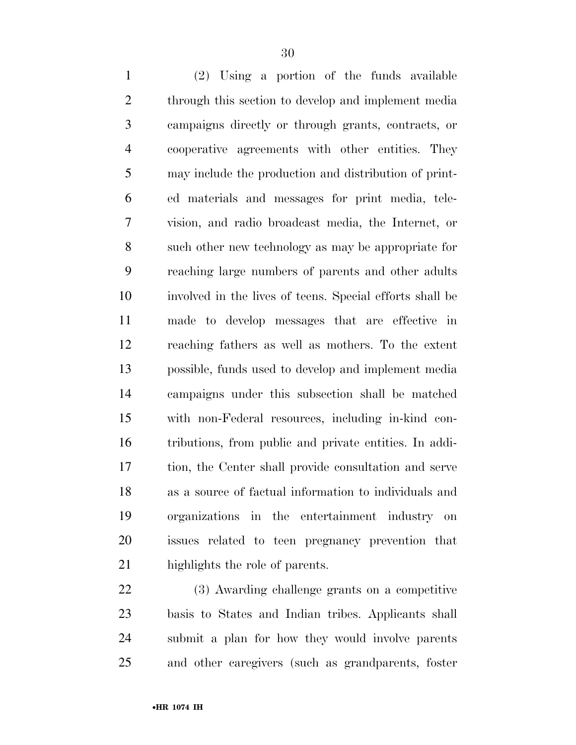(2) Using a portion of the funds available through this section to develop and implement media campaigns directly or through grants, contracts, or cooperative agreements with other entities. They may include the production and distribution of printed materials and messages for print media, television, and radio broadcast media, the Internet, or such other new technology as may be appropriate for reaching large numbers of parents and other adults involved in the lives of teens. Special efforts shall be made to develop messages that are effective in reaching fathers as well as mothers. To the extent possible, funds used to develop and implement media campaigns under this subsection shall be matched with non-Federal resources, including in-kind contributions, from public and private entities. In addition, the Center shall provide consultation and serve as a source of factual information to individuals and organizations in the entertainment industry on issues related to teen pregnancy prevention that highlights the role of parents.

(3) Awarding challenge grants on a competitive basis to States and Indian tribes. Applicants shall submit a plan for how they would involve parents and other caregivers (such as grandparents, foster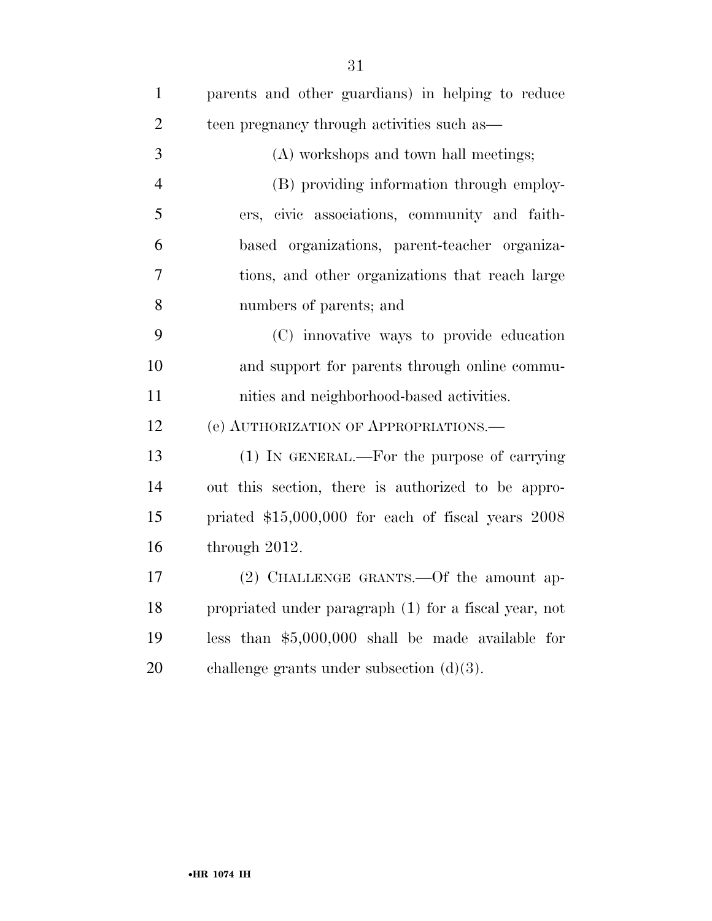parents and other guardians) in helping to reduce teen pregnancy through activities such as—

(A) workshops and town hall meetings;

(B) providing information through employers, civic associations, community and faith-based organizations, parent-teacher organizations, and other organizations that reach large numbers of parents; and

(C) innovative ways to provide education and support for parents through online communities and neighborhood-based activities.

(e) AUTHORIZATION OF APPROPRIATIONS.—

(1) IN GENERAL.—For the purpose of carrying out this section, there is authorized to be appropriated $15,000,000 for each of fiscal years 2008 through 2012.

(2) CHALLENGE GRANTS.—Of the amount appropriated under paragraph (1) for a fiscal year, not less than $5,000,000 shall be made available for challenge grants under subsection (d)(3).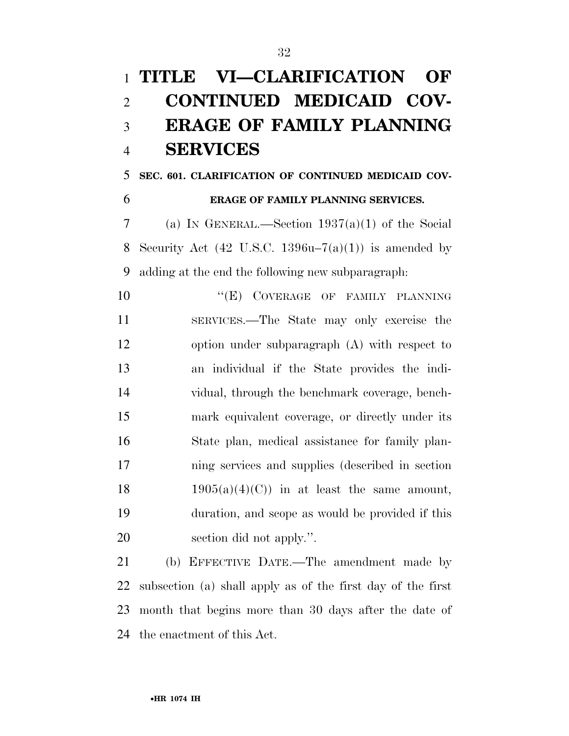# TITLE VI—CLARIFICATION OF CONTINUED MEDICAID COVERAGE OF FAMILY PLANNING SERVICES

## SEC. 601. CLARIFICATION OF CONTINUED MEDICAID COVERAGE OF FAMILY PLANNING SERVICES.

(a) IN GENERAL.—Section 1937(a)(1) of the Social Security Act (42 U.S.C. 1396u–7(a)(1)) is amended by adding at the end the following new subparagraph:

> "(E) COVERAGE OF FAMILY PLANNING SERVICES.—The State may only exercise the option under subparagraph (A) with respect to an individual if the State provides the individual, through the benchmark coverage, benchmark equivalent coverage, or directly under its State plan, medical assistance for family planning services and supplies (described in section 1905(a)(4)(C)) in at least the same amount, duration, and scope as would be provided if this section did not apply.".

(b) EFFECTIVE DATE.—The amendment made by subsection (a) shall apply as of the first day of the first month that begins more than 30 days after the date of the enactment of this Act.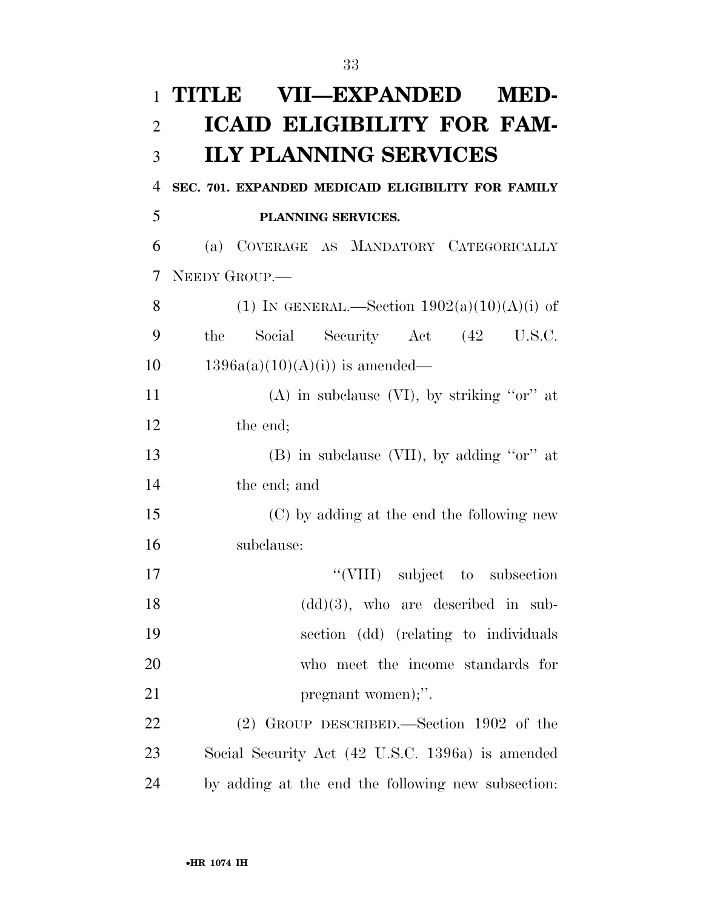# TITLE VII—EXPANDED MEDICAID ELIGIBILITY FOR FAMILY PLANNING SERVICES

## SEC. 701. EXPANDED MEDICAID ELIGIBILITY FOR FAMILY PLANNING SERVICES.

(a) COVERAGE AS MANDATORY CATEGORICALLY NEEDY GROUP.—

(1) IN GENERAL.—Section 1902(a)(10)(A)(i) of the Social Security Act (42 U.S.C. 1396a(a)(10)(A)(i)) is amended—

(A) in subclause (VI), by striking "or" at the end;

(B) in subclause (VII), by adding "or" at the end; and

(C) by adding at the end the following new subclause:

"(VIII) subject to subsection (dd)(3), who are described in subsection (dd) (relating to individuals who meet the income standards for pregnant women);".

(2) GROUP DESCRIBED.—Section 1902 of the Social Security Act (42 U.S.C. 1396a) is amended by adding at the end the following new subsection: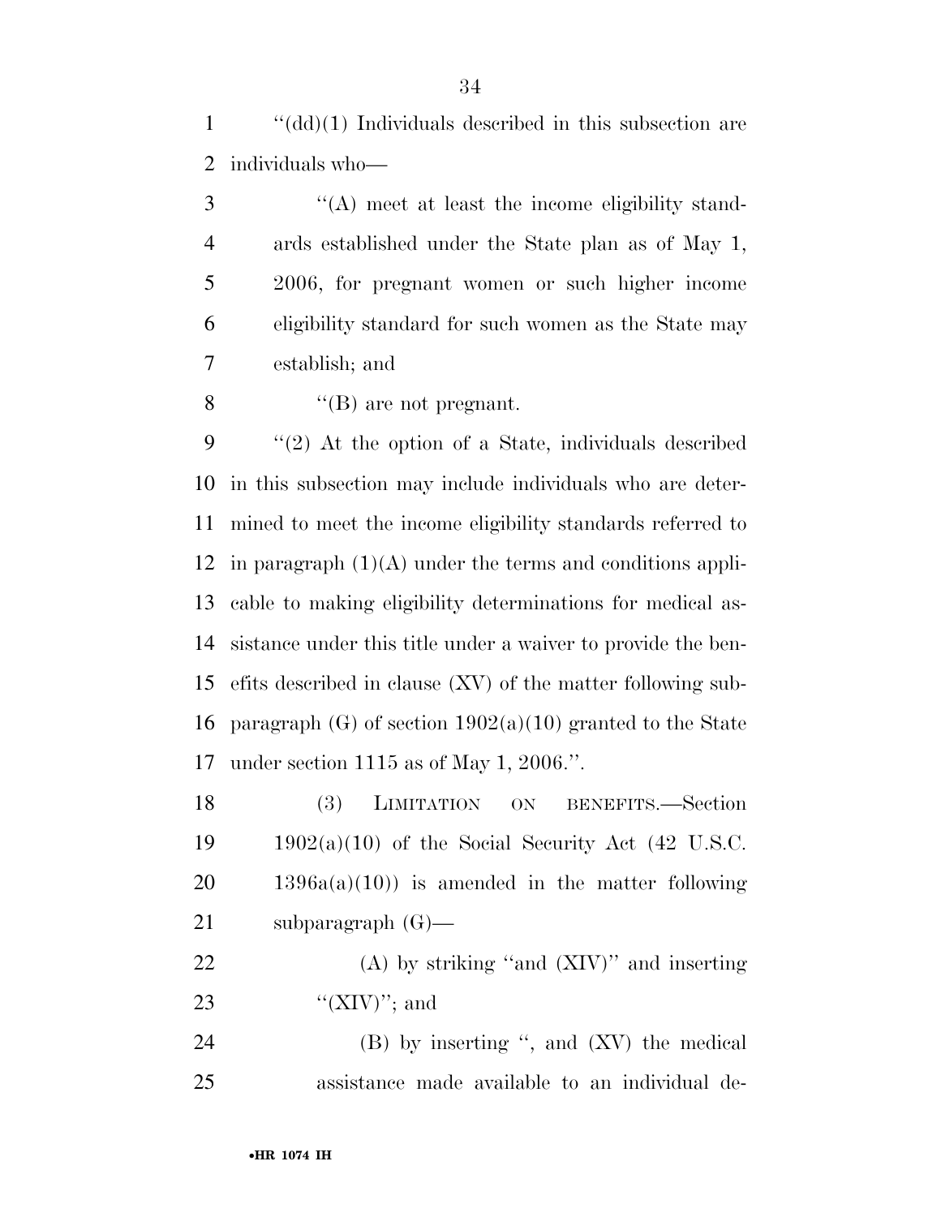"(dd)(1) Individuals described in this subsection are individuals who—

"(A) meet at least the income eligibility standards established under the State plan as of May 1, 2006, for pregnant women or such higher income eligibility standard for such women as the State may establish; and

"(B) are not pregnant.

"(2) At the option of a State, individuals described in this subsection may include individuals who are determined to meet the income eligibility standards referred to in paragraph (1)(A) under the terms and conditions applicable to making eligibility determinations for medical assistance under this title under a waiver to provide the benefits described in clause (XV) of the matter following subparagraph (G) of section 1902(a)(10) granted to the State under section 1115 as of May 1, 2006.".

(3) LIMITATION ON BENEFITS.—Section 1902(a)(10) of the Social Security Act (42 U.S.C. 1396a(a)(10)) is amended in the matter following subparagraph (G)—

(A) by striking "and (XIV)" and inserting "(XIV)"; and

(B) by inserting ", and (XV) the medical assistance made available to an individual de-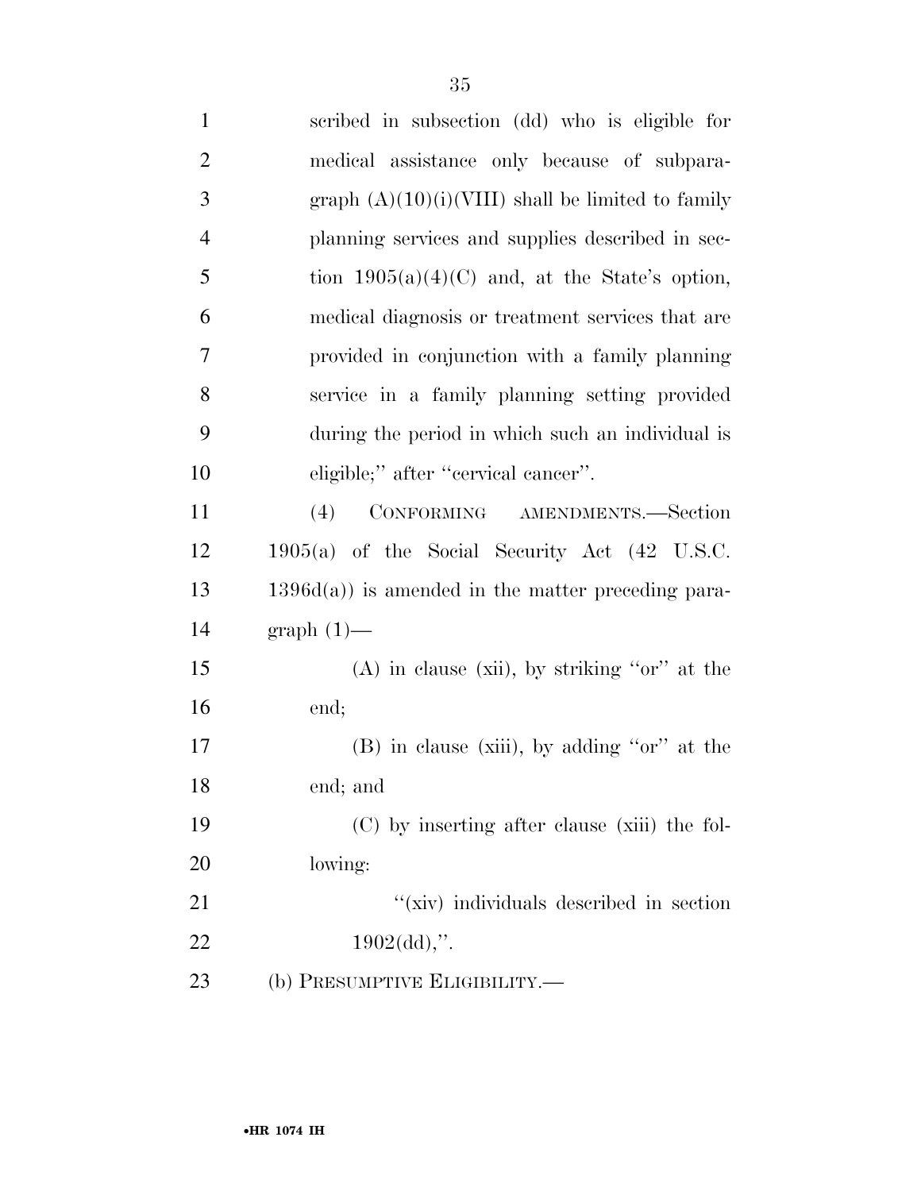scribed in subsection (dd) who is eligible for medical assistance only because of subparagraph (A)(10)(i)(VIII) shall be limited to family planning services and supplies described in section 1905(a)(4)(C) and, at the State's option, medical diagnosis or treatment services that are provided in conjunction with a family planning service in a family planning setting provided during the period in which such an individual is eligible;'' after ''cervical cancer''.

(4) CONFORMING AMENDMENTS.—Section 1905(a) of the Social Security Act (42 U.S.C. 1396d(a)) is amended in the matter preceding paragraph (1)—

(A) in clause (xii), by striking ''or'' at the end;

(B) in clause (xiii), by adding ''or'' at the end; and

(C) by inserting after clause (xiii) the following:

''(xiv) individuals described in section 1902(dd),''.

(b) PRESUMPTIVE ELIGIBILITY.—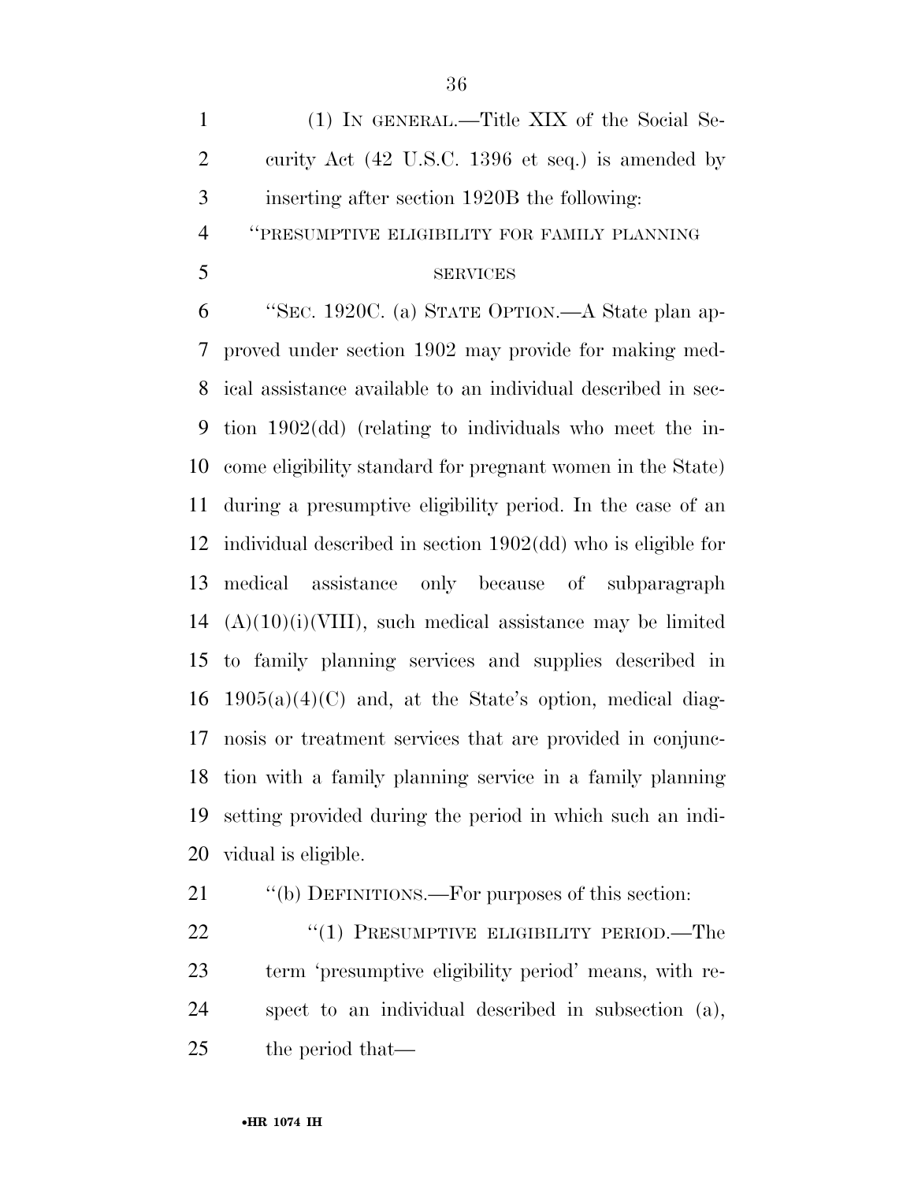(1) IN GENERAL.—Title XIX of the Social Security Act (42 U.S.C. 1396 et seq.) is amended by inserting after section 1920B the following:

"PRESUMPTIVE ELIGIBILITY FOR FAMILY PLANNING SERVICES

"SEC. 1920C. (a) STATE OPTION.—A State plan approved under section 1902 may provide for making medical assistance available to an individual described in section 1902(dd) (relating to individuals who meet the income eligibility standard for pregnant women in the State) during a presumptive eligibility period. In the case of an individual described in section 1902(dd) who is eligible for medical assistance only because of subparagraph (A)(10)(i)(VIII), such medical assistance may be limited to family planning services and supplies described in 1905(a)(4)(C) and, at the State's option, medical diagnosis or treatment services that are provided in conjunction with a family planning service in a family planning setting provided during the period in which such an individual is eligible.

"(b) DEFINITIONS.—For purposes of this section:

"(1) PRESUMPTIVE ELIGIBILITY PERIOD.—The term 'presumptive eligibility period' means, with respect to an individual described in subsection (a), the period that—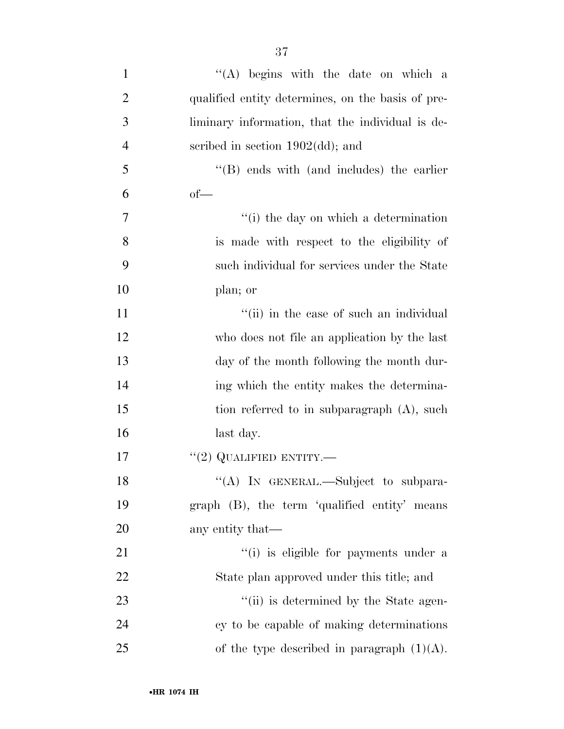''(A) begins with the date on which a qualified entity determines, on the basis of preliminary information, that the individual is described in section 1902(dd); and

''(B) ends with (and includes) the earlier of—

''(i) the day on which a determination is made with respect to the eligibility of such individual for services under the State plan; or

''(ii) in the case of such an individual who does not file an application by the last day of the month following the month during which the entity makes the determination referred to in subparagraph (A), such last day.

''(2) QUALIFIED ENTITY.—

''(A) IN GENERAL.—Subject to subparagraph (B), the term 'qualified entity' means any entity that—

''(i) is eligible for payments under a State plan approved under this title; and

''(ii) is determined by the State agency to be capable of making determinations of the type described in paragraph (1)(A).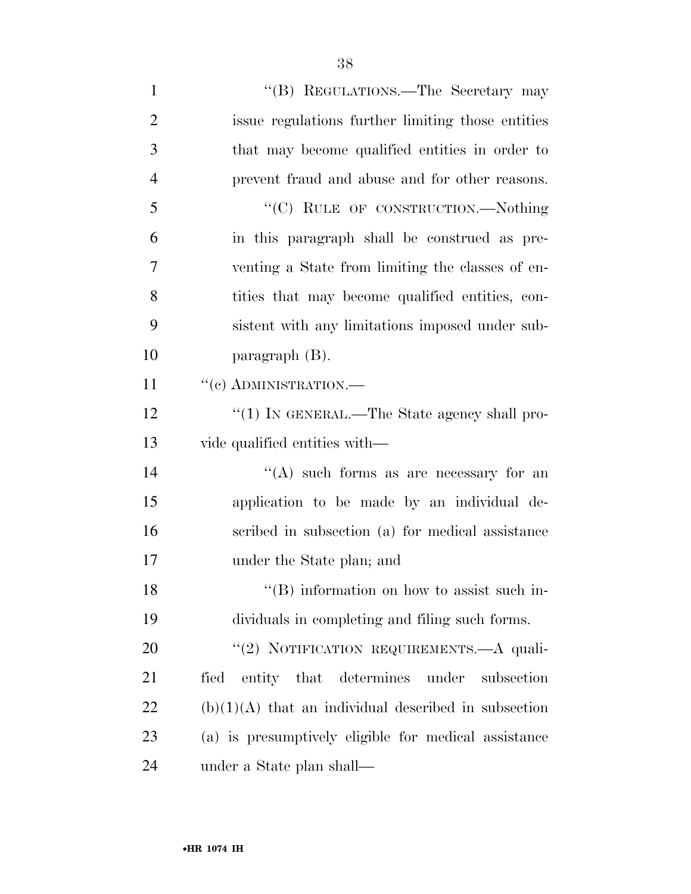"(B) REGULATIONS.—The Secretary may issue regulations further limiting those entities that may become qualified entities in order to prevent fraud and abuse and for other reasons.

"(C) RULE OF CONSTRUCTION.—Nothing in this paragraph shall be construed as preventing a State from limiting the classes of entities that may become qualified entities, consistent with any limitations imposed under subparagraph (B).

"(c) ADMINISTRATION.—

"(1) IN GENERAL.—The State agency shall provide qualified entities with—

"(A) such forms as are necessary for an application to be made by an individual described in subsection (a) for medical assistance under the State plan; and

"(B) information on how to assist such individuals in completing and filing such forms.

"(2) NOTIFICATION REQUIREMENTS.—A qualified entity that determines under subsection (b)(1)(A) that an individual described in subsection (a) is presumptively eligible for medical assistance under a State plan shall—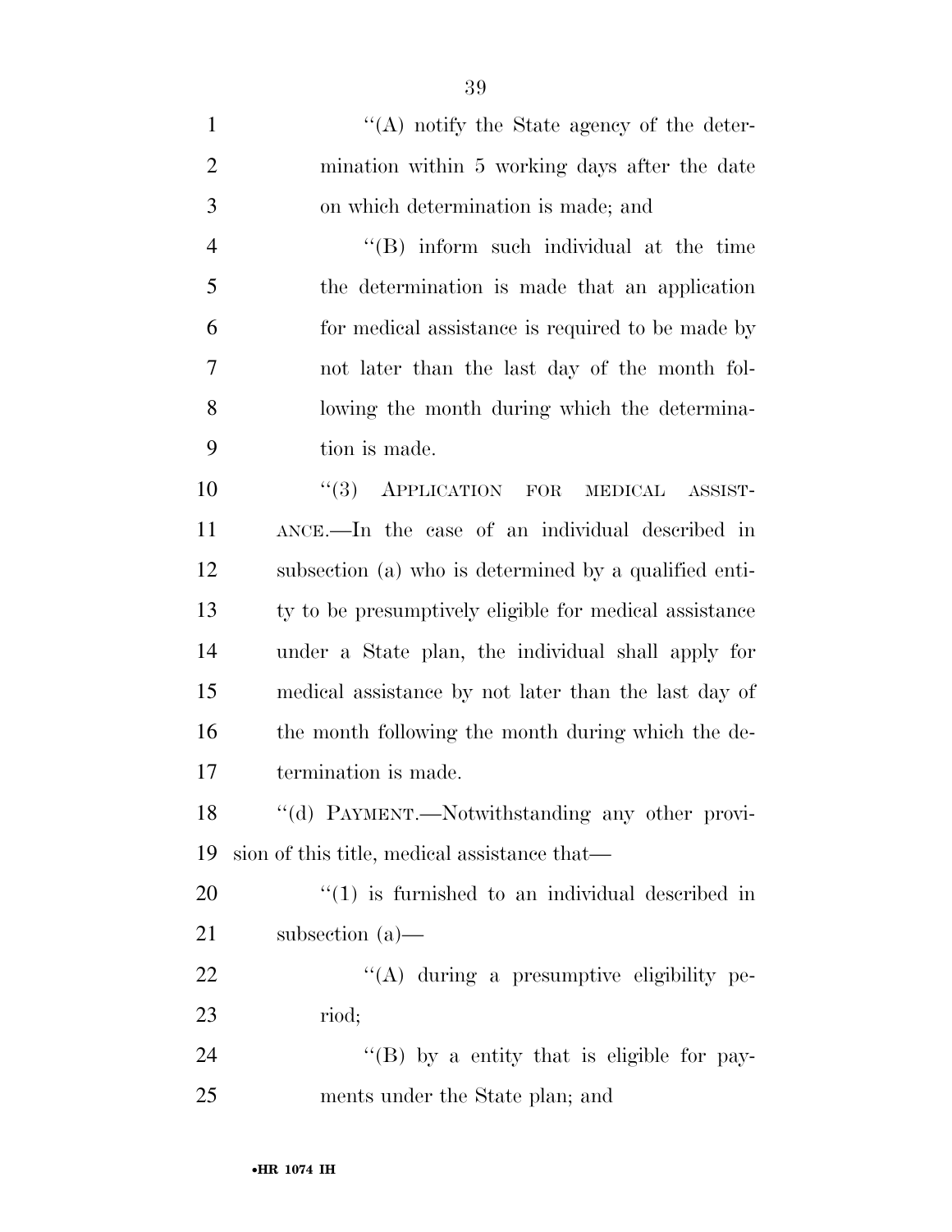''(A) notify the State agency of the determination within 5 working days after the date on which determination is made; and

''(B) inform such individual at the time the determination is made that an application for medical assistance is required to be made by not later than the last day of the month following the month during which the determination is made.

''(3) APPLICATION FOR MEDICAL ASSISTANCE.—In the case of an individual described in subsection (a) who is determined by a qualified entity to be presumptively eligible for medical assistance under a State plan, the individual shall apply for medical assistance by not later than the last day of the month following the month during which the determination is made.

''(d) PAYMENT.—Notwithstanding any other provision of this title, medical assistance that—

''(1) is furnished to an individual described in subsection (a)—

''(A) during a presumptive eligibility period;

''(B) by a entity that is eligible for payments under the State plan; and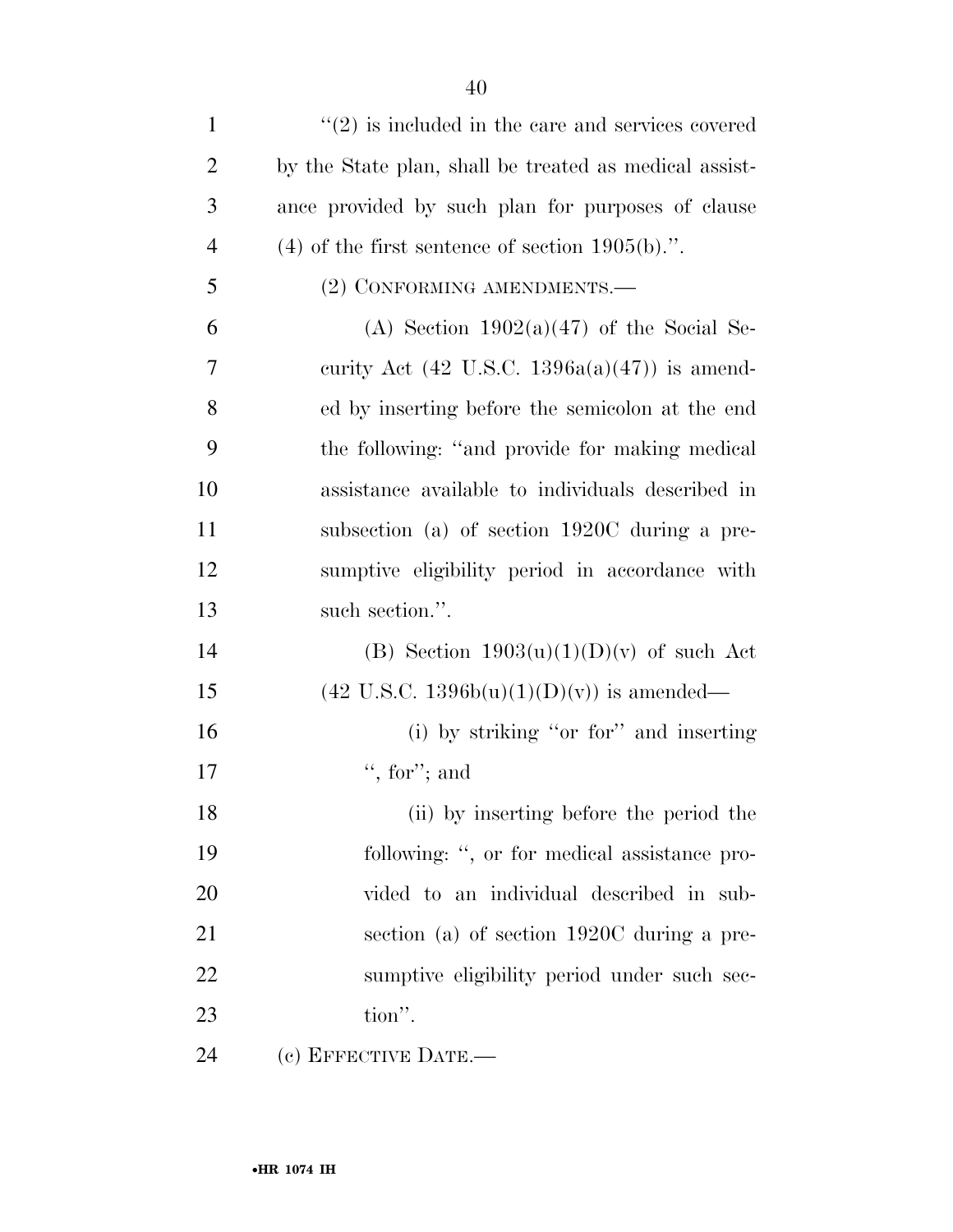"(2) is included in the care and services covered by the State plan, shall be treated as medical assistance provided by such plan for purposes of clause (4) of the first sentence of section 1905(b).".

(2) CONFORMING AMENDMENTS.—

(A) Section 1902(a)(47) of the Social Security Act (42 U.S.C. 1396a(a)(47)) is amended by inserting before the semicolon at the end the following: "and provide for making medical assistance available to individuals described in subsection (a) of section 1920C during a presumptive eligibility period in accordance with such section.".

(B) Section 1903(u)(1)(D)(v) of such Act (42 U.S.C. 1396b(u)(1)(D)(v)) is amended—

(i) by striking "or for" and inserting ", for"; and

(ii) by inserting before the period the following: ", or for medical assistance provided to an individual described in subsection (a) of section 1920C during a presumptive eligibility period under such section".

(c) EFFECTIVE DATE.—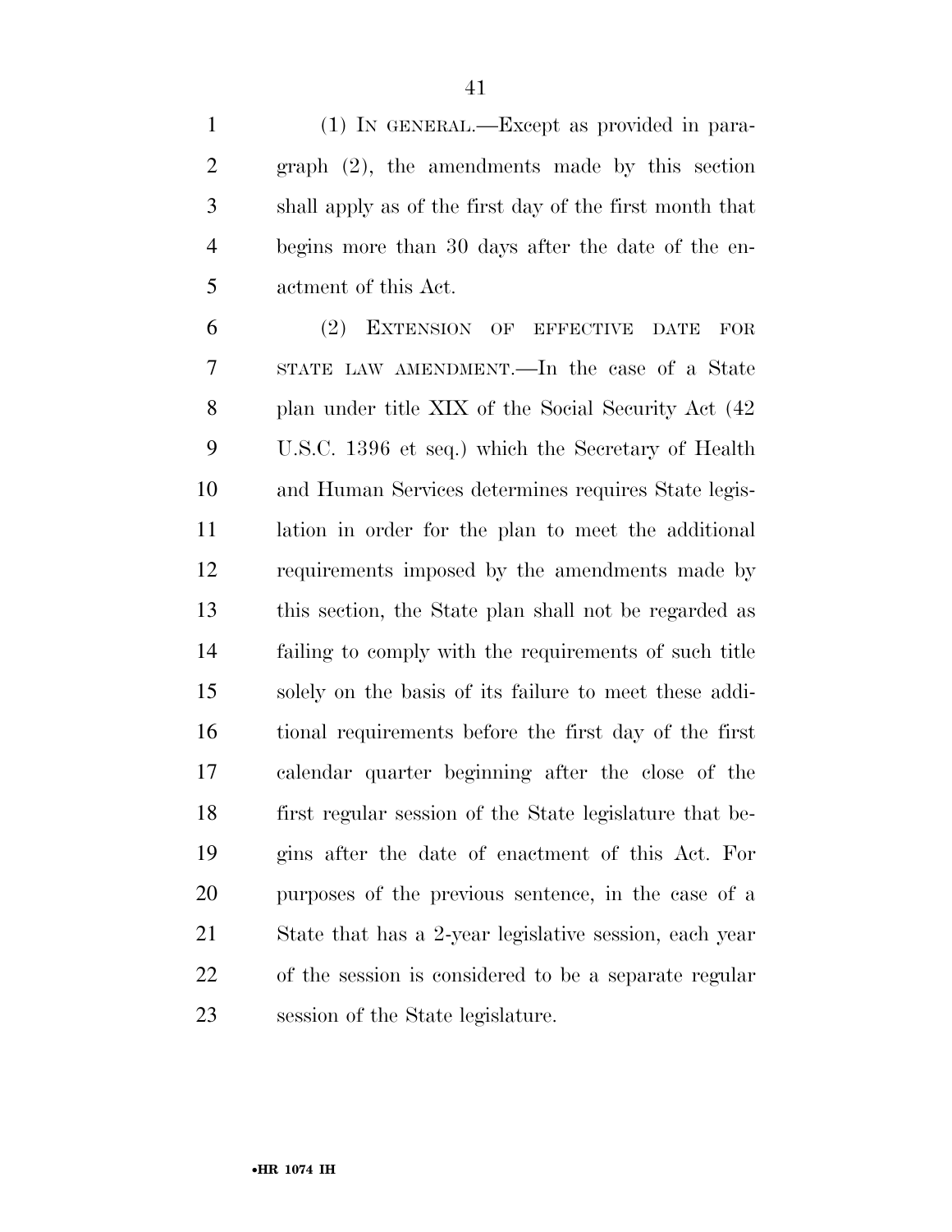(1) IN GENERAL.—Except as provided in paragraph (2), the amendments made by this section shall apply as of the first day of the first month that begins more than 30 days after the date of the enactment of this Act.

(2) EXTENSION OF EFFECTIVE DATE FOR STATE LAW AMENDMENT.—In the case of a State plan under title XIX of the Social Security Act (42 U.S.C. 1396 et seq.) which the Secretary of Health and Human Services determines requires State legislation in order for the plan to meet the additional requirements imposed by the amendments made by this section, the State plan shall not be regarded as failing to comply with the requirements of such title solely on the basis of its failure to meet these additional requirements before the first day of the first calendar quarter beginning after the close of the first regular session of the State legislature that begins after the date of enactment of this Act. For purposes of the previous sentence, in the case of a State that has a 2-year legislative session, each year of the session is considered to be a separate regular session of the State legislature.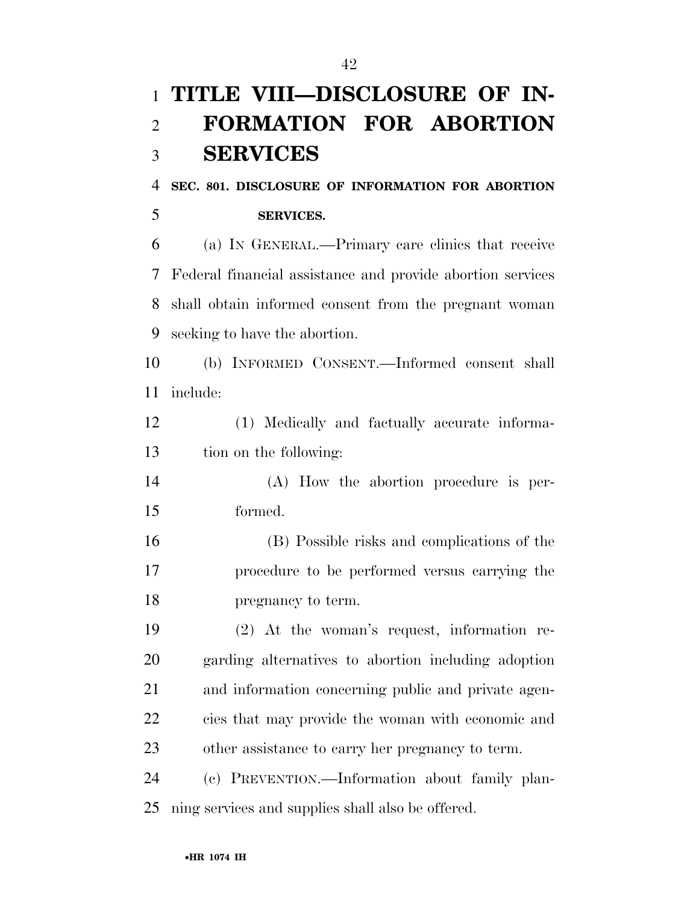# TITLE VIII—DISCLOSURE OF INFORMATION FOR ABORTION SERVICES

## SEC. 801. DISCLOSURE OF INFORMATION FOR ABORTION SERVICES.

(a) IN GENERAL.—Primary care clinics that receive Federal financial assistance and provide abortion services shall obtain informed consent from the pregnant woman seeking to have the abortion.

(b) INFORMED CONSENT.—Informed consent shall include:

(1) Medically and factually accurate information on the following:

(A) How the abortion procedure is performed.

(B) Possible risks and complications of the procedure to be performed versus carrying the pregnancy to term.

(2) At the woman's request, information regarding alternatives to abortion including adoption and information concerning public and private agencies that may provide the woman with economic and other assistance to carry her pregnancy to term.

(c) PREVENTION.—Information about family planning services and supplies shall also be offered.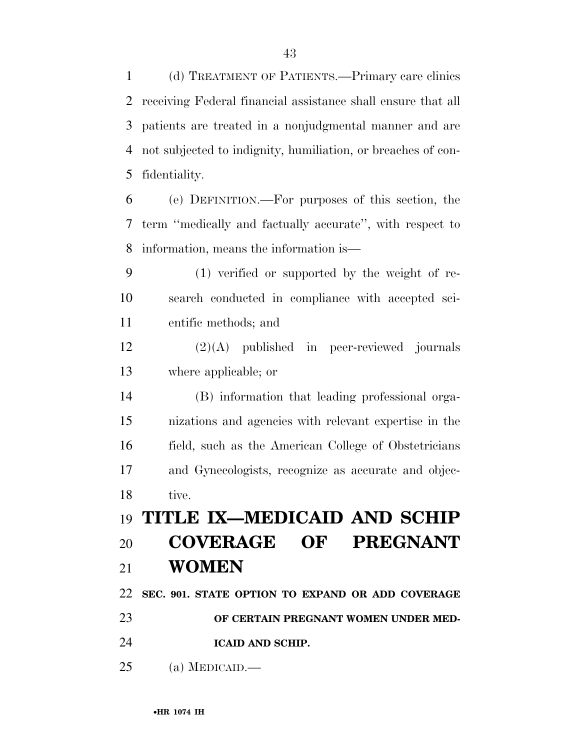(d) TREATMENT OF PATIENTS.—Primary care clinics receiving Federal financial assistance shall ensure that all patients are treated in a nonjudgmental manner and are not subjected to indignity, humiliation, or breaches of confidentiality.

(e) DEFINITION.—For purposes of this section, the term ''medically and factually accurate'', with respect to information, means the information is—

(1) verified or supported by the weight of research conducted in compliance with accepted scientific methods; and

(2)(A) published in peer-reviewed journals where applicable; or

(B) information that leading professional organizations and agencies with relevant expertise in the field, such as the American College of Obstetricians and Gynecologists, recognize as accurate and objective.

# TITLE IX—MEDICAID AND SCHIP COVERAGE OF PREGNANT WOMEN

## SEC. 901. STATE OPTION TO EXPAND OR ADD COVERAGE OF CERTAIN PREGNANT WOMEN UNDER MEDICAID AND SCHIP.

(a) MEDICAID.—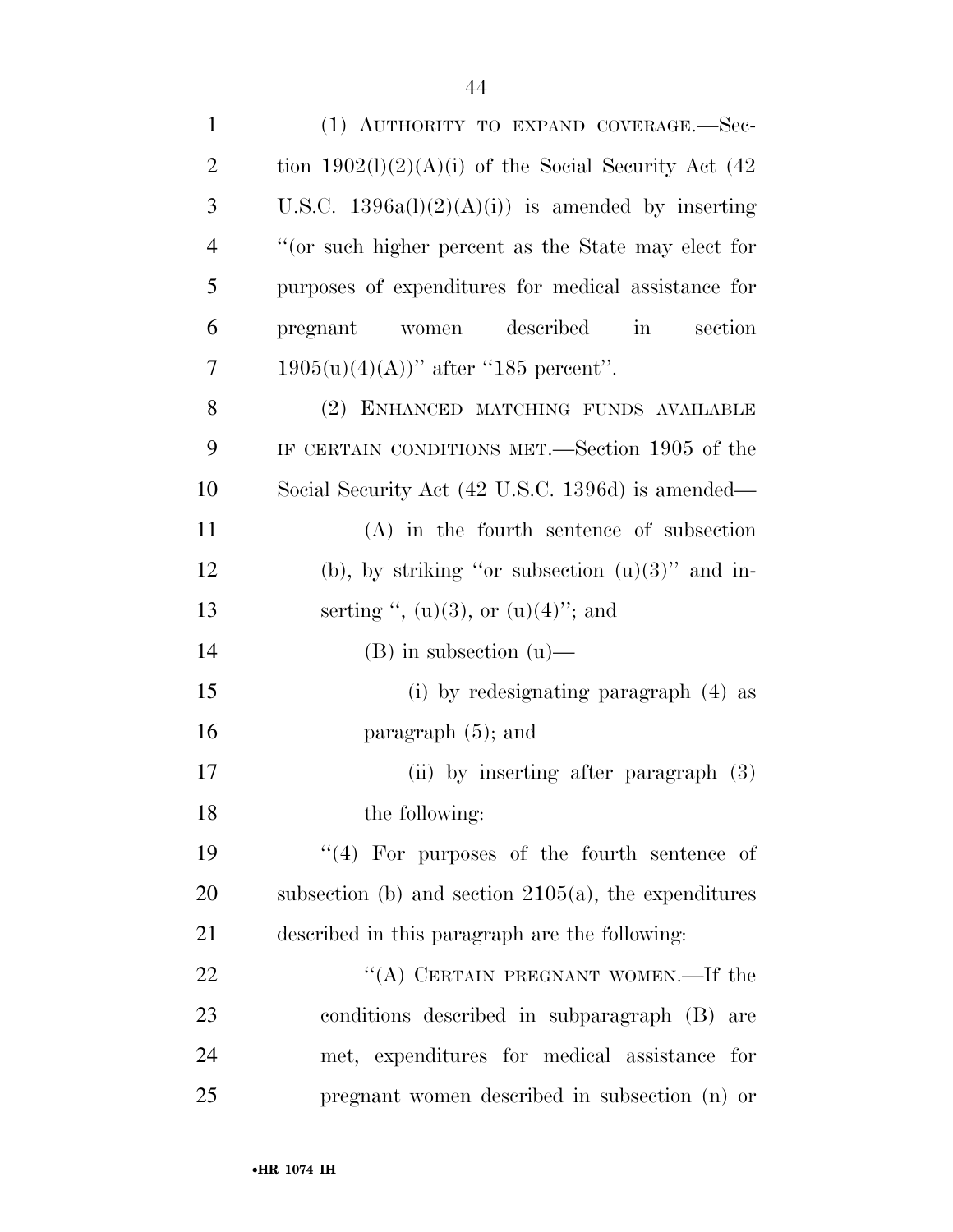(1) AUTHORITY TO EXPAND COVERAGE.—Section 1902(l)(2)(A)(i) of the Social Security Act (42 U.S.C. 1396a(l)(2)(A)(i)) is amended by inserting "(or such higher percent as the State may elect for purposes of expenditures for medical assistance for pregnant women described in section 1905(u)(4)(A))" after "185 percent".

(2) ENHANCED MATCHING FUNDS AVAILABLE IF CERTAIN CONDITIONS MET.—Section 1905 of the Social Security Act (42 U.S.C. 1396d) is amended—

(A) in the fourth sentence of subsection (b), by striking "or subsection (u)(3)" and inserting ", (u)(3), or (u)(4)"; and

(B) in subsection (u)—

(i) by redesignating paragraph (4) as paragraph (5); and

(ii) by inserting after paragraph (3) the following:

"(4) For purposes of the fourth sentence of subsection (b) and section 2105(a), the expenditures described in this paragraph are the following:

"(A) CERTAIN PREGNANT WOMEN.—If the conditions described in subparagraph (B) are met, expenditures for medical assistance for pregnant women described in subsection (n) or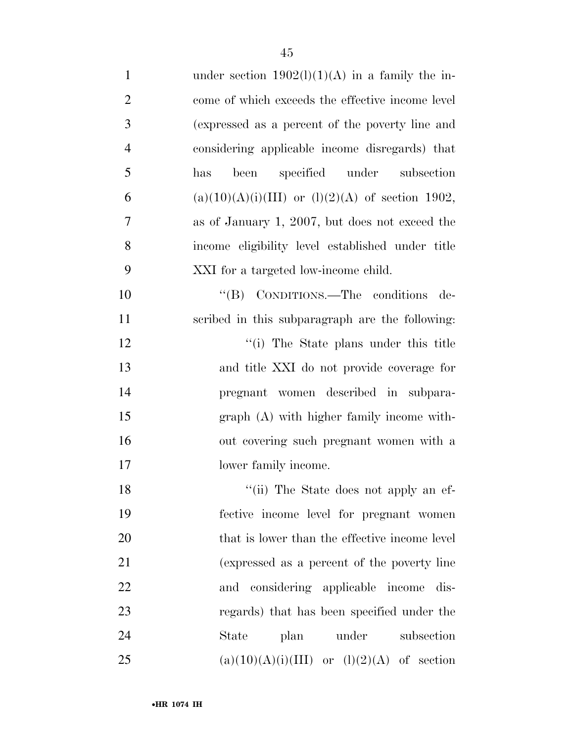under section 1902(l)(1)(A) in a family the income of which exceeds the effective income level (expressed as a percent of the poverty line and considering applicable income disregards) that has been specified under subsection (a)(10)(A)(i)(III) or (l)(2)(A) of section 1902, as of January 1, 2007, but does not exceed the income eligibility level established under title XXI for a targeted low-income child.

"(B) CONDITIONS.—The conditions described in this subparagraph are the following:

"(i) The State plans under this title and title XXI do not provide coverage for pregnant women described in subparagraph (A) with higher family income without covering such pregnant women with a lower family income.

"(ii) The State does not apply an effective income level for pregnant women that is lower than the effective income level (expressed as a percent of the poverty line and considering applicable income disregards) that has been specified under the State plan under subsection (a)(10)(A)(i)(III) or (l)(2)(A) of section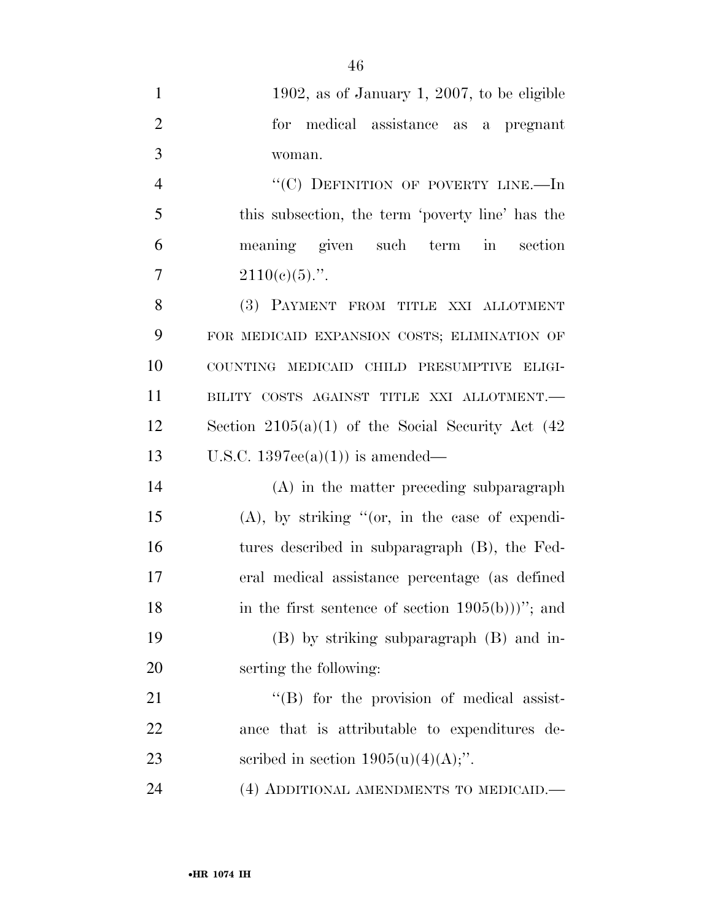1902, as of January 1, 2007, to be eligible for medical assistance as a pregnant woman.

"(C) DEFINITION OF POVERTY LINE.—In this subsection, the term 'poverty line' has the meaning given such term in section 2110(c)(5).".

(3) PAYMENT FROM TITLE XXI ALLOTMENT FOR MEDICAID EXPANSION COSTS; ELIMINATION OF COUNTING MEDICAID CHILD PRESUMPTIVE ELIGIBILITY COSTS AGAINST TITLE XXI ALLOTMENT.—Section 2105(a)(1) of the Social Security Act (42 U.S.C. 1397ee(a)(1)) is amended—

(A) in the matter preceding subparagraph (A), by striking "(or, in the case of expenditures described in subparagraph (B), the Federal medical assistance percentage (as defined in the first sentence of section 1905(b)))"; and

(B) by striking subparagraph (B) and inserting the following:

"(B) for the provision of medical assistance that is attributable to expenditures described in section 1905(u)(4)(A);".

(4) ADDITIONAL AMENDMENTS TO MEDICAID.—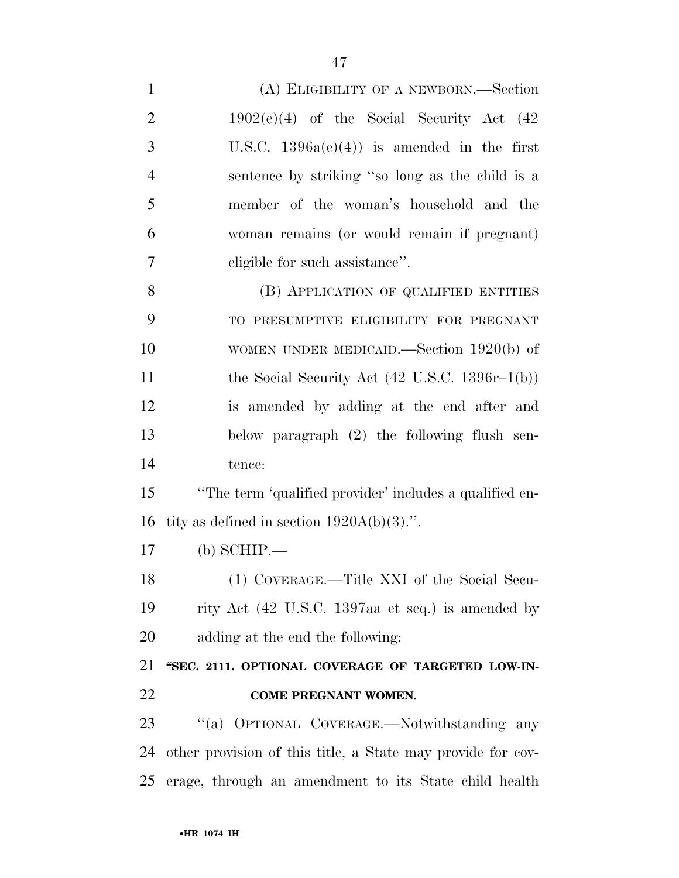(A) ELIGIBILITY OF A NEWBORN.—Section 1902(e)(4) of the Social Security Act (42 U.S.C. 1396a(e)(4)) is amended in the first sentence by striking ''so long as the child is a member of the woman's household and the woman remains (or would remain if pregnant) eligible for such assistance''.

(B) APPLICATION OF QUALIFIED ENTITIES TO PRESUMPTIVE ELIGIBILITY FOR PREGNANT WOMEN UNDER MEDICAID.—Section 1920(b) of the Social Security Act (42 U.S.C. 1396r–1(b)) is amended by adding at the end after and below paragraph (2) the following flush sentence:

''The term 'qualified provider' includes a qualified entity as defined in section 1920A(b)(3).''.

(b) SCHIP.—

(1) COVERAGE.—Title XXI of the Social Security Act (42 U.S.C. 1397aa et seq.) is amended by adding at the end the following:

**''SEC. 2111. OPTIONAL COVERAGE OF TARGETED LOW-INCOME PREGNANT WOMEN.**

''(a) OPTIONAL COVERAGE.—Notwithstanding any other provision of this title, a State may provide for coverage, through an amendment to its State child health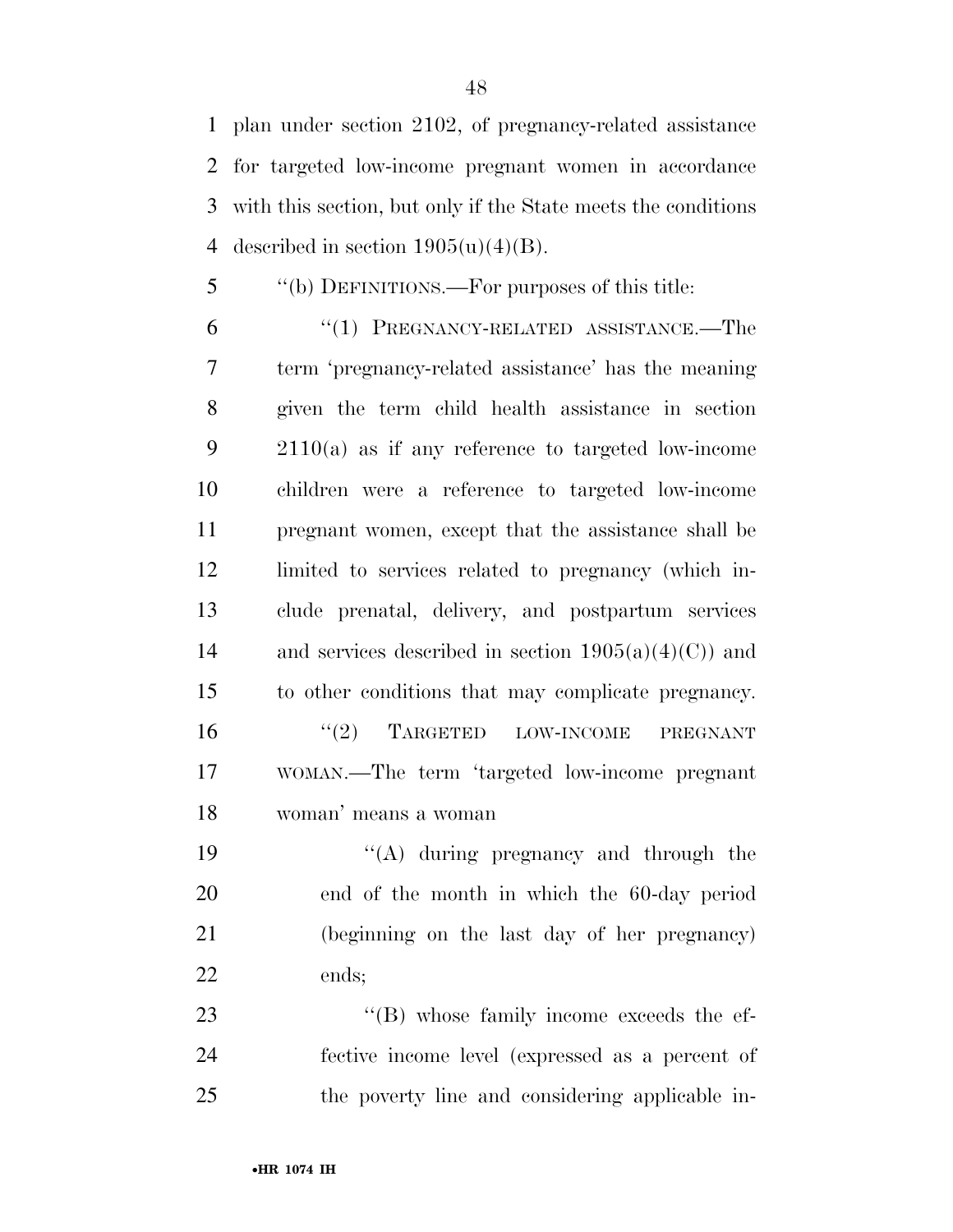plan under section 2102, of pregnancy-related assistance for targeted low-income pregnant women in accordance with this section, but only if the State meets the conditions described in section 1905(u)(4)(B).

''(b) DEFINITIONS.—For purposes of this title:

''(1) PREGNANCY-RELATED ASSISTANCE.—The term 'pregnancy-related assistance' has the meaning given the term child health assistance in section 2110(a) as if any reference to targeted low-income children were a reference to targeted low-income pregnant women, except that the assistance shall be limited to services related to pregnancy (which include prenatal, delivery, and postpartum services and services described in section 1905(a)(4)(C)) and to other conditions that may complicate pregnancy.

''(2) TARGETED LOW-INCOME PREGNANT WOMAN.—The term 'targeted low-income pregnant woman' means a woman

''(A) during pregnancy and through the end of the month in which the 60-day period (beginning on the last day of her pregnancy) ends;

''(B) whose family income exceeds the effective income level (expressed as a percent of the poverty line and considering applicable in-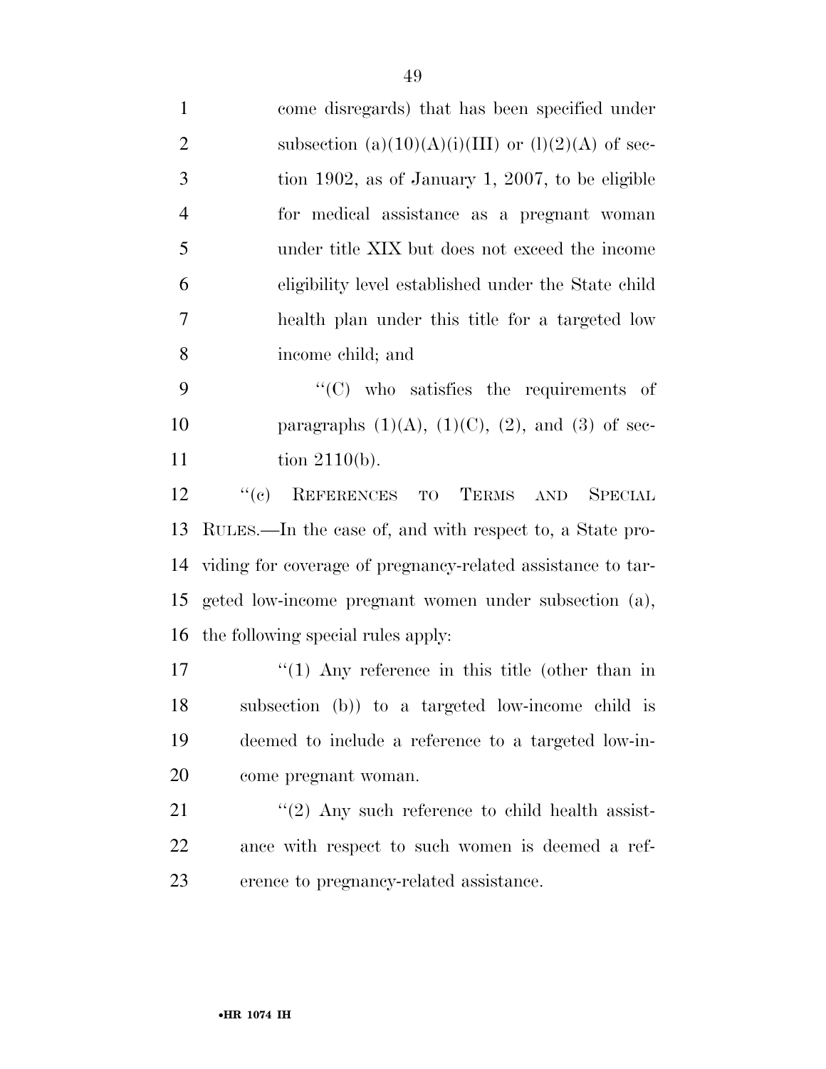come disregards) that has been specified under subsection (a)(10)(A)(i)(III) or (l)(2)(A) of section 1902, as of January 1, 2007, to be eligible for medical assistance as a pregnant woman under title XIX but does not exceed the income eligibility level established under the State child health plan under this title for a targeted low income child; and

''(C) who satisfies the requirements of paragraphs (1)(A), (1)(C), (2), and (3) of section 2110(b).

''(c) REFERENCES TO TERMS AND SPECIAL RULES.—In the case of, and with respect to, a State providing for coverage of pregnancy-related assistance to targeted low-income pregnant women under subsection (a), the following special rules apply:

''(1) Any reference in this title (other than in subsection (b)) to a targeted low-income child is deemed to include a reference to a targeted low-income pregnant woman.

''(2) Any such reference to child health assistance with respect to such women is deemed a reference to pregnancy-related assistance.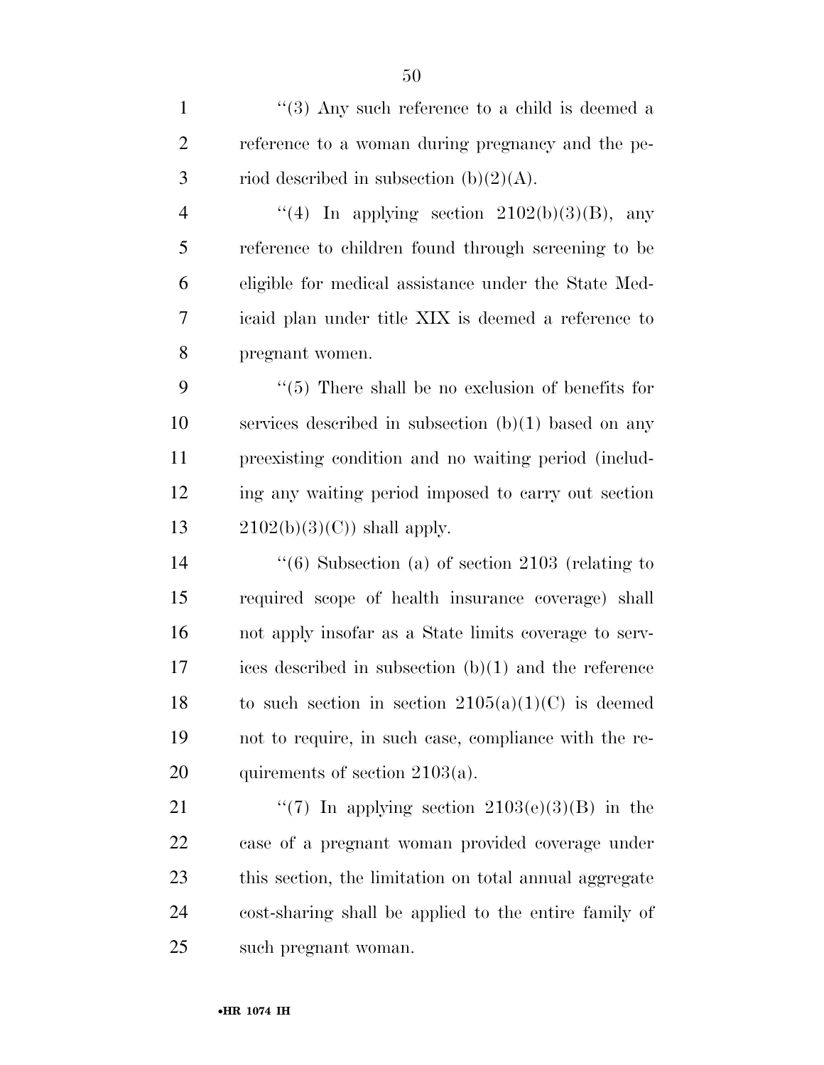"(3) Any such reference to a child is deemed a reference to a woman during pregnancy and the period described in subsection (b)(2)(A).

"(4) In applying section 2102(b)(3)(B), any reference to children found through screening to be eligible for medical assistance under the State Medicaid plan under title XIX is deemed a reference to pregnant women.

"(5) There shall be no exclusion of benefits for services described in subsection (b)(1) based on any preexisting condition and no waiting period (including any waiting period imposed to carry out section 2102(b)(3)(C)) shall apply.

"(6) Subsection (a) of section 2103 (relating to required scope of health insurance coverage) shall not apply insofar as a State limits coverage to services described in subsection (b)(1) and the reference to such section in section 2105(a)(1)(C) is deemed not to require, in such case, compliance with the requirements of section 2103(a).

"(7) In applying section 2103(e)(3)(B) in the case of a pregnant woman provided coverage under this section, the limitation on total annual aggregate cost-sharing shall be applied to the entire family of such pregnant woman.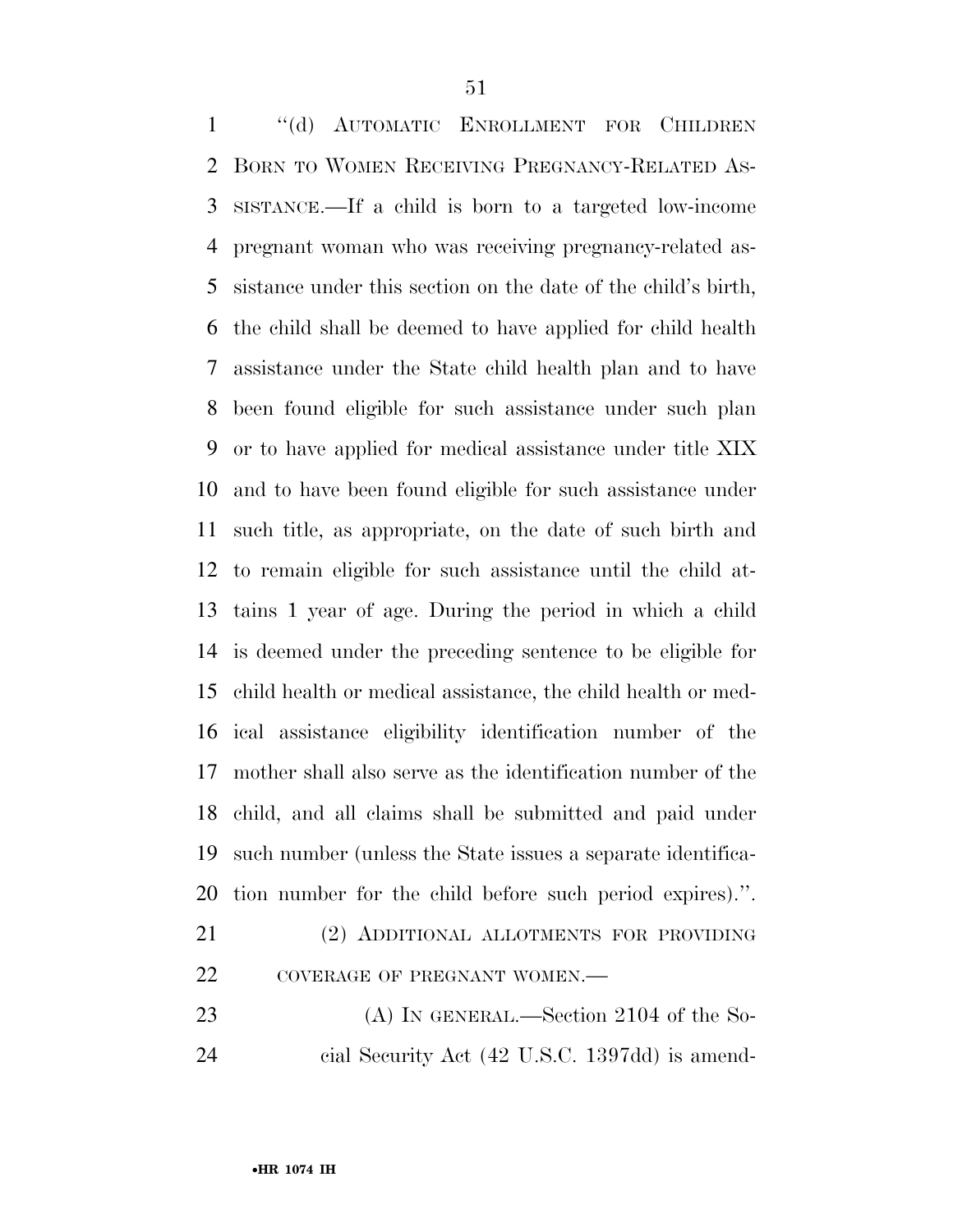"(d) AUTOMATIC ENROLLMENT FOR CHILDREN BORN TO WOMEN RECEIVING PREGNANCY-RELATED ASSISTANCE.—If a child is born to a targeted low-income pregnant woman who was receiving pregnancy-related assistance under this section on the date of the child's birth, the child shall be deemed to have applied for child health assistance under the State child health plan and to have been found eligible for such assistance under such plan or to have applied for medical assistance under title XIX and to have been found eligible for such assistance under such title, as appropriate, on the date of such birth and to remain eligible for such assistance until the child attains 1 year of age. During the period in which a child is deemed under the preceding sentence to be eligible for child health or medical assistance, the child health or medical assistance eligibility identification number of the mother shall also serve as the identification number of the child, and all claims shall be submitted and paid under such number (unless the State issues a separate identification number for the child before such period expires).".

(2) ADDITIONAL ALLOTMENTS FOR PROVIDING COVERAGE OF PREGNANT WOMEN.—

(A) IN GENERAL.—Section 2104 of the Social Security Act (42 U.S.C. 1397dd) is amend-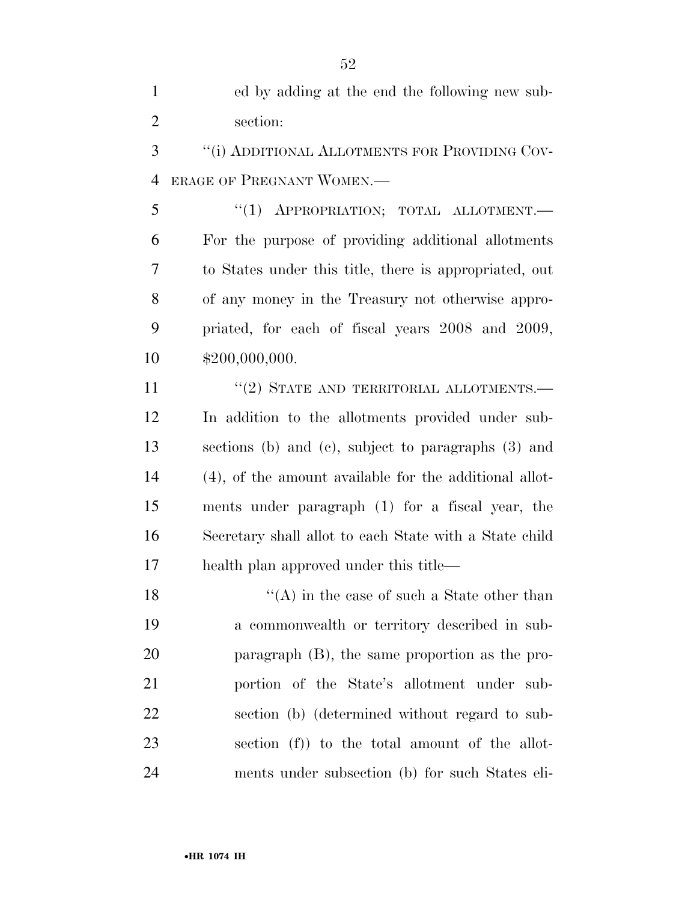ed by adding at the end the following new subsection:

"(i) ADDITIONAL ALLOTMENTS FOR PROVIDING COVERAGE OF PREGNANT WOMEN.—

"(1) APPROPRIATION; TOTAL ALLOTMENT.— For the purpose of providing additional allotments to States under this title, there is appropriated, out of any money in the Treasury not otherwise appropriated, for each of fiscal years 2008 and 2009, $200,000,000.

"(2) STATE AND TERRITORIAL ALLOTMENTS.— In addition to the allotments provided under subsections (b) and (c), subject to paragraphs (3) and (4), of the amount available for the additional allotments under paragraph (1) for a fiscal year, the Secretary shall allot to each State with a State child health plan approved under this title—

"(A) in the case of such a State other than a commonwealth or territory described in subparagraph (B), the same proportion as the proportion of the State's allotment under subsection (b) (determined without regard to subsection (f)) to the total amount of the allotments under subsection (b) for such States eli-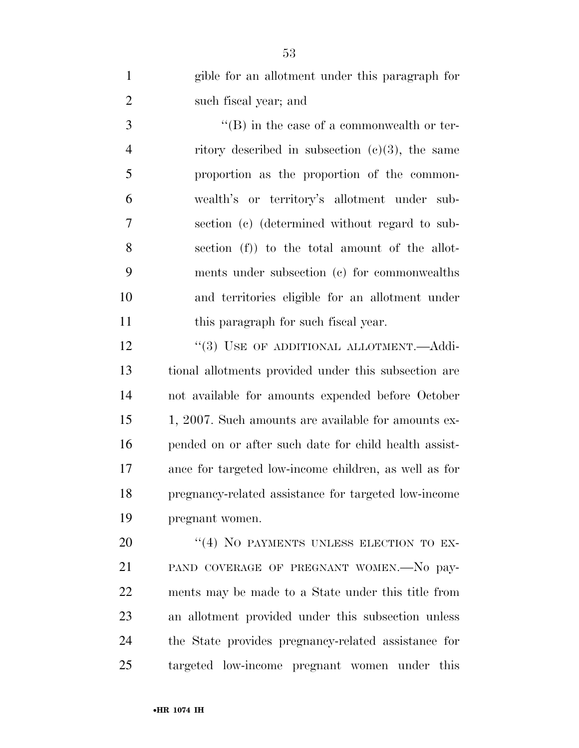gible for an allotment under this paragraph for such fiscal year; and

"(B) in the case of a commonwealth or territory described in subsection (c)(3), the same proportion as the proportion of the commonwealth's or territory's allotment under subsection (c) (determined without regard to subsection (f)) to the total amount of the allotments under subsection (c) for commonwealths and territories eligible for an allotment under this paragraph for such fiscal year.

"(3) USE OF ADDITIONAL ALLOTMENT.—Additional allotments provided under this subsection are not available for amounts expended before October 1, 2007. Such amounts are available for amounts expended on or after such date for child health assistance for targeted low-income children, as well as for pregnancy-related assistance for targeted low-income pregnant women.

"(4) NO PAYMENTS UNLESS ELECTION TO EXPAND COVERAGE OF PREGNANT WOMEN.—No payments may be made to a State under this title from an allotment provided under this subsection unless the State provides pregnancy-related assistance for targeted low-income pregnant women under this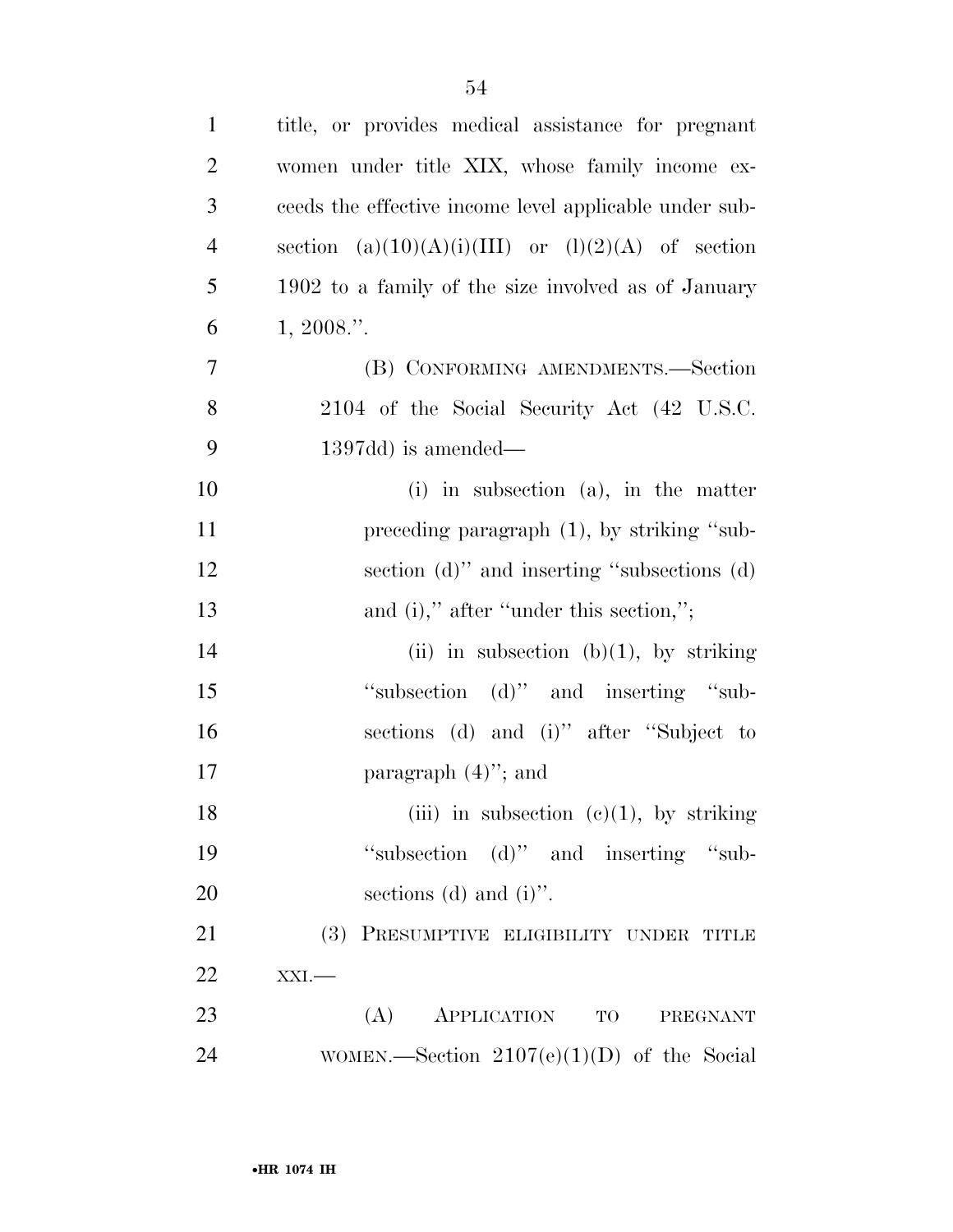title, or provides medical assistance for pregnant women under title XIX, whose family income exceeds the effective income level applicable under subsection (a)(10)(A)(i)(III) or (l)(2)(A) of section 1902 to a family of the size involved as of January 1, 2008.''.

(B) CONFORMING AMENDMENTS.—Section 2104 of the Social Security Act (42 U.S.C. 1397dd) is amended—

(i) in subsection (a), in the matter preceding paragraph (1), by striking ''subsection (d)'' and inserting ''subsections (d) and (i),'' after ''under this section,'';

(ii) in subsection (b)(1), by striking ''subsection (d)'' and inserting ''subsections (d) and (i)'' after ''Subject to paragraph (4)''; and

(iii) in subsection (c)(1), by striking ''subsection (d)'' and inserting ''subsections (d) and (i)''.

(3) PRESUMPTIVE ELIGIBILITY UNDER TITLE XXI.—

(A) APPLICATION TO PREGNANT WOMEN.—Section 2107(e)(1)(D) of the Social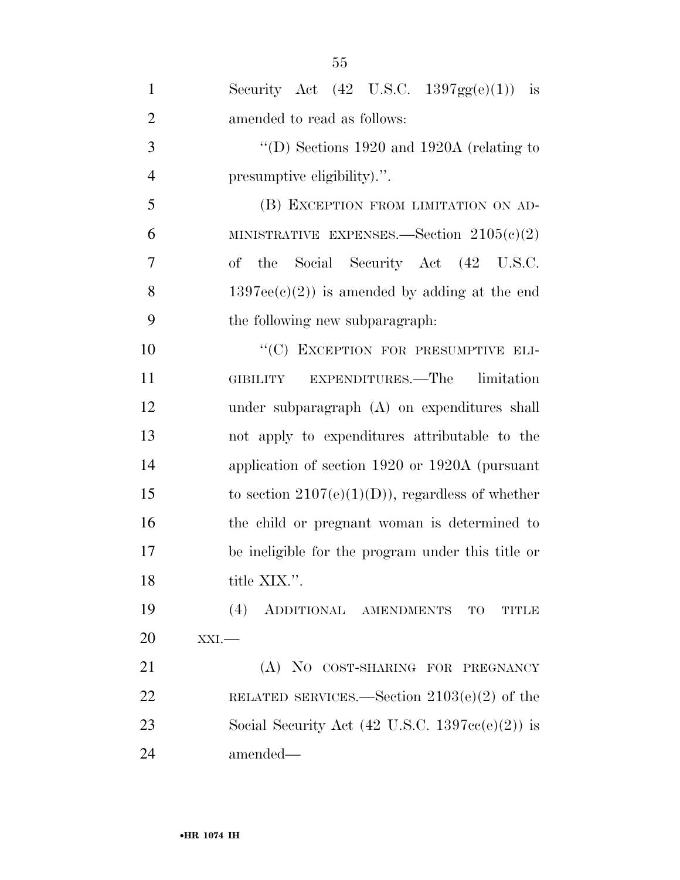Security Act (42 U.S.C. 1397gg(e)(1)) is amended to read as follows:

"(D) Sections 1920 and 1920A (relating to presumptive eligibility).".

(B) EXCEPTION FROM LIMITATION ON ADMINISTRATIVE EXPENSES.—Section 2105(c)(2) of the Social Security Act (42 U.S.C. 1397ee(c)(2)) is amended by adding at the end the following new subparagraph:

"(C) EXCEPTION FOR PRESUMPTIVE ELIGIBILITY EXPENDITURES.—The limitation under subparagraph (A) on expenditures shall not apply to expenditures attributable to the application of section 1920 or 1920A (pursuant to section 2107(e)(1)(D)), regardless of whether the child or pregnant woman is determined to be ineligible for the program under this title or title XIX.".

(4) ADDITIONAL AMENDMENTS TO TITLE XXI.—

(A) NO COST-SHARING FOR PREGNANCY RELATED SERVICES.—Section 2103(e)(2) of the Social Security Act (42 U.S.C. 1397cc(e)(2)) is amended—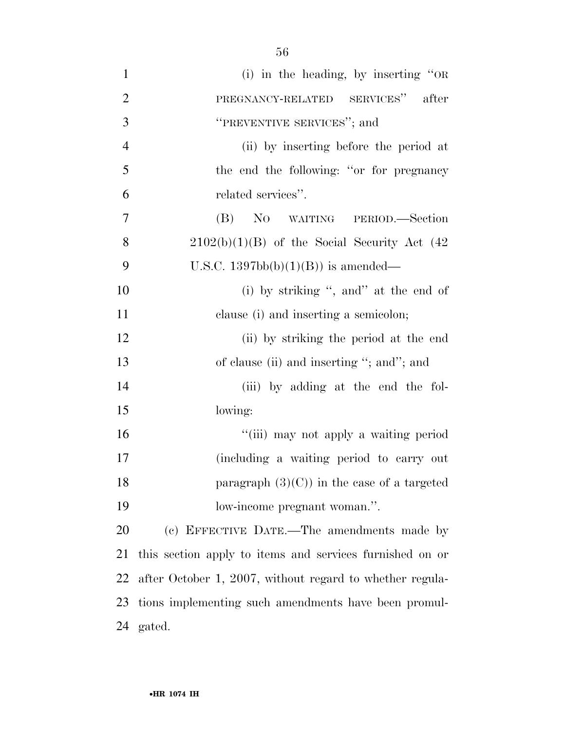(i) in the heading, by inserting "OR PREGNANCY-RELATED SERVICES" after "PREVENTIVE SERVICES"; and

(ii) by inserting before the period at the end the following: "or for pregnancy related services".

(B) NO WAITING PERIOD.—Section 2102(b)(1)(B) of the Social Security Act (42 U.S.C. 1397bb(b)(1)(B)) is amended—

(i) by striking ", and" at the end of clause (i) and inserting a semicolon;

(ii) by striking the period at the end of clause (ii) and inserting "; and"; and

(iii) by adding at the end the following:

"(iii) may not apply a waiting period (including a waiting period to carry out paragraph (3)(C)) in the case of a targeted low-income pregnant woman.".

(c) EFFECTIVE DATE.—The amendments made by this section apply to items and services furnished on or after October 1, 2007, without regard to whether regulations implementing such amendments have been promulgated.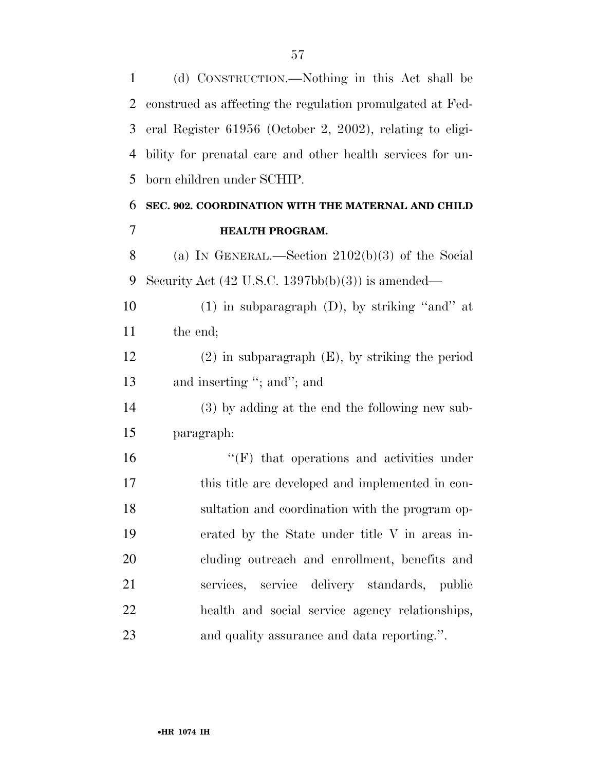(d) CONSTRUCTION.—Nothing in this Act shall be construed as affecting the regulation promulgated at Federal Register 61956 (October 2, 2002), relating to eligibility for prenatal care and other health services for unborn children under SCHIP.

**SEC. 902. COORDINATION WITH THE MATERNAL AND CHILD HEALTH PROGRAM.**

(a) IN GENERAL.—Section 2102(b)(3) of the Social Security Act (42 U.S.C. 1397bb(b)(3)) is amended—

(1) in subparagraph (D), by striking ''and'' at the end;

(2) in subparagraph (E), by striking the period and inserting ''; and''; and

(3) by adding at the end the following new subparagraph:

''(F) that operations and activities under this title are developed and implemented in consultation and coordination with the program operated by the State under title V in areas including outreach and enrollment, benefits and services, service delivery standards, public health and social service agency relationships, and quality assurance and data reporting.''.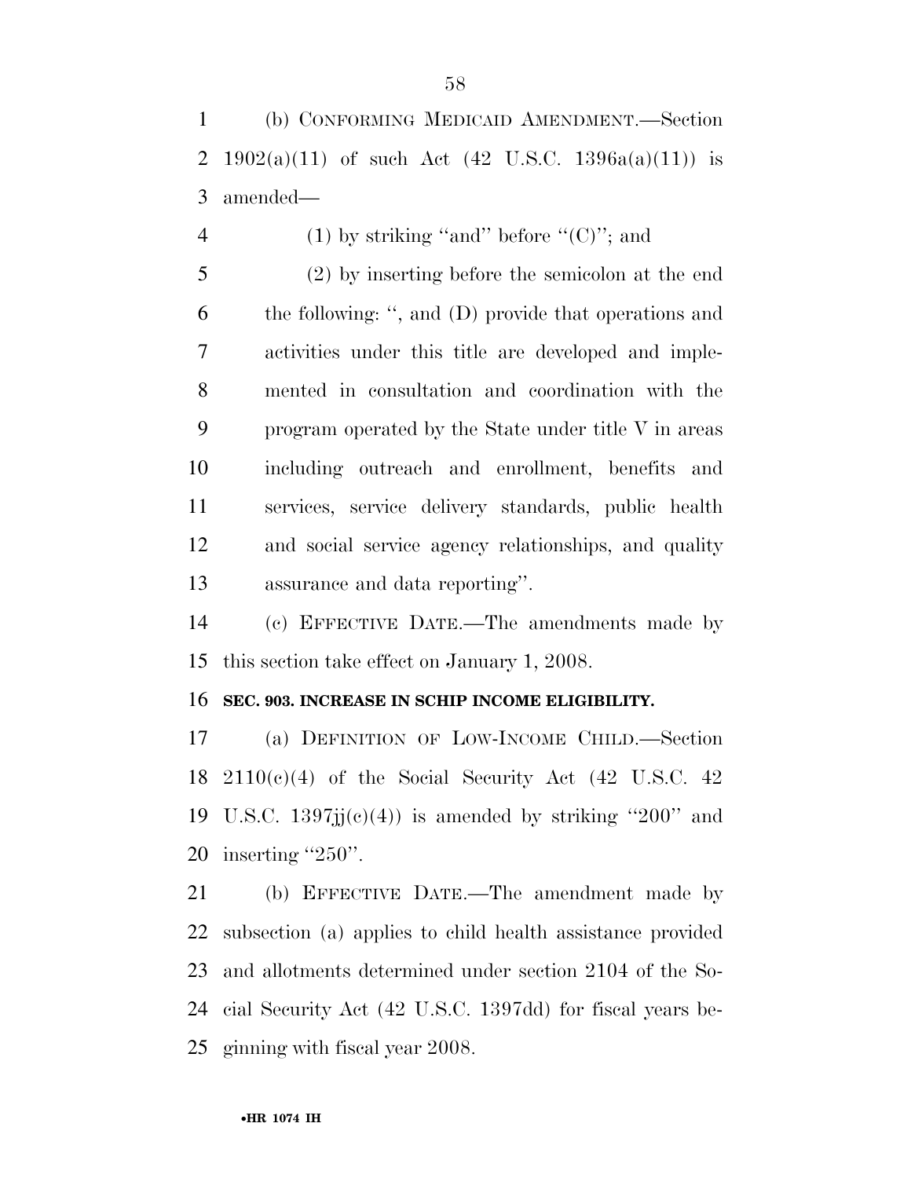(b) CONFORMING MEDICAID AMENDMENT.—Section 1902(a)(11) of such Act (42 U.S.C. 1396a(a)(11)) is amended—

(1) by striking ''and'' before ''(C)''; and

(2) by inserting before the semicolon at the end the following: '', and (D) provide that operations and activities under this title are developed and implemented in consultation and coordination with the program operated by the State under title V in areas including outreach and enrollment, benefits and services, service delivery standards, public health and social service agency relationships, and quality assurance and data reporting''.

(c) EFFECTIVE DATE.—The amendments made by this section take effect on January 1, 2008.

**SEC. 903. INCREASE IN SCHIP INCOME ELIGIBILITY.**

(a) DEFINITION OF LOW-INCOME CHILD.—Section 2110(c)(4) of the Social Security Act (42 U.S.C. 42 U.S.C. 1397jj(c)(4)) is amended by striking ''200'' and inserting ''250''.

(b) EFFECTIVE DATE.—The amendment made by subsection (a) applies to child health assistance provided and allotments determined under section 2104 of the Social Security Act (42 U.S.C. 1397dd) for fiscal years beginning with fiscal year 2008.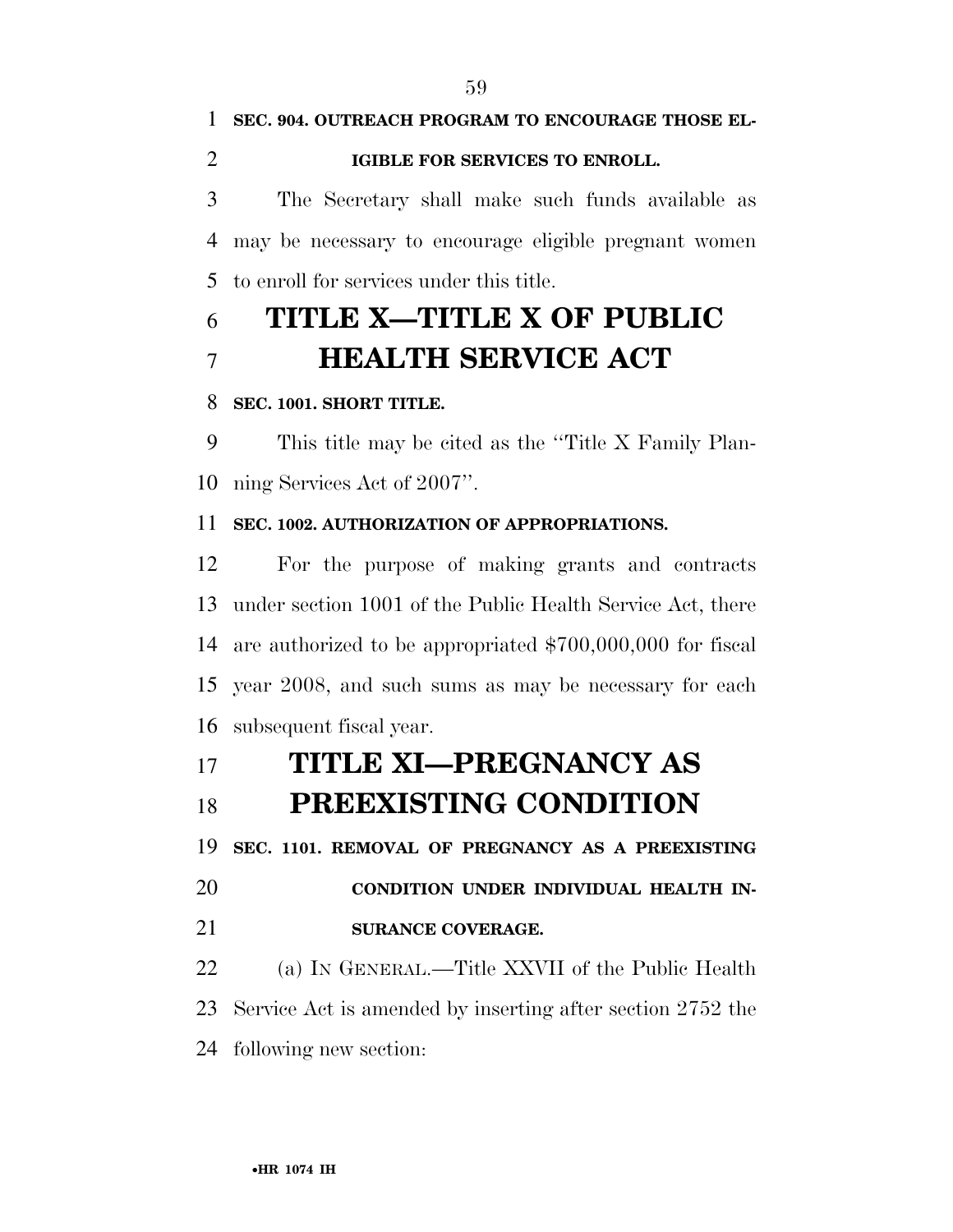**SEC. 904. OUTREACH PROGRAM TO ENCOURAGE THOSE ELIGIBLE FOR SERVICES TO ENROLL.**

The Secretary shall make such funds available as may be necessary to encourage eligible pregnant women to enroll for services under this title.

# TITLE X—TITLE X OF PUBLIC HEALTH SERVICE ACT

**SEC. 1001. SHORT TITLE.**

This title may be cited as the ''Title X Family Planning Services Act of 2007''.

**SEC. 1002. AUTHORIZATION OF APPROPRIATIONS.**

For the purpose of making grants and contracts under section 1001 of the Public Health Service Act, there are authorized to be appropriated $700,000,000 for fiscal year 2008, and such sums as may be necessary for each subsequent fiscal year.

# TITLE XI—PREGNANCY AS PREEXISTING CONDITION

**SEC. 1101. REMOVAL OF PREGNANCY AS A PREEXISTING CONDITION UNDER INDIVIDUAL HEALTH INSURANCE COVERAGE.**

(a) IN GENERAL.—Title XXVII of the Public Health Service Act is amended by inserting after section 2752 the following new section: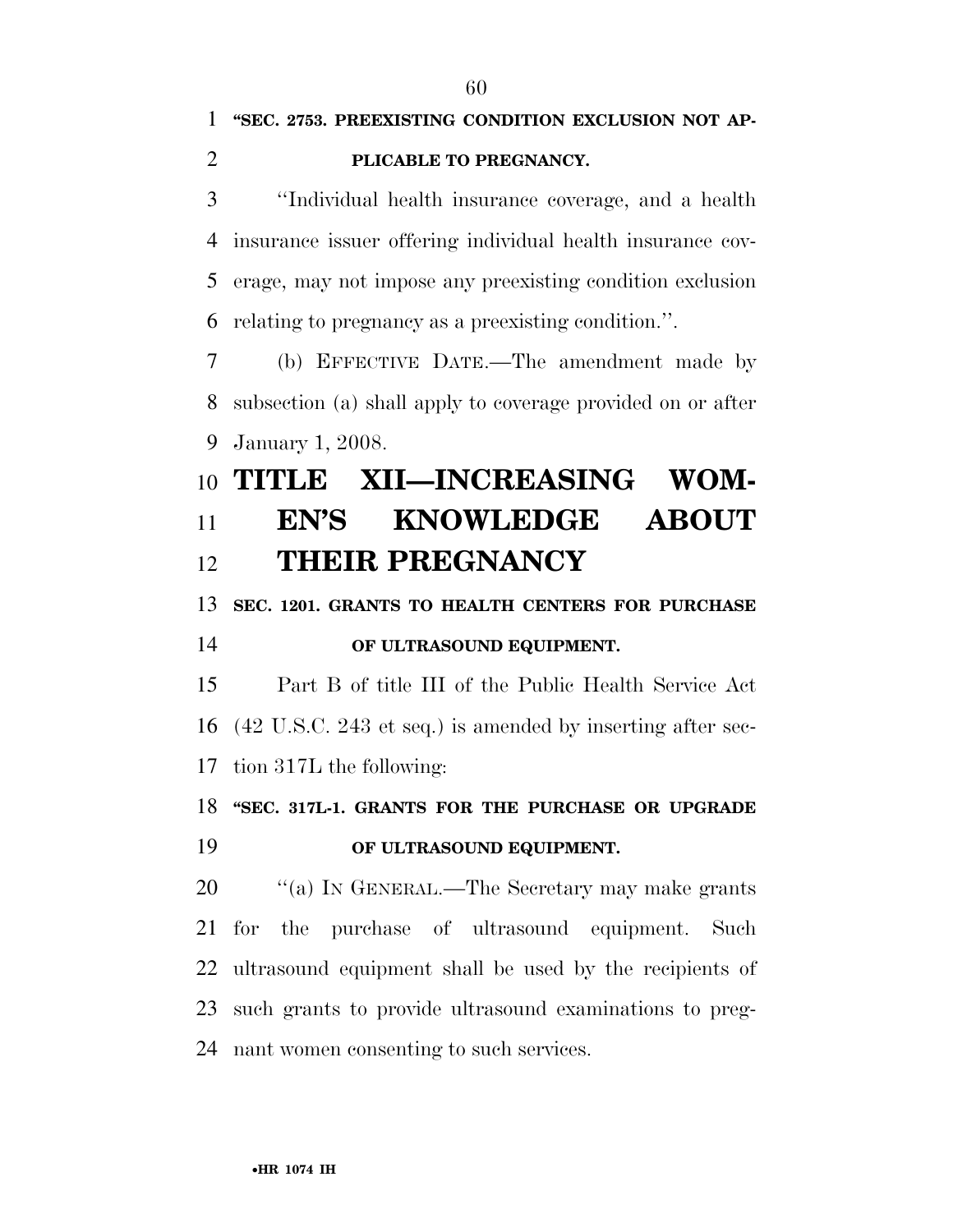**"SEC. 2753. PREEXISTING CONDITION EXCLUSION NOT APPLICABLE TO PREGNANCY.**

"Individual health insurance coverage, and a health insurance issuer offering individual health insurance coverage, may not impose any preexisting condition exclusion relating to pregnancy as a preexisting condition.".

(b) EFFECTIVE DATE.—The amendment made by subsection (a) shall apply to coverage provided on or after January 1, 2008.

# TITLE XII—INCREASING WOMEN'S KNOWLEDGE ABOUT THEIR PREGNANCY

**SEC. 1201. GRANTS TO HEALTH CENTERS FOR PURCHASE OF ULTRASOUND EQUIPMENT.**

Part B of title III of the Public Health Service Act (42 U.S.C. 243 et seq.) is amended by inserting after section 317L the following:

**"SEC. 317L-1. GRANTS FOR THE PURCHASE OR UPGRADE OF ULTRASOUND EQUIPMENT.**

"(a) IN GENERAL.—The Secretary may make grants for the purchase of ultrasound equipment. Such ultrasound equipment shall be used by the recipients of such grants to provide ultrasound examinations to pregnant women consenting to such services.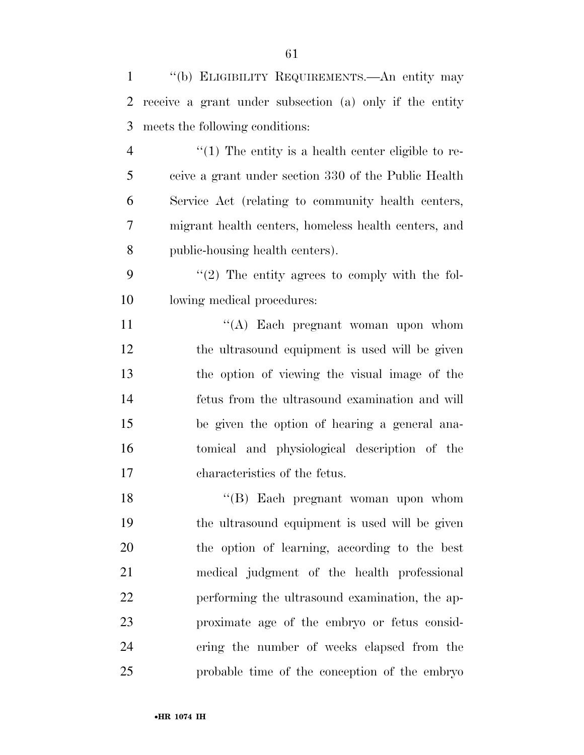''(b) ELIGIBILITY REQUIREMENTS.—An entity may receive a grant under subsection (a) only if the entity meets the following conditions:

''(1) The entity is a health center eligible to receive a grant under section 330 of the Public Health Service Act (relating to community health centers, migrant health centers, homeless health centers, and public-housing health centers).

''(2) The entity agrees to comply with the following medical procedures:

''(A) Each pregnant woman upon whom the ultrasound equipment is used will be given the option of viewing the visual image of the fetus from the ultrasound examination and will be given the option of hearing a general anatomical and physiological description of the characteristics of the fetus.

''(B) Each pregnant woman upon whom the ultrasound equipment is used will be given the option of learning, according to the best medical judgment of the health professional performing the ultrasound examination, the approximate age of the embryo or fetus considering the number of weeks elapsed from the probable time of the conception of the embryo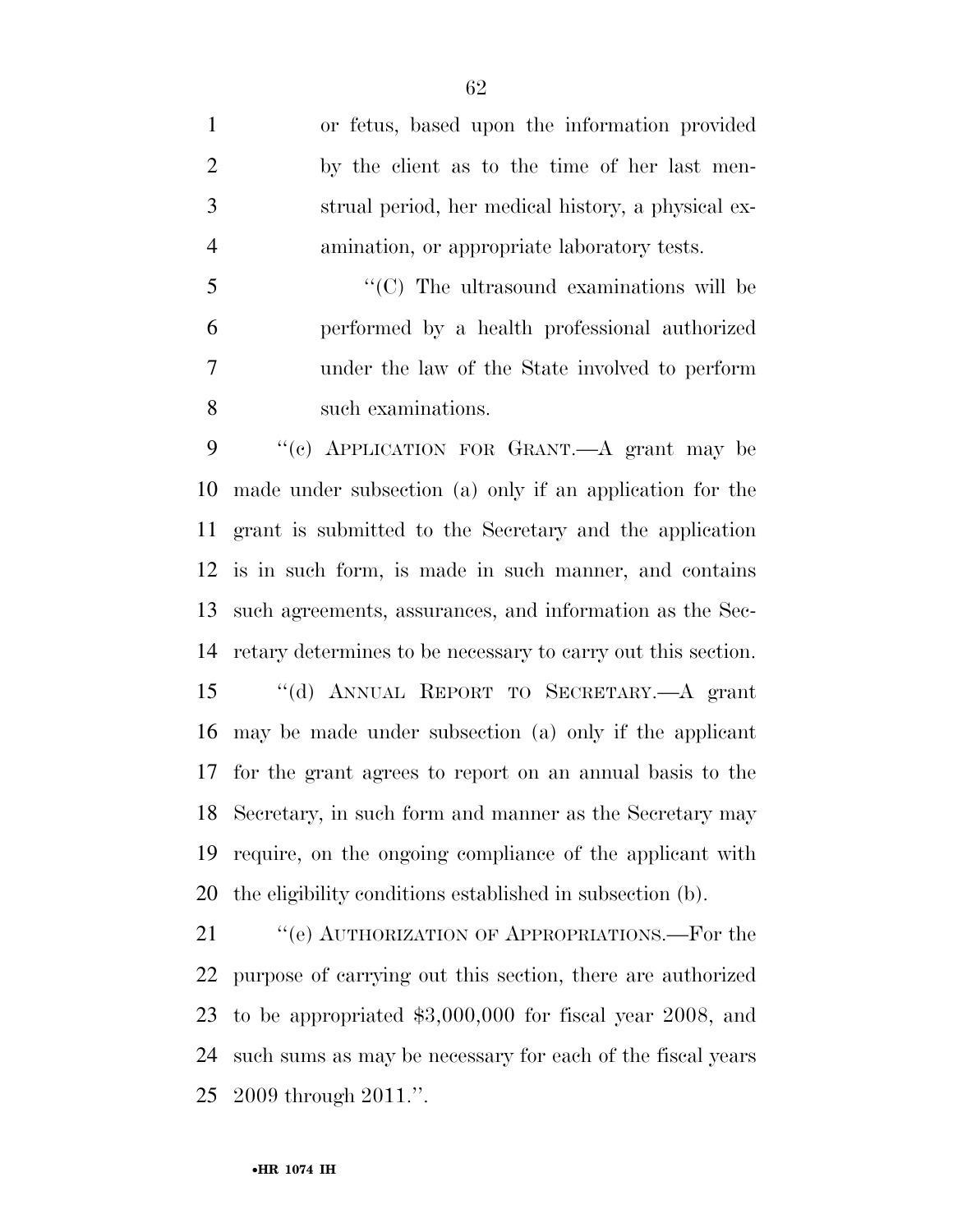or fetus, based upon the information provided by the client as to the time of her last menstrual period, her medical history, a physical examination, or appropriate laboratory tests.

"(C) The ultrasound examinations will be performed by a health professional authorized under the law of the State involved to perform such examinations.

"(c) APPLICATION FOR GRANT.—A grant may be made under subsection (a) only if an application for the grant is submitted to the Secretary and the application is in such form, is made in such manner, and contains such agreements, assurances, and information as the Secretary determines to be necessary to carry out this section.

"(d) ANNUAL REPORT TO SECRETARY.—A grant may be made under subsection (a) only if the applicant for the grant agrees to report on an annual basis to the Secretary, in such form and manner as the Secretary may require, on the ongoing compliance of the applicant with the eligibility conditions established in subsection (b).

"(e) AUTHORIZATION OF APPROPRIATIONS.—For the purpose of carrying out this section, there are authorized to be appropriated $3,000,000 for fiscal year 2008, and such sums as may be necessary for each of the fiscal years 2009 through 2011.".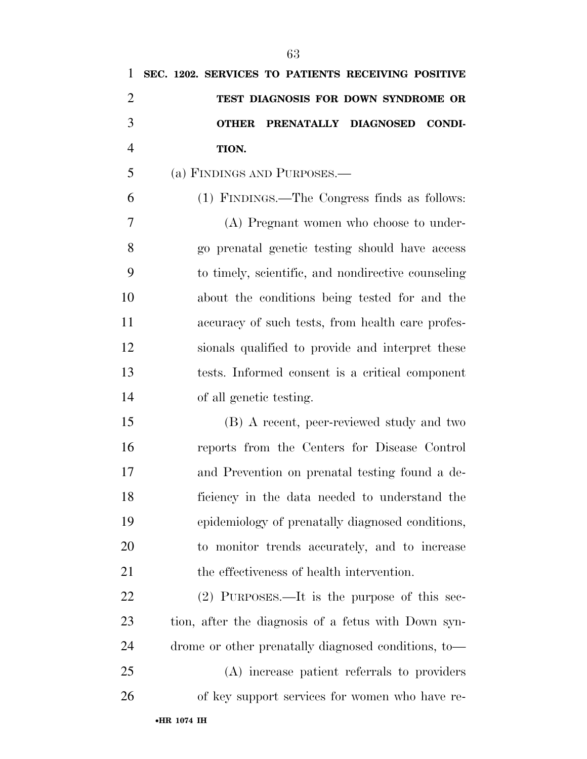**SEC. 1202. SERVICES TO PATIENTS RECEIVING POSITIVE TEST DIAGNOSIS FOR DOWN SYNDROME OR OTHER PRENATALLY DIAGNOSED CONDITION.**

(a) FINDINGS AND PURPOSES.—

(1) FINDINGS.—The Congress finds as follows:

(A) Pregnant women who choose to undergo prenatal genetic testing should have access to timely, scientific, and nondirective counseling about the conditions being tested for and the accuracy of such tests, from health care professionals qualified to provide and interpret these tests. Informed consent is a critical component of all genetic testing.

(B) A recent, peer-reviewed study and two reports from the Centers for Disease Control and Prevention on prenatal testing found a deficiency in the data needed to understand the epidemiology of prenatally diagnosed conditions, to monitor trends accurately, and to increase the effectiveness of health intervention.

(2) PURPOSES.—It is the purpose of this section, after the diagnosis of a fetus with Down syndrome or other prenatally diagnosed conditions, to—

(A) increase patient referrals to providers of key support services for women who have re-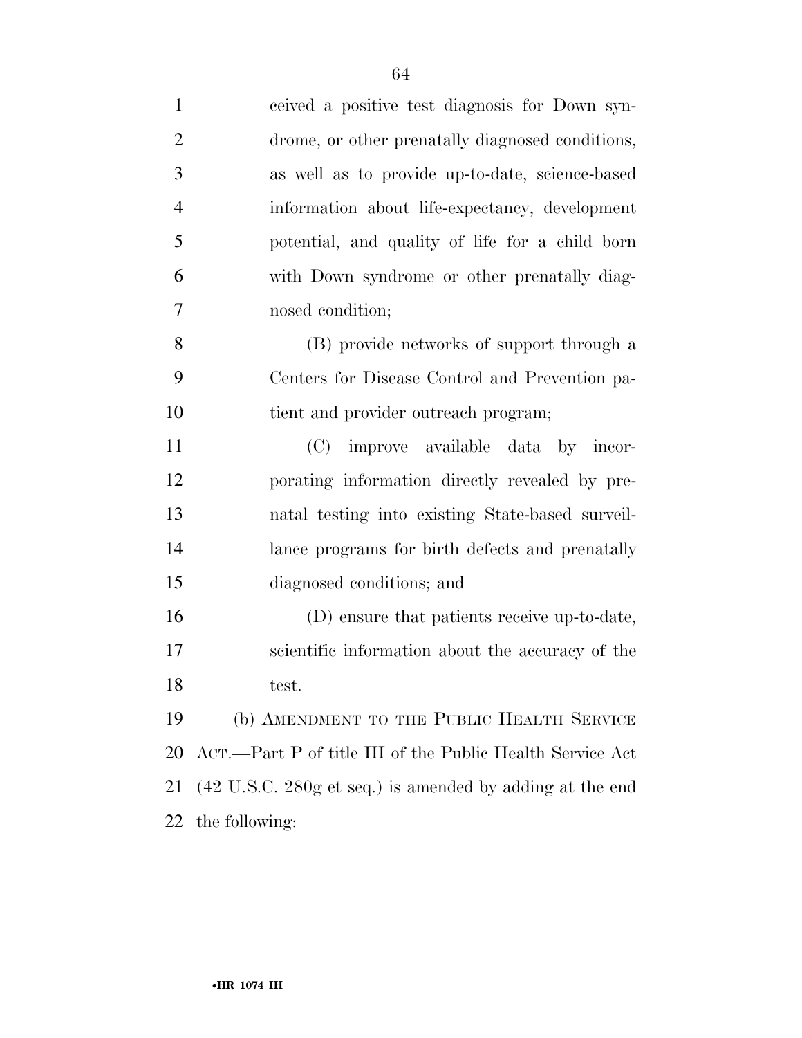ceived a positive test diagnosis for Down syndrome, or other prenatally diagnosed conditions, as well as to provide up-to-date, science-based information about life-expectancy, development potential, and quality of life for a child born with Down syndrome or other prenatally diagnosed condition;

(B) provide networks of support through a Centers for Disease Control and Prevention patient and provider outreach program;

(C) improve available data by incorporating information directly revealed by prenatal testing into existing State-based surveillance programs for birth defects and prenatally diagnosed conditions; and

(D) ensure that patients receive up-to-date, scientific information about the accuracy of the test.

(b) AMENDMENT TO THE PUBLIC HEALTH SERVICE ACT.—Part P of title III of the Public Health Service Act (42 U.S.C. 280g et seq.) is amended by adding at the end the following: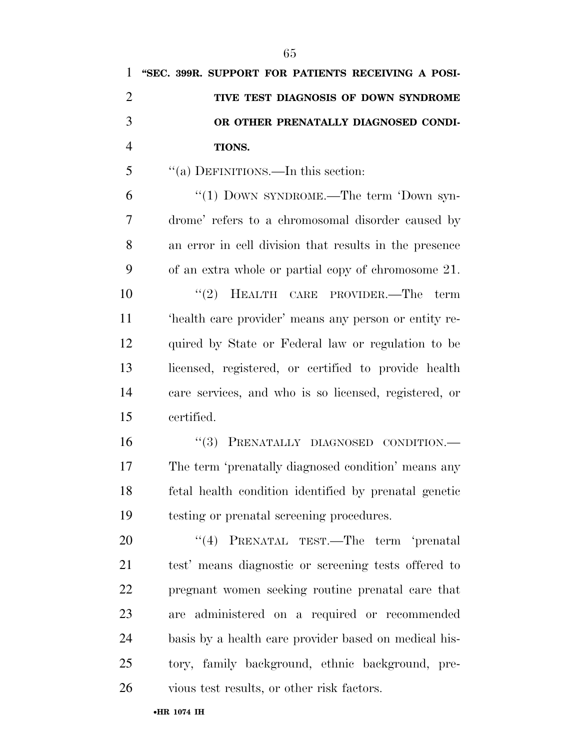**"SEC. 399R. SUPPORT FOR PATIENTS RECEIVING A POSITIVE TEST DIAGNOSIS OF DOWN SYNDROME OR OTHER PRENATALLY DIAGNOSED CONDITIONS.**

"(a) DEFINITIONS.—In this section:

"(1) DOWN SYNDROME.—The term 'Down syndrome' refers to a chromosomal disorder caused by an error in cell division that results in the presence of an extra whole or partial copy of chromosome 21.

"(2) HEALTH CARE PROVIDER.—The term 'health care provider' means any person or entity required by State or Federal law or regulation to be licensed, registered, or certified to provide health care services, and who is so licensed, registered, or certified.

"(3) PRENATALLY DIAGNOSED CONDITION.—The term 'prenatally diagnosed condition' means any fetal health condition identified by prenatal genetic testing or prenatal screening procedures.

"(4) PRENATAL TEST.—The term 'prenatal test' means diagnostic or screening tests offered to pregnant women seeking routine prenatal care that are administered on a required or recommended basis by a health care provider based on medical history, family background, ethnic background, previous test results, or other risk factors.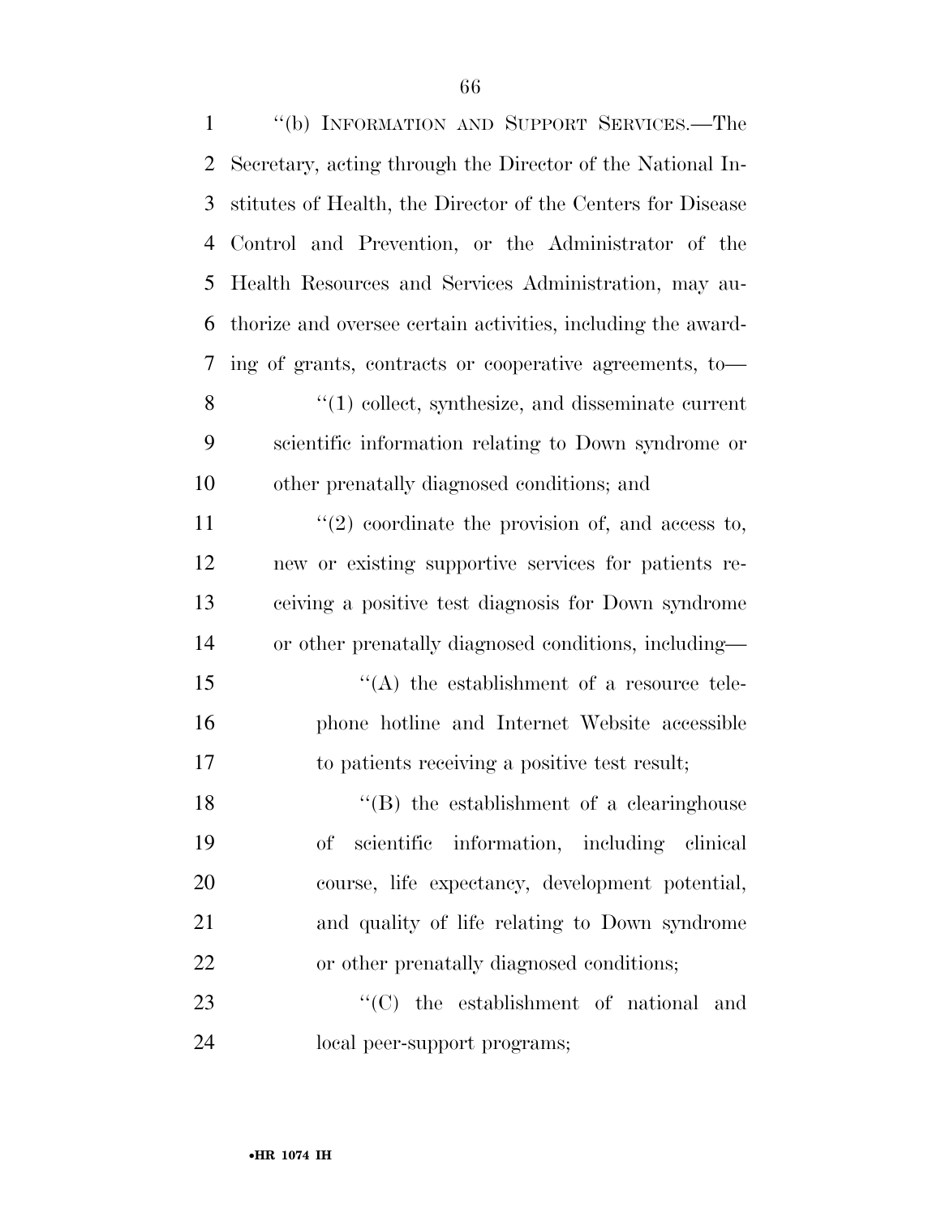"(b) INFORMATION AND SUPPORT SERVICES.—The Secretary, acting through the Director of the National Institutes of Health, the Director of the Centers for Disease Control and Prevention, or the Administrator of the Health Resources and Services Administration, may authorize and oversee certain activities, including the awarding of grants, contracts or cooperative agreements, to—

"(1) collect, synthesize, and disseminate current scientific information relating to Down syndrome or other prenatally diagnosed conditions; and

"(2) coordinate the provision of, and access to, new or existing supportive services for patients receiving a positive test diagnosis for Down syndrome or other prenatally diagnosed conditions, including—

"(A) the establishment of a resource telephone hotline and Internet Website accessible to patients receiving a positive test result;

"(B) the establishment of a clearinghouse of scientific information, including clinical course, life expectancy, development potential, and quality of life relating to Down syndrome or other prenatally diagnosed conditions;

"(C) the establishment of national and local peer-support programs;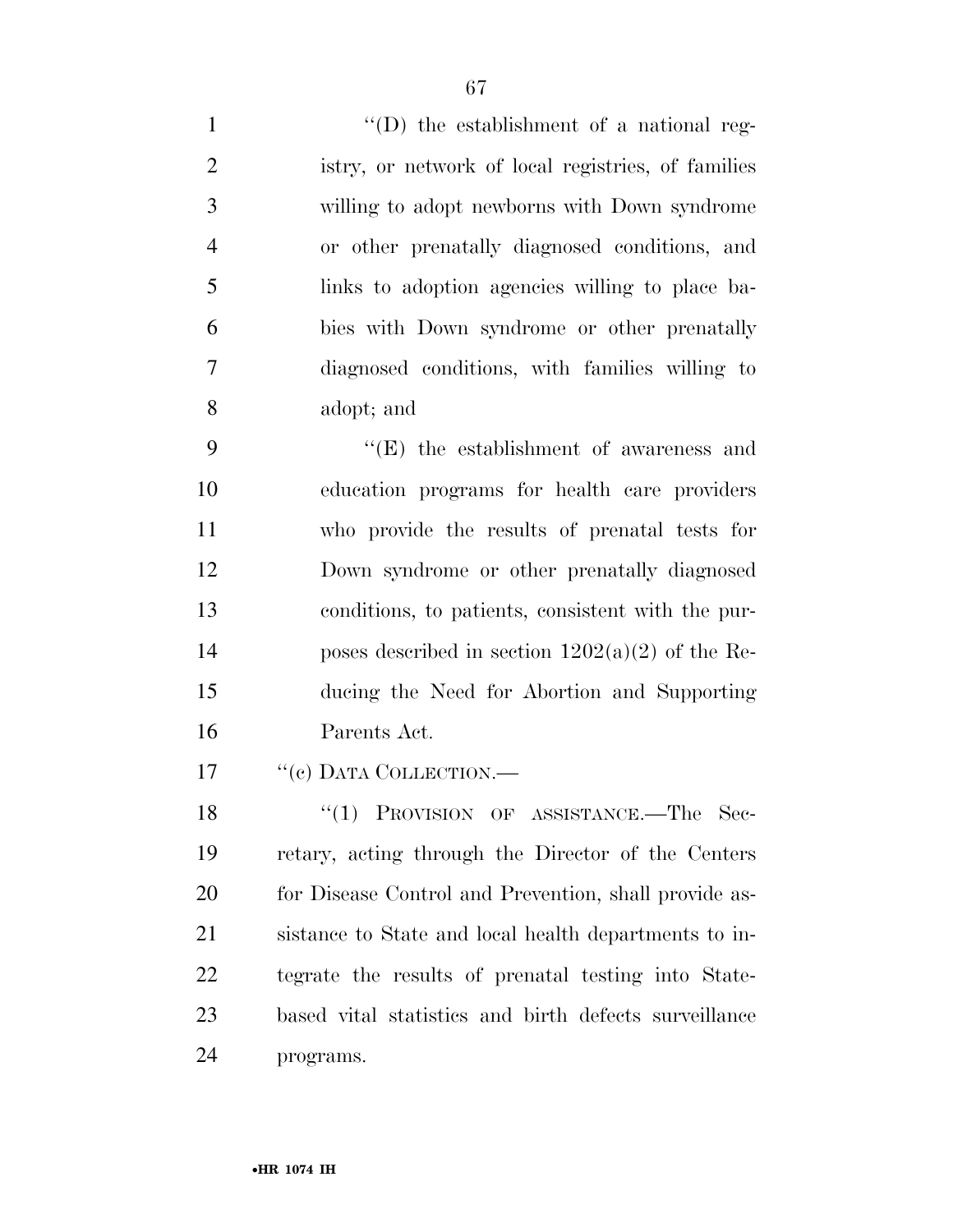"(D) the establishment of a national registry, or network of local registries, of families willing to adopt newborns with Down syndrome or other prenatally diagnosed conditions, and links to adoption agencies willing to place babies with Down syndrome or other prenatally diagnosed conditions, with families willing to adopt; and

"(E) the establishment of awareness and education programs for health care providers who provide the results of prenatal tests for Down syndrome or other prenatally diagnosed conditions, to patients, consistent with the purposes described in section 1202(a)(2) of the Reducing the Need for Abortion and Supporting Parents Act.

"(c) DATA COLLECTION.—

"(1) PROVISION OF ASSISTANCE.—The Secretary, acting through the Director of the Centers for Disease Control and Prevention, shall provide assistance to State and local health departments to integrate the results of prenatal testing into State-based vital statistics and birth defects surveillance programs.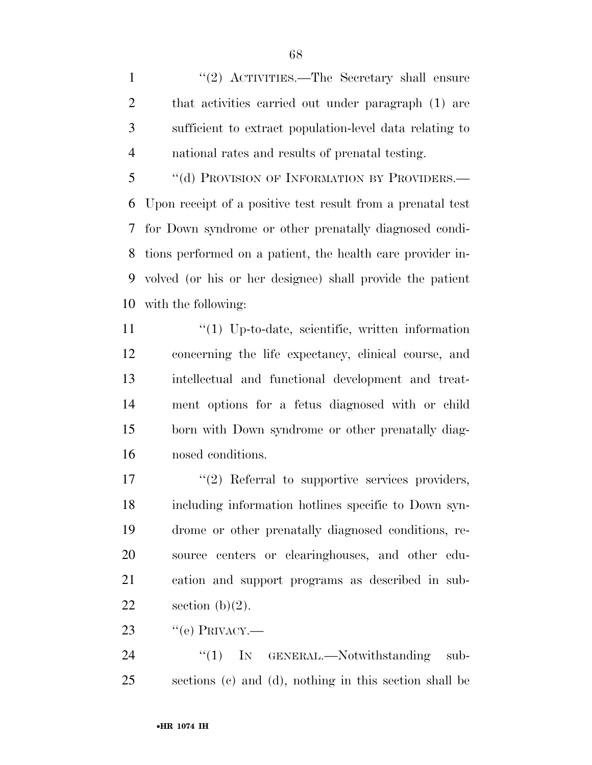"(2) ACTIVITIES.—The Secretary shall ensure that activities carried out under paragraph (1) are sufficient to extract population-level data relating to national rates and results of prenatal testing.

"(d) PROVISION OF INFORMATION BY PROVIDERS.— Upon receipt of a positive test result from a prenatal test for Down syndrome or other prenatally diagnosed conditions performed on a patient, the health care provider involved (or his or her designee) shall provide the patient with the following:

"(1) Up-to-date, scientific, written information concerning the life expectancy, clinical course, and intellectual and functional development and treatment options for a fetus diagnosed with or child born with Down syndrome or other prenatally diagnosed conditions.

"(2) Referral to supportive services providers, including information hotlines specific to Down syndrome or other prenatally diagnosed conditions, resource centers or clearinghouses, and other education and support programs as described in subsection (b)(2).

"(e) PRIVACY.—

"(1) IN GENERAL.—Notwithstanding subsections (c) and (d), nothing in this section shall be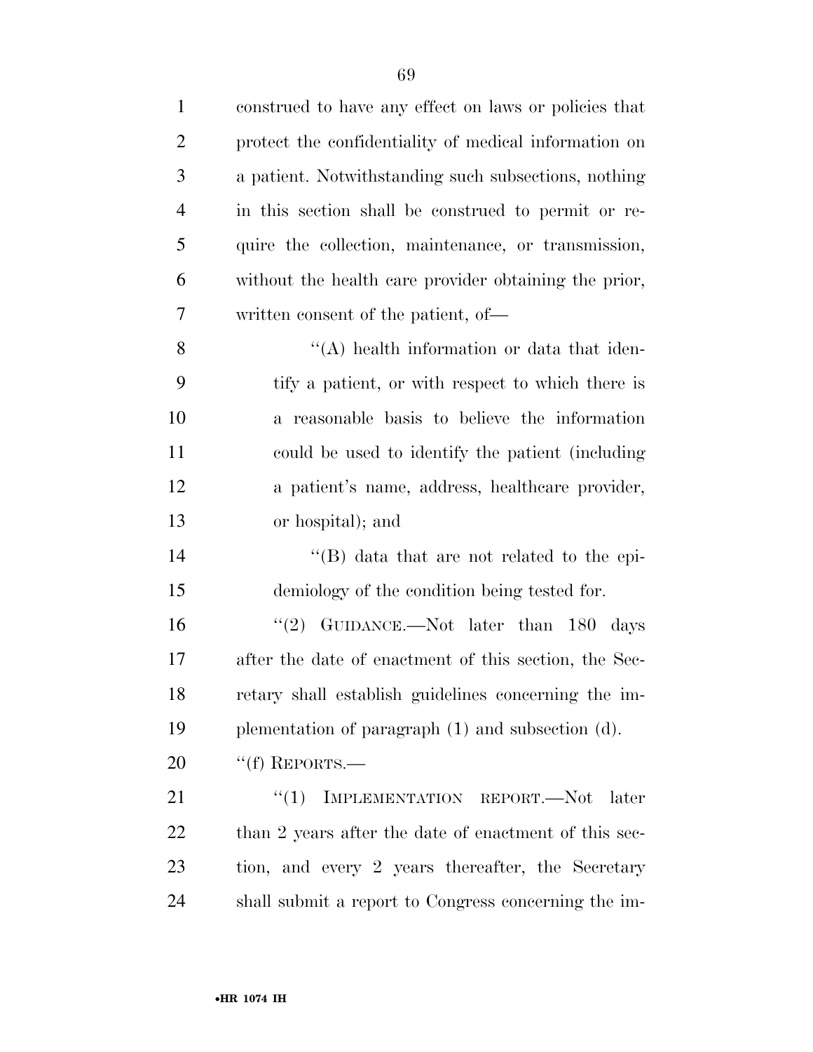construed to have any effect on laws or policies that protect the confidentiality of medical information on a patient. Notwithstanding such subsections, nothing in this section shall be construed to permit or require the collection, maintenance, or transmission, without the health care provider obtaining the prior, written consent of the patient, of—

''(A) health information or data that identify a patient, or with respect to which there is a reasonable basis to believe the information could be used to identify the patient (including a patient's name, address, healthcare provider, or hospital); and

''(B) data that are not related to the epidemiology of the condition being tested for.

''(2) GUIDANCE.—Not later than 180 days after the date of enactment of this section, the Secretary shall establish guidelines concerning the implementation of paragraph (1) and subsection (d).

''(f) REPORTS.—

''(1) IMPLEMENTATION REPORT.—Not later than 2 years after the date of enactment of this section, and every 2 years thereafter, the Secretary shall submit a report to Congress concerning the im-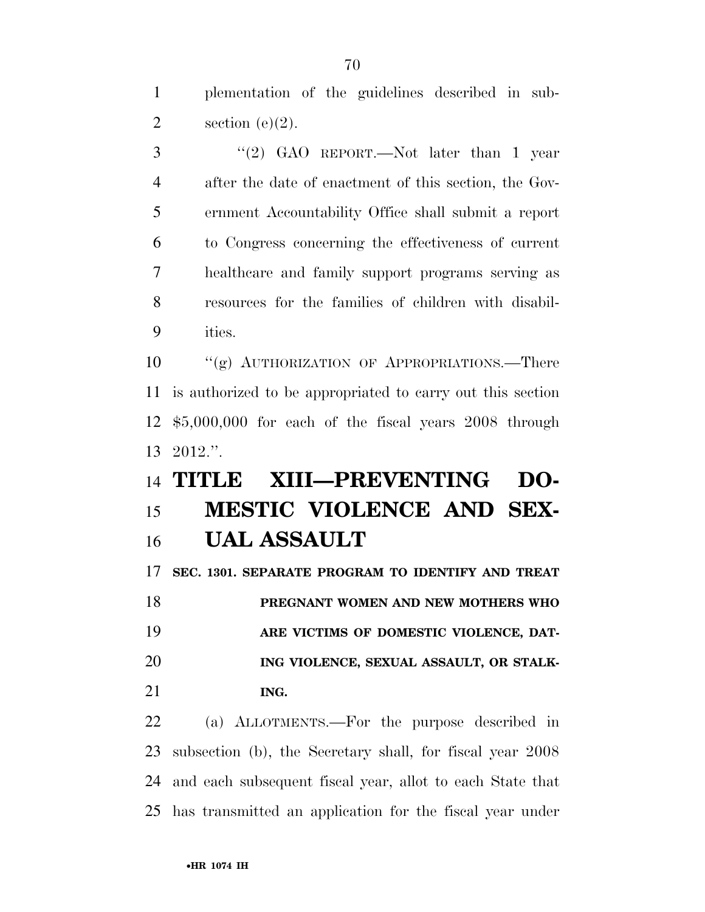plementation of the guidelines described in subsection (e)(2).

"(2) GAO REPORT.—Not later than 1 year after the date of enactment of this section, the Government Accountability Office shall submit a report to Congress concerning the effectiveness of current healthcare and family support programs serving as resources for the families of children with disabilities.

"(g) AUTHORIZATION OF APPROPRIATIONS.—There is authorized to be appropriated to carry out this section $5,000,000 for each of the fiscal years 2008 through 2012.".

# TITLE XIII—PREVENTING DOMESTIC VIOLENCE AND SEXUAL ASSAULT

## SEC. 1301. SEPARATE PROGRAM TO IDENTIFY AND TREAT PREGNANT WOMEN AND NEW MOTHERS WHO ARE VICTIMS OF DOMESTIC VIOLENCE, DATING VIOLENCE, SEXUAL ASSAULT, OR STALKING.

(a) ALLOTMENTS.—For the purpose described in subsection (b), the Secretary shall, for fiscal year 2008 and each subsequent fiscal year, allot to each State that has transmitted an application for the fiscal year under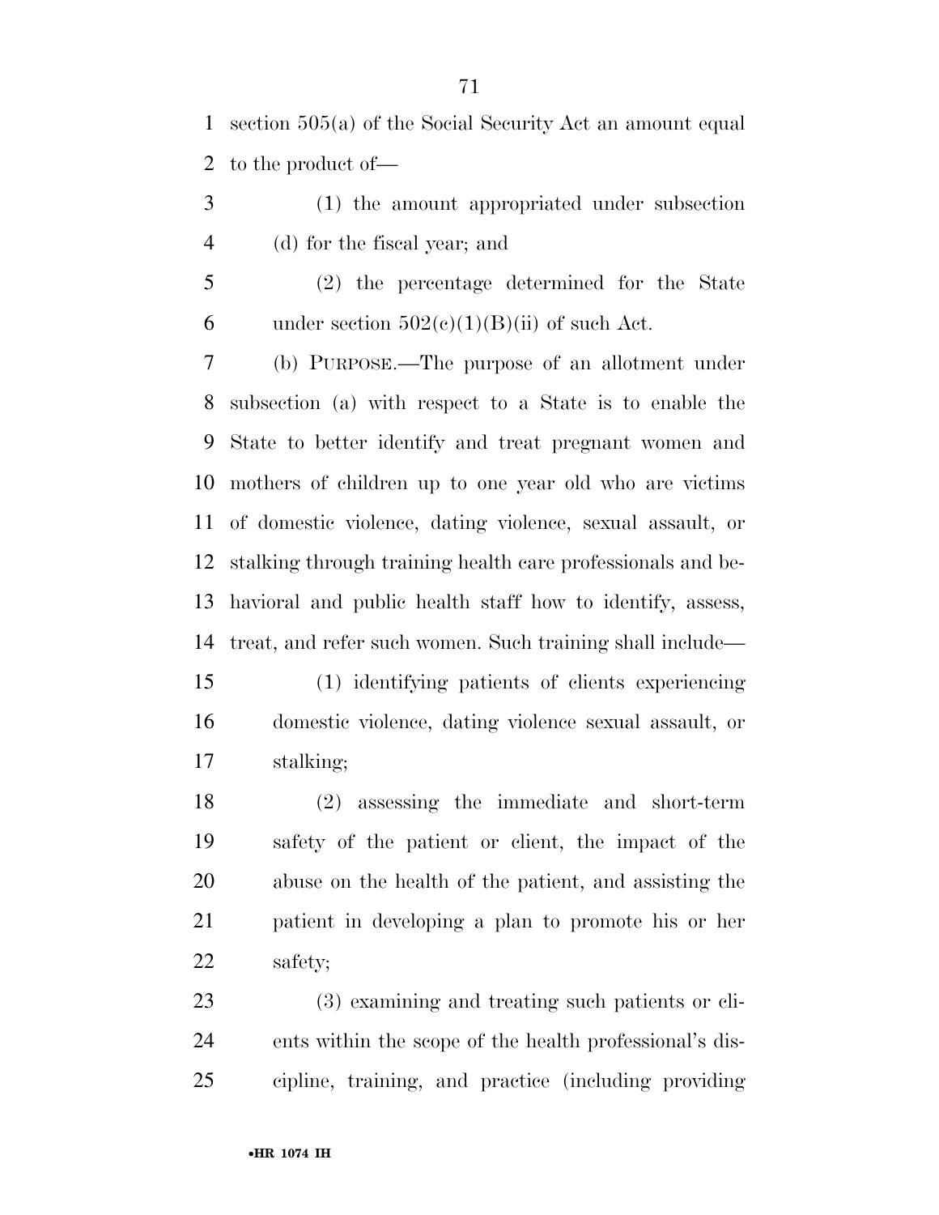section 505(a) of the Social Security Act an amount equal to the product of—

(1) the amount appropriated under subsection (d) for the fiscal year; and

(2) the percentage determined for the State under section 502(c)(1)(B)(ii) of such Act.

(b) PURPOSE.—The purpose of an allotment under subsection (a) with respect to a State is to enable the State to better identify and treat pregnant women and mothers of children up to one year old who are victims of domestic violence, dating violence, sexual assault, or stalking through training health care professionals and behavioral and public health staff how to identify, assess, treat, and refer such women. Such training shall include—

(1) identifying patients of clients experiencing domestic violence, dating violence sexual assault, or stalking;

(2) assessing the immediate and short-term safety of the patient or client, the impact of the abuse on the health of the patient, and assisting the patient in developing a plan to promote his or her safety;

(3) examining and treating such patients or clients within the scope of the health professional's discipline, training, and practice (including providing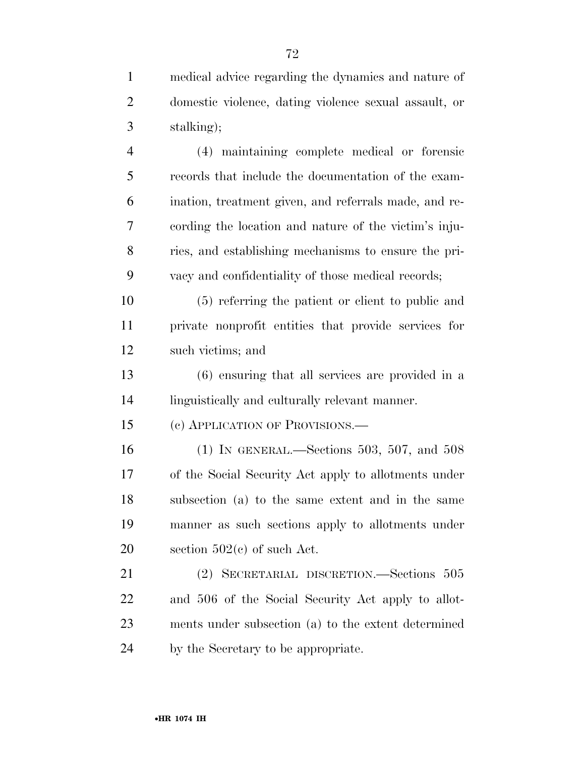medical advice regarding the dynamics and nature of domestic violence, dating violence sexual assault, or stalking);

(4) maintaining complete medical or forensic records that include the documentation of the examination, treatment given, and referrals made, and recording the location and nature of the victim's injuries, and establishing mechanisms to ensure the privacy and confidentiality of those medical records;

(5) referring the patient or client to public and private nonprofit entities that provide services for such victims; and

(6) ensuring that all services are provided in a linguistically and culturally relevant manner.

(c) APPLICATION OF PROVISIONS.—

(1) IN GENERAL.—Sections 503, 507, and 508 of the Social Security Act apply to allotments under subsection (a) to the same extent and in the same manner as such sections apply to allotments under section 502(c) of such Act.

(2) SECRETARIAL DISCRETION.—Sections 505 and 506 of the Social Security Act apply to allotments under subsection (a) to the extent determined by the Secretary to be appropriate.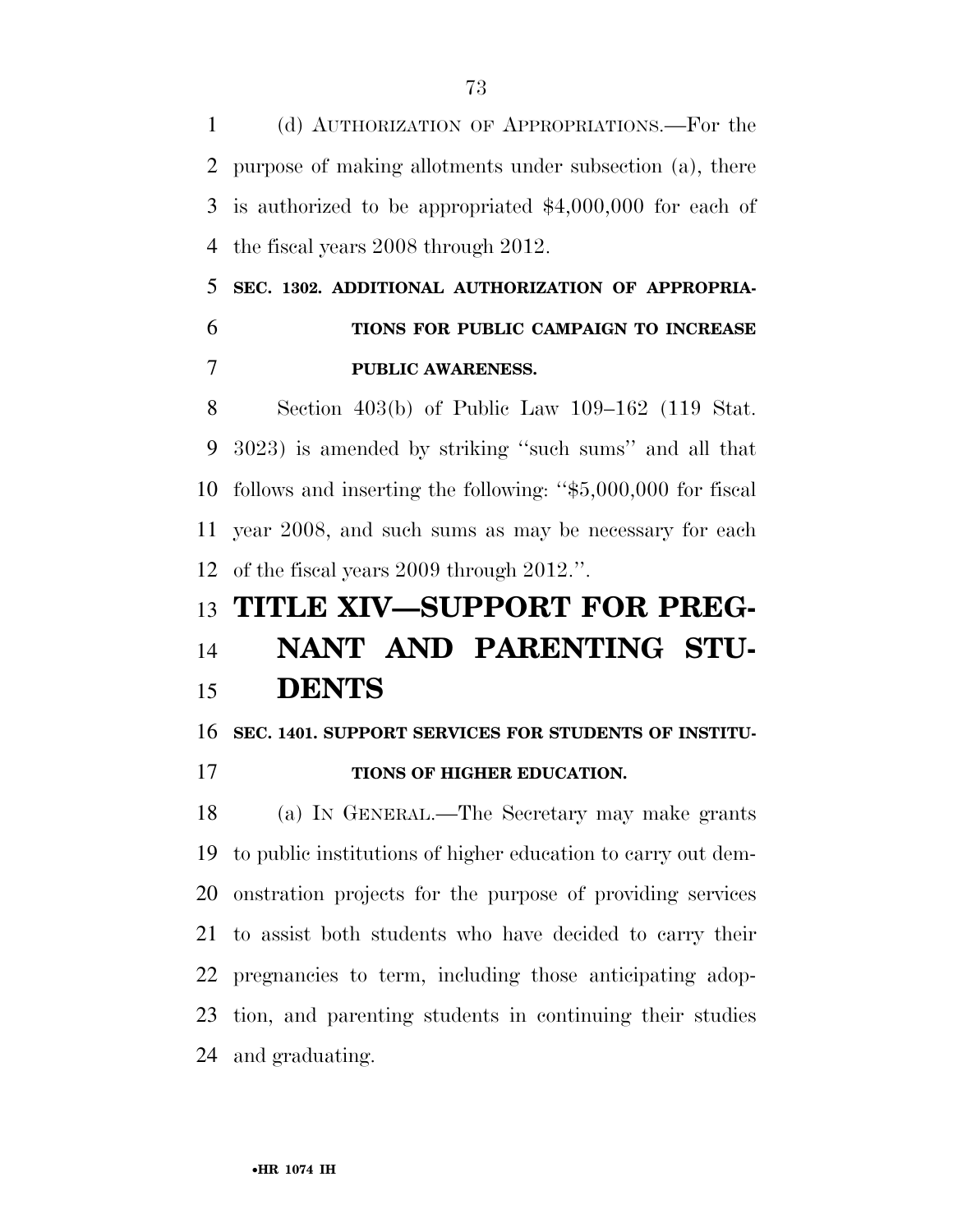(d) AUTHORIZATION OF APPROPRIATIONS.—For the purpose of making allotments under subsection (a), there is authorized to be appropriated $4,000,000 for each of the fiscal years 2008 through 2012.

**SEC. 1302. ADDITIONAL AUTHORIZATION OF APPROPRIATIONS FOR PUBLIC CAMPAIGN TO INCREASE PUBLIC AWARENESS.**

Section 403(b) of Public Law 109–162 (119 Stat. 3023) is amended by striking ''such sums'' and all that follows and inserting the following: ''$5,000,000 for fiscal year 2008, and such sums as may be necessary for each of the fiscal years 2009 through 2012.''.

# TITLE XIV—SUPPORT FOR PREGNANT AND PARENTING STUDENTS

**SEC. 1401. SUPPORT SERVICES FOR STUDENTS OF INSTITUTIONS OF HIGHER EDUCATION.**

(a) IN GENERAL.—The Secretary may make grants to public institutions of higher education to carry out demonstration projects for the purpose of providing services to assist both students who have decided to carry their pregnancies to term, including those anticipating adoption, and parenting students in continuing their studies and graduating.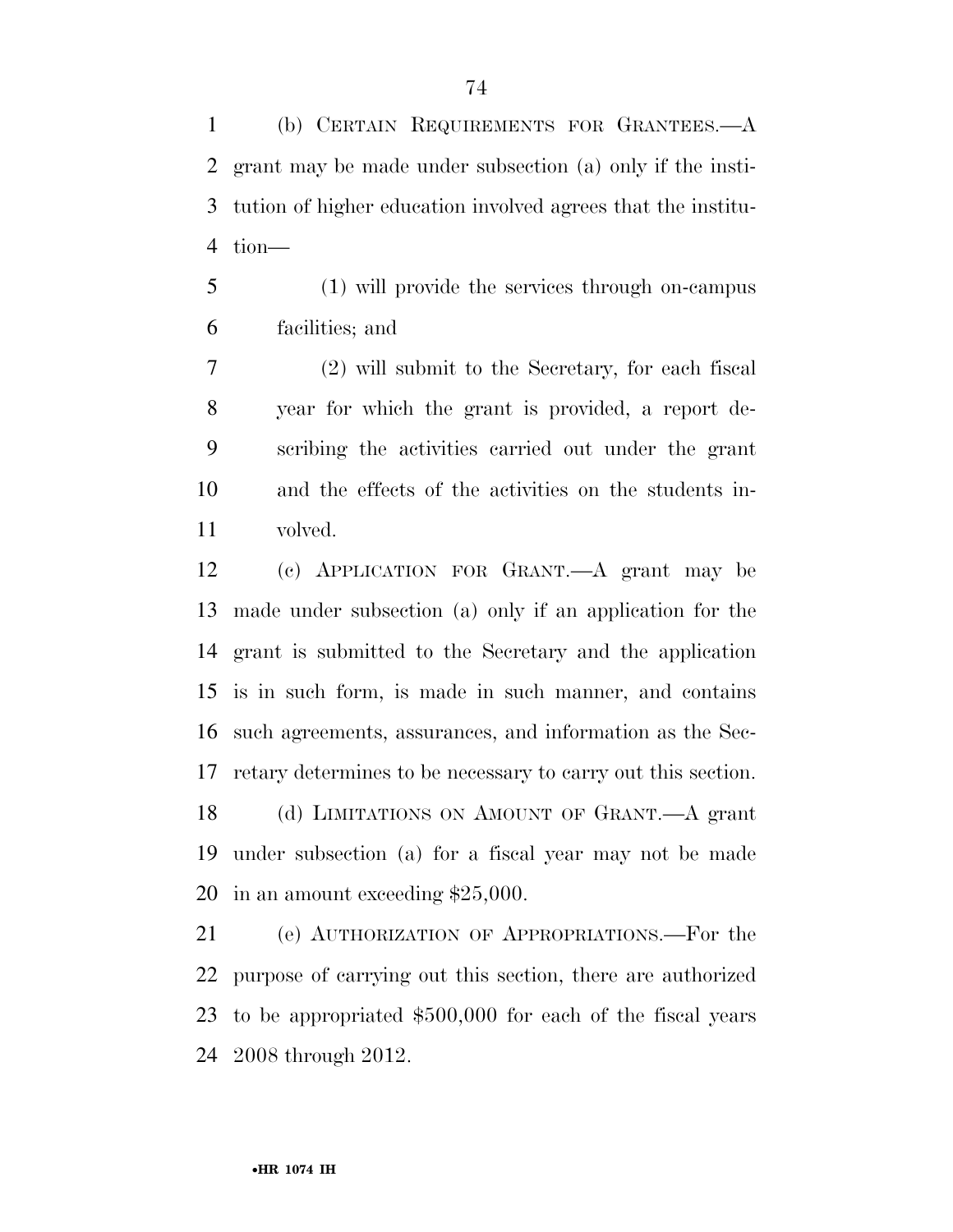(b) CERTAIN REQUIREMENTS FOR GRANTEES.—A grant may be made under subsection (a) only if the institution of higher education involved agrees that the institution—

(1) will provide the services through on-campus facilities; and

(2) will submit to the Secretary, for each fiscal year for which the grant is provided, a report describing the activities carried out under the grant and the effects of the activities on the students involved.

(c) APPLICATION FOR GRANT.—A grant may be made under subsection (a) only if an application for the grant is submitted to the Secretary and the application is in such form, is made in such manner, and contains such agreements, assurances, and information as the Secretary determines to be necessary to carry out this section.

(d) LIMITATIONS ON AMOUNT OF GRANT.—A grant under subsection (a) for a fiscal year may not be made in an amount exceeding $25,000.

(e) AUTHORIZATION OF APPROPRIATIONS.—For the purpose of carrying out this section, there are authorized to be appropriated $500,000 for each of the fiscal years 2008 through 2012.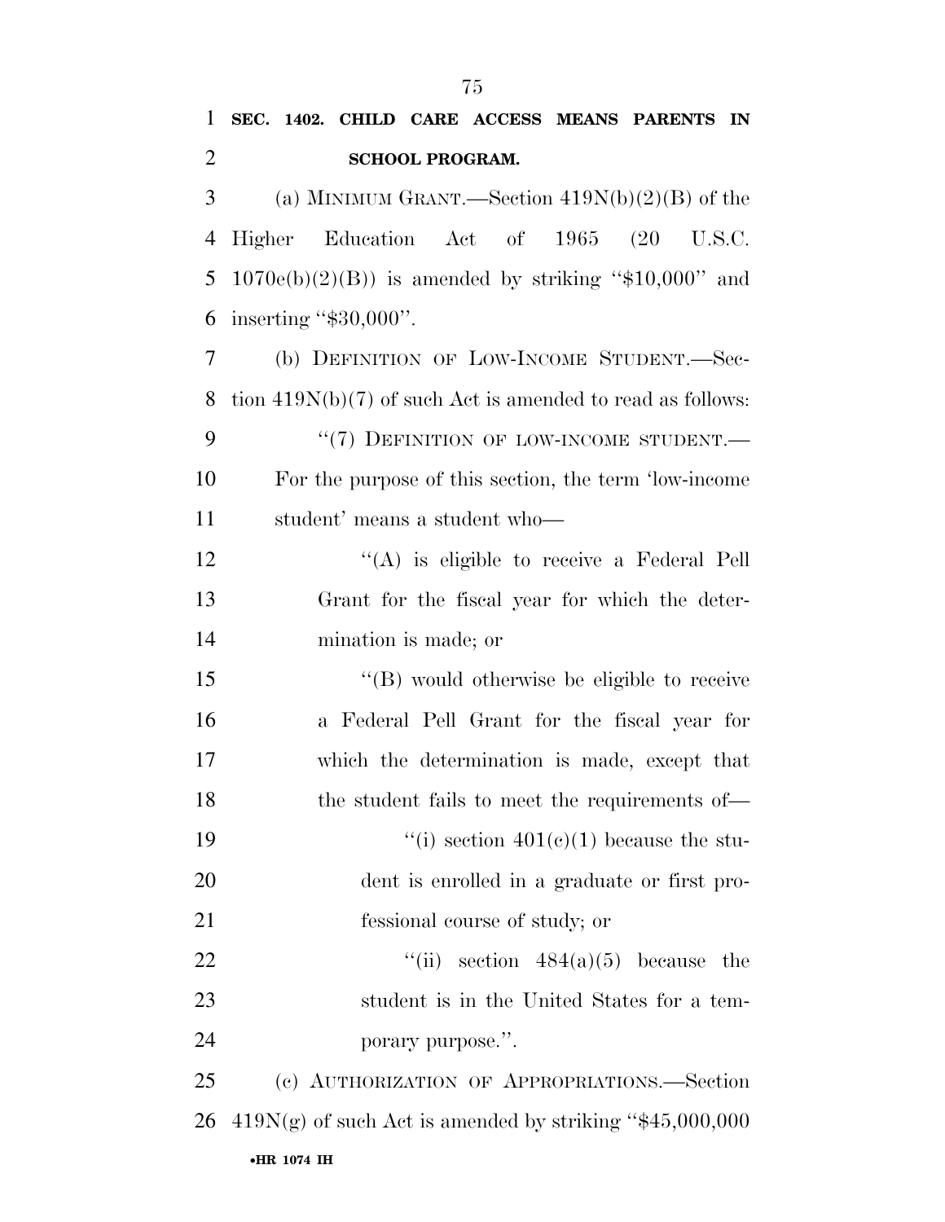**SEC. 1402. CHILD CARE ACCESS MEANS PARENTS IN SCHOOL PROGRAM.**

(a) MINIMUM GRANT.—Section 419N(b)(2)(B) of the Higher Education Act of 1965 (20 U.S.C. 1070e(b)(2)(B)) is amended by striking "$10,000" and inserting "$30,000".

(b) DEFINITION OF LOW-INCOME STUDENT.—Section 419N(b)(7) of such Act is amended to read as follows:

"(7) DEFINITION OF LOW-INCOME STUDENT.—For the purpose of this section, the term 'low-income student' means a student who—

"(A) is eligible to receive a Federal Pell Grant for the fiscal year for which the determination is made; or

"(B) would otherwise be eligible to receive a Federal Pell Grant for the fiscal year for which the determination is made, except that the student fails to meet the requirements of—

"(i) section 401(c)(1) because the student is enrolled in a graduate or first professional course of study; or

"(ii) section 484(a)(5) because the student is in the United States for a temporary purpose.".

(c) AUTHORIZATION OF APPROPRIATIONS.—Section 419N(g) of such Act is amended by striking "$45,000,000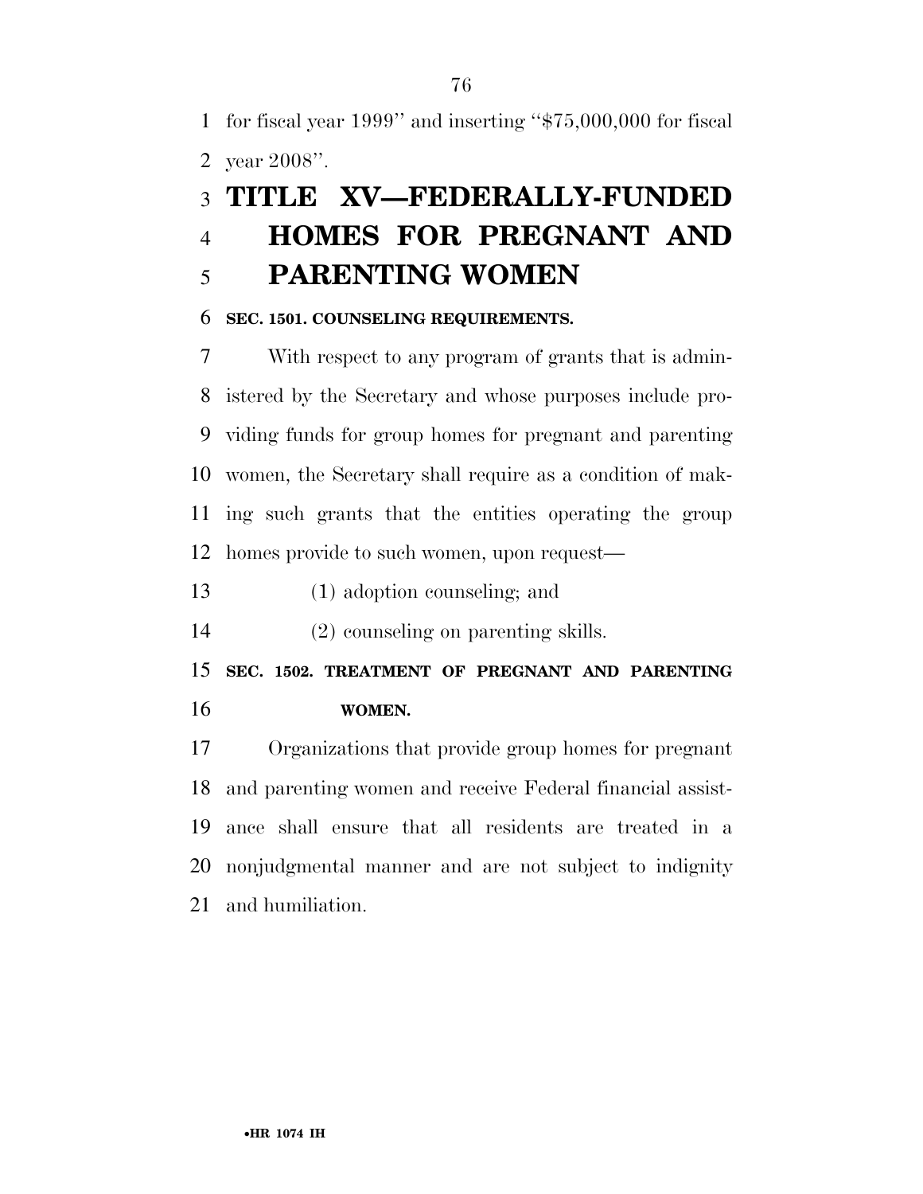for fiscal year 1999'' and inserting ''$75,000,000 for fiscal year 2008''.

# TITLE XV—FEDERALLY-FUNDED HOMES FOR PREGNANT AND PARENTING WOMEN

### SEC. 1501. COUNSELING REQUIREMENTS.

With respect to any program of grants that is administered by the Secretary and whose purposes include providing funds for group homes for pregnant and parenting women, the Secretary shall require as a condition of making such grants that the entities operating the group homes provide to such women, upon request—

(1) adoption counseling; and

(2) counseling on parenting skills.

### SEC. 1502. TREATMENT OF PREGNANT AND PARENTING WOMEN.

Organizations that provide group homes for pregnant and parenting women and receive Federal financial assistance shall ensure that all residents are treated in a nonjudgmental manner and are not subject to indignity and humiliation.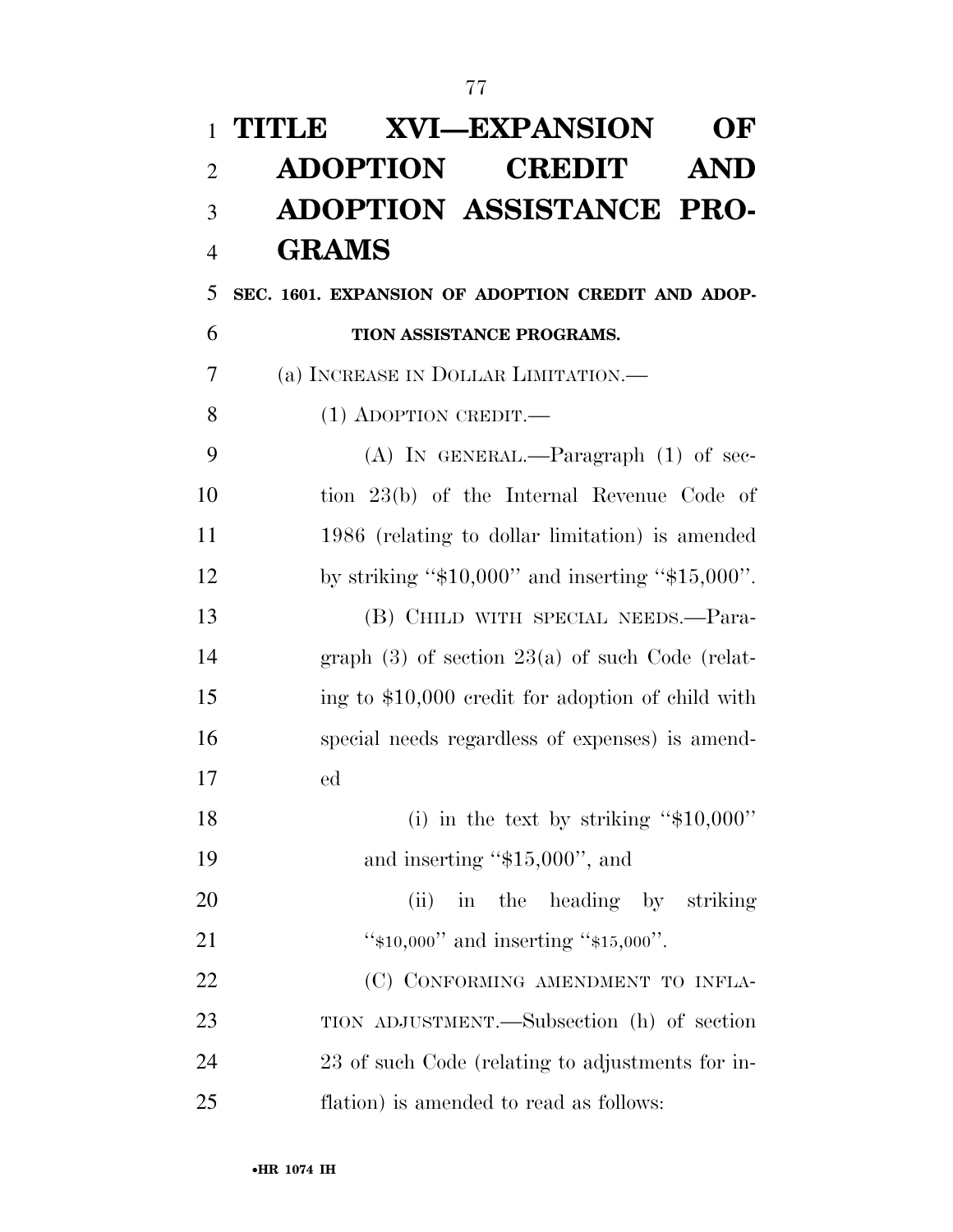# TITLE XVI—EXPANSION OF ADOPTION CREDIT AND ADOPTION ASSISTANCE PROGRAMS

### SEC. 1601. EXPANSION OF ADOPTION CREDIT AND ADOPTION ASSISTANCE PROGRAMS.

(a) INCREASE IN DOLLAR LIMITATION.—

(1) ADOPTION CREDIT.—

(A) IN GENERAL.—Paragraph (1) of section 23(b) of the Internal Revenue Code of 1986 (relating to dollar limitation) is amended by striking "$10,000" and inserting "$15,000".

(B) CHILD WITH SPECIAL NEEDS.—Paragraph (3) of section 23(a) of such Code (relating to $10,000 credit for adoption of child with special needs regardless of expenses) is amended

(i) in the text by striking "$10,000" and inserting "$15,000", and

(ii) in the heading by striking "$10,000" and inserting "$15,000".

(C) CONFORMING AMENDMENT TO INFLATION ADJUSTMENT.—Subsection (h) of section 23 of such Code (relating to adjustments for inflation) is amended to read as follows: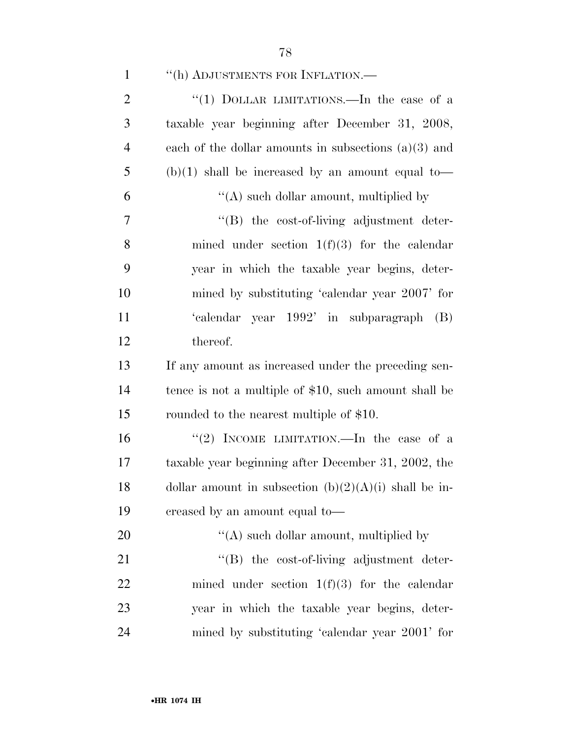''(h) ADJUSTMENTS FOR INFLATION.—

''(1) DOLLAR LIMITATIONS.—In the case of a taxable year beginning after December 31, 2008, each of the dollar amounts in subsections (a)(3) and (b)(1) shall be increased by an amount equal to—

''(A) such dollar amount, multiplied by

''(B) the cost-of-living adjustment determined under section 1(f)(3) for the calendar year in which the taxable year begins, determined by substituting 'calendar year 2007' for 'calendar year 1992' in subparagraph (B) thereof.

If any amount as increased under the preceding sentence is not a multiple of $10, such amount shall be rounded to the nearest multiple of $10.

''(2) INCOME LIMITATION.—In the case of a taxable year beginning after December 31, 2002, the dollar amount in subsection (b)(2)(A)(i) shall be increased by an amount equal to—

''(A) such dollar amount, multiplied by

''(B) the cost-of-living adjustment determined under section 1(f)(3) for the calendar year in which the taxable year begins, determined by substituting 'calendar year 2001' for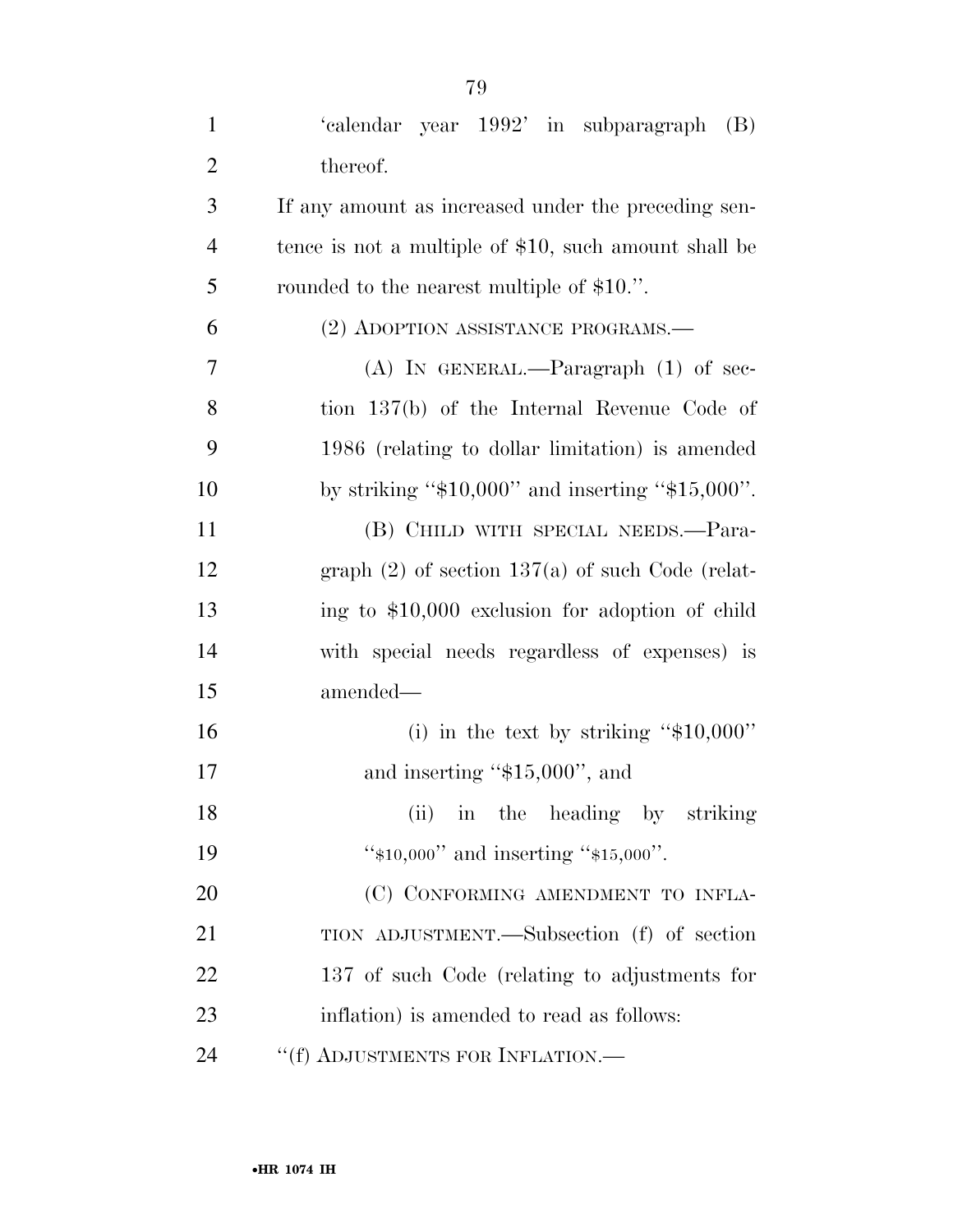'calendar year 1992' in subparagraph (B) thereof.

If any amount as increased under the preceding sentence is not a multiple of $10, such amount shall be rounded to the nearest multiple of $10.''.

(2) ADOPTION ASSISTANCE PROGRAMS.—

(A) IN GENERAL.—Paragraph (1) of section 137(b) of the Internal Revenue Code of 1986 (relating to dollar limitation) is amended by striking ''$10,000'' and inserting ''$15,000''.

(B) CHILD WITH SPECIAL NEEDS.—Paragraph (2) of section 137(a) of such Code (relating to $10,000 exclusion for adoption of child with special needs regardless of expenses) is amended—

(i) in the text by striking ''$10,000'' and inserting ''$15,000'', and

(ii) in the heading by striking ''$10,000'' and inserting ''$15,000''.

(C) CONFORMING AMENDMENT TO INFLATION ADJUSTMENT.—Subsection (f) of section 137 of such Code (relating to adjustments for inflation) is amended to read as follows:

''(f) ADJUSTMENTS FOR INFLATION.—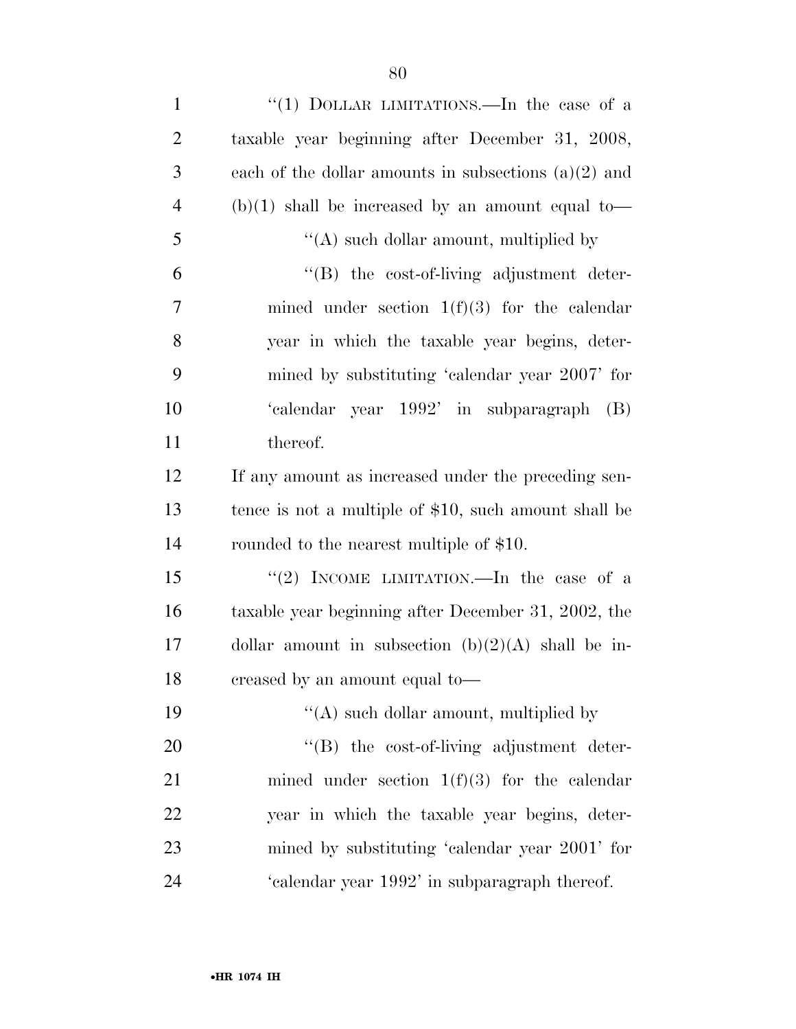"(1) DOLLAR LIMITATIONS.—In the case of a taxable year beginning after December 31, 2008, each of the dollar amounts in subsections (a)(2) and (b)(1) shall be increased by an amount equal to—

"(A) such dollar amount, multiplied by

"(B) the cost-of-living adjustment determined under section 1(f)(3) for the calendar year in which the taxable year begins, determined by substituting 'calendar year 2007' for 'calendar year 1992' in subparagraph (B) thereof.

If any amount as increased under the preceding sentence is not a multiple of $10, such amount shall be rounded to the nearest multiple of $10.

"(2) INCOME LIMITATION.—In the case of a taxable year beginning after December 31, 2002, the dollar amount in subsection (b)(2)(A) shall be increased by an amount equal to—

"(A) such dollar amount, multiplied by

"(B) the cost-of-living adjustment determined under section 1(f)(3) for the calendar year in which the taxable year begins, determined by substituting 'calendar year 2001' for 'calendar year 1992' in subparagraph thereof.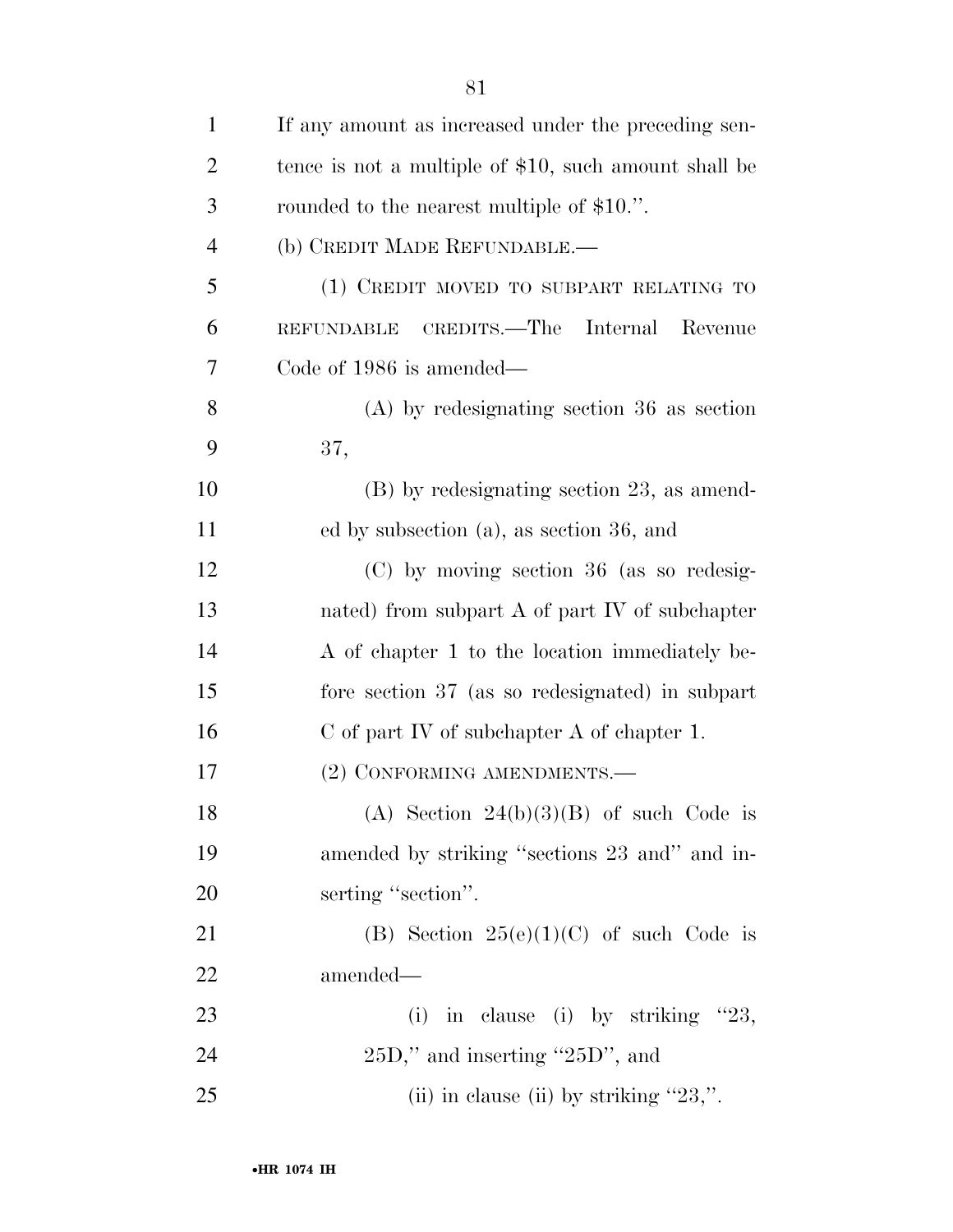If any amount as increased under the preceding sentence is not a multiple of $10, such amount shall be rounded to the nearest multiple of $10.''.

(b) CREDIT MADE REFUNDABLE.—

(1) CREDIT MOVED TO SUBPART RELATING TO REFUNDABLE CREDITS.—The Internal Revenue Code of 1986 is amended—

(A) by redesignating section 36 as section 37,

(B) by redesignating section 23, as amended by subsection (a), as section 36, and

(C) by moving section 36 (as so redesignated) from subpart A of part IV of subchapter A of chapter 1 to the location immediately before section 37 (as so redesignated) in subpart C of part IV of subchapter A of chapter 1.

(2) CONFORMING AMENDMENTS.—

(A) Section 24(b)(3)(B) of such Code is amended by striking ''sections 23 and'' and inserting ''section''.

(B) Section 25(e)(1)(C) of such Code is amended—

(i) in clause (i) by striking ''23, 25D,'' and inserting ''25D'', and

(ii) in clause (ii) by striking ''23,''.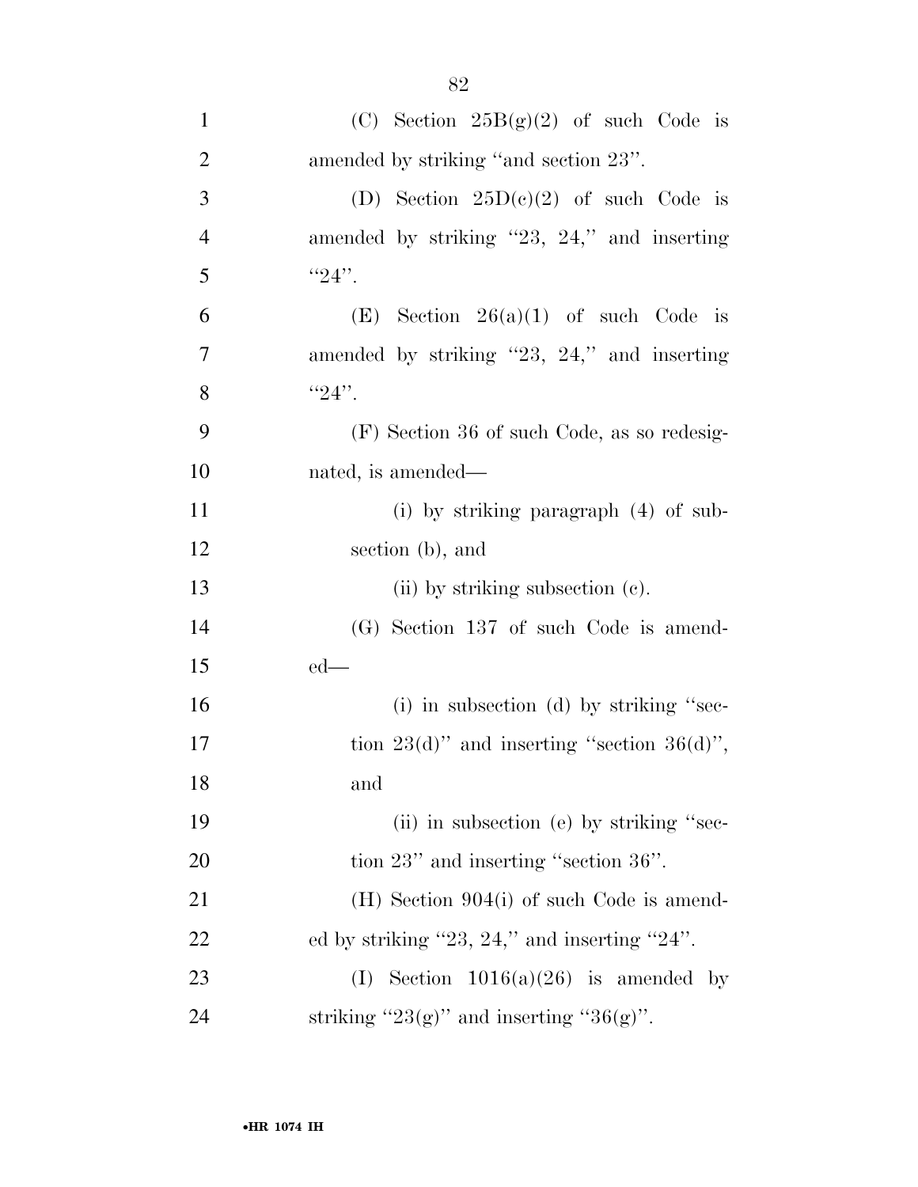(C) Section 25B(g)(2) of such Code is amended by striking "and section 23".

(D) Section 25D(c)(2) of such Code is amended by striking "23, 24," and inserting "24".

(E) Section 26(a)(1) of such Code is amended by striking "23, 24," and inserting "24".

(F) Section 36 of such Code, as so redesignated, is amended—

(i) by striking paragraph (4) of subsection (b), and

(ii) by striking subsection (c).

(G) Section 137 of such Code is amended—

(i) in subsection (d) by striking "section 23(d)" and inserting "section 36(d)", and

(ii) in subsection (e) by striking "section 23" and inserting "section 36".

(H) Section 904(i) of such Code is amended by striking "23, 24," and inserting "24".

(I) Section 1016(a)(26) is amended by striking "23(g)" and inserting "36(g)".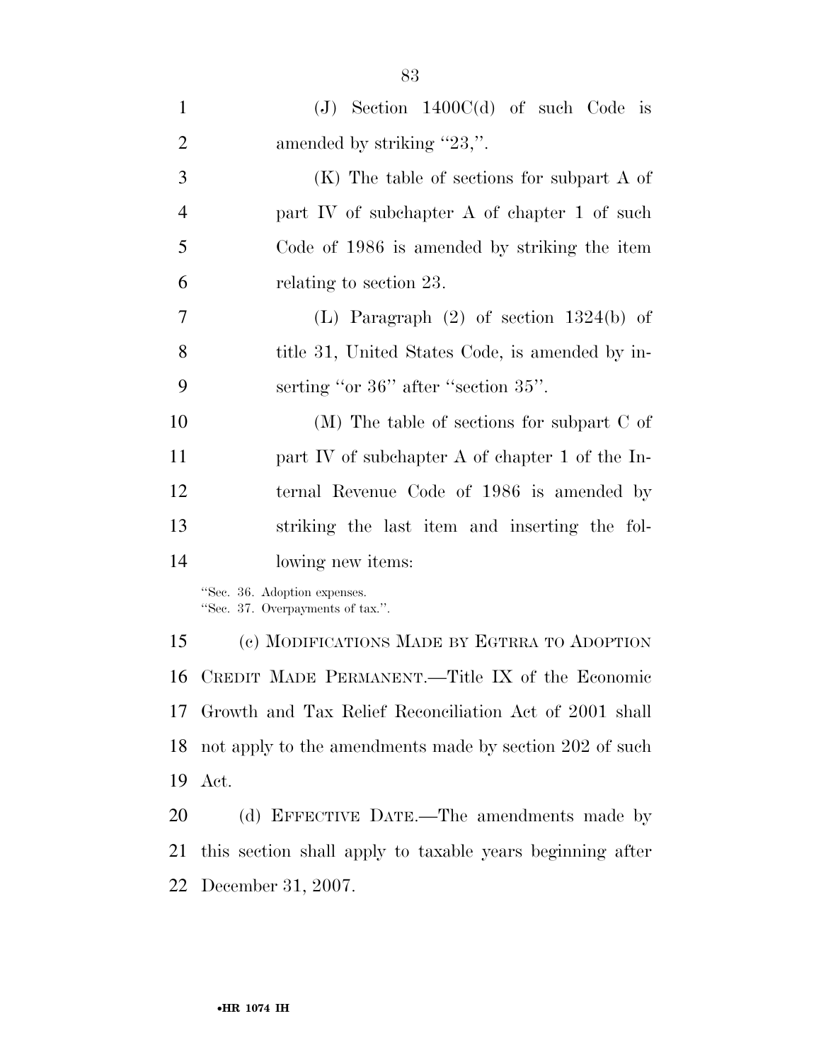(J) Section 1400C(d) of such Code is amended by striking "23,".

(K) The table of sections for subpart A of part IV of subchapter A of chapter 1 of such Code of 1986 is amended by striking the item relating to section 23.

(L) Paragraph (2) of section 1324(b) of title 31, United States Code, is amended by inserting "or 36" after "section 35".

(M) The table of sections for subpart C of part IV of subchapter A of chapter 1 of the Internal Revenue Code of 1986 is amended by striking the last item and inserting the following new items:

"Sec. 36. Adoption expenses.
"Sec. 37. Overpayments of tax.".

(c) MODIFICATIONS MADE BY EGTRRA TO ADOPTION CREDIT MADE PERMANENT.—Title IX of the Economic Growth and Tax Relief Reconciliation Act of 2001 shall not apply to the amendments made by section 202 of such Act.

(d) EFFECTIVE DATE.—The amendments made by this section shall apply to taxable years beginning after December 31, 2007.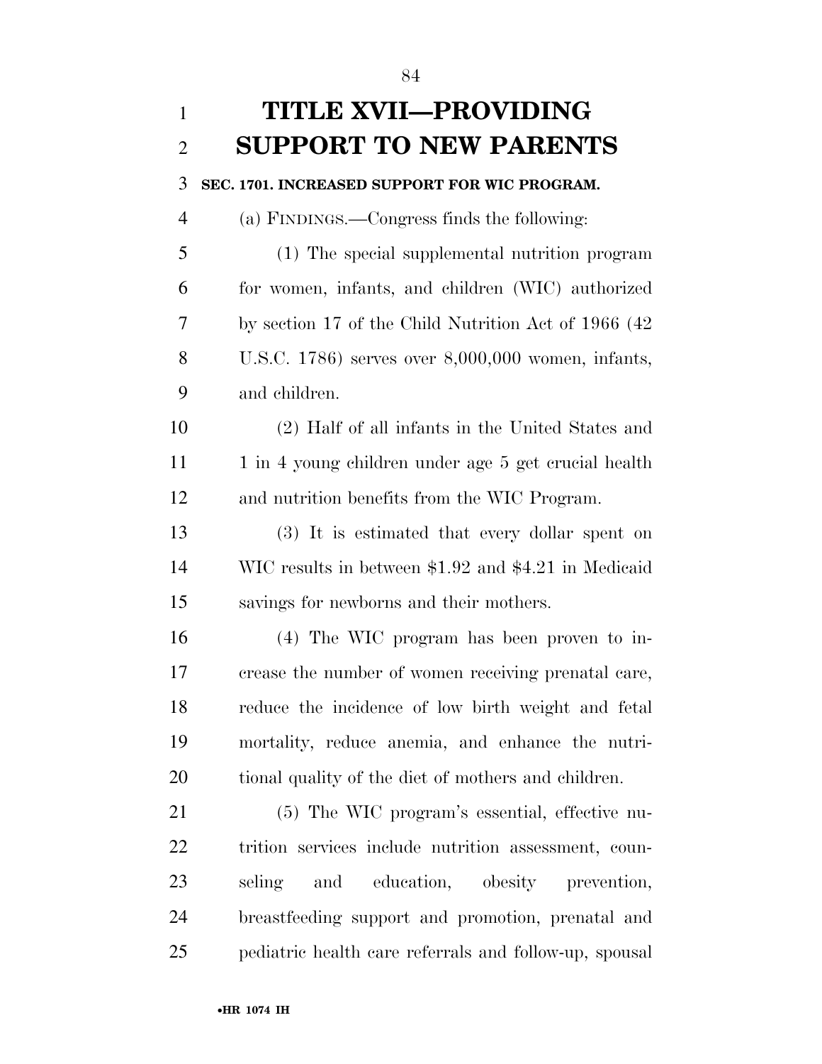# TITLE XVII—PROVIDING SUPPORT TO NEW PARENTS

### SEC. 1701. INCREASED SUPPORT FOR WIC PROGRAM.

(a) FINDINGS.—Congress finds the following:

(1) The special supplemental nutrition program for women, infants, and children (WIC) authorized by section 17 of the Child Nutrition Act of 1966 (42 U.S.C. 1786) serves over 8,000,000 women, infants, and children.

(2) Half of all infants in the United States and 1 in 4 young children under age 5 get crucial health and nutrition benefits from the WIC Program.

(3) It is estimated that every dollar spent on WIC results in between $1.92 and $4.21 in Medicaid savings for newborns and their mothers.

(4) The WIC program has been proven to increase the number of women receiving prenatal care, reduce the incidence of low birth weight and fetal mortality, reduce anemia, and enhance the nutritional quality of the diet of mothers and children.

(5) The WIC program's essential, effective nutrition services include nutrition assessment, counseling and education, obesity prevention, breastfeeding support and promotion, prenatal and pediatric health care referrals and follow-up, spousal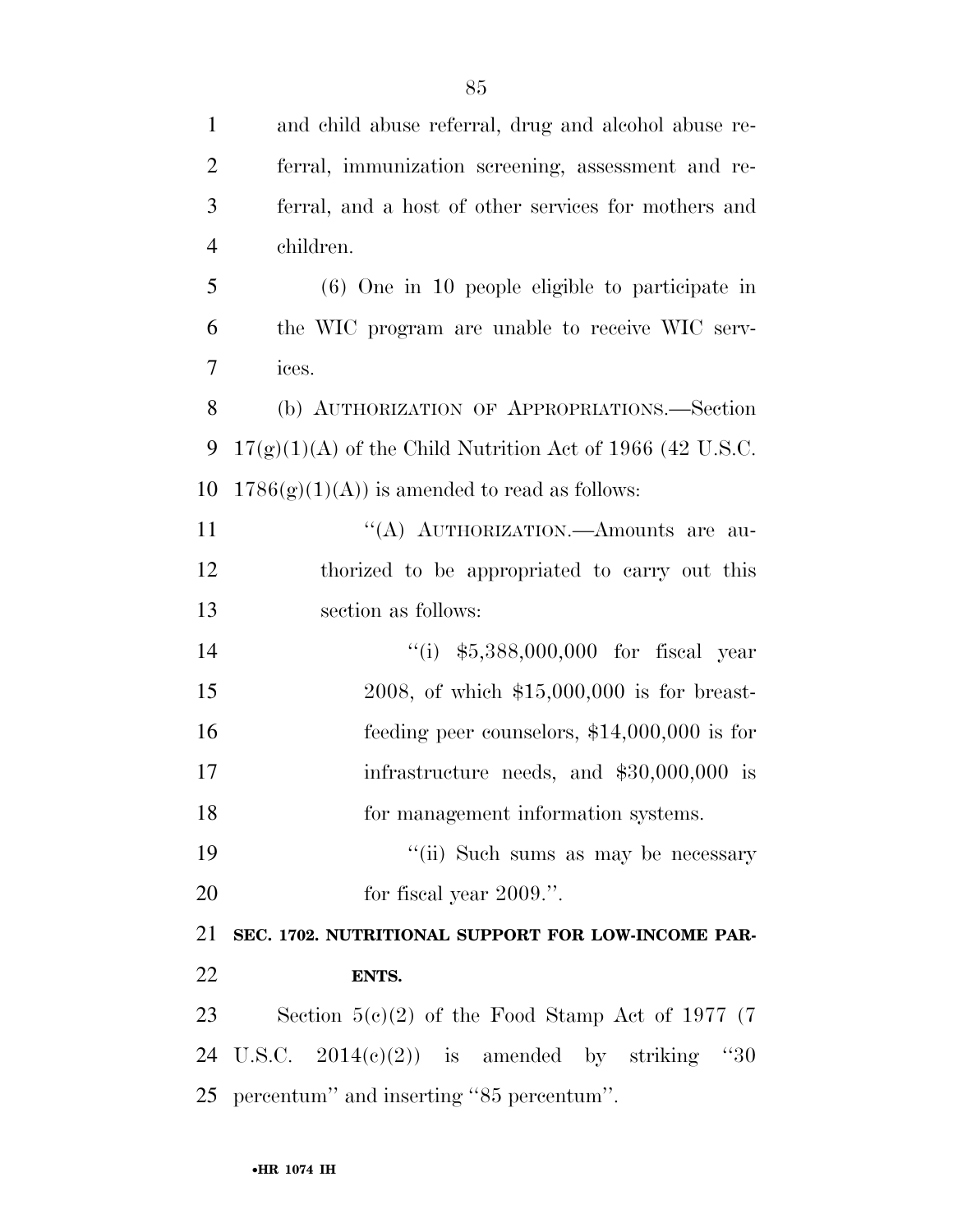and child abuse referral, drug and alcohol abuse referral, immunization screening, assessment and referral, and a host of other services for mothers and children.

(6) One in 10 people eligible to participate in the WIC program are unable to receive WIC services.

(b) AUTHORIZATION OF APPROPRIATIONS.—Section 17(g)(1)(A) of the Child Nutrition Act of 1966 (42 U.S.C. 1786(g)(1)(A)) is amended to read as follows:

"(A) AUTHORIZATION.—Amounts are authorized to be appropriated to carry out this section as follows:

"(i) $5,388,000,000 for fiscal year 2008, of which $15,000,000 is for breastfeeding peer counselors, $14,000,000 is for infrastructure needs, and $30,000,000 is for management information systems.

"(ii) Such sums as may be necessary for fiscal year 2009.".

**SEC. 1702. NUTRITIONAL SUPPORT FOR LOW-INCOME PARENTS.**

Section 5(c)(2) of the Food Stamp Act of 1977 (7 U.S.C. 2014(c)(2)) is amended by striking "30 percentum" and inserting "85 percentum".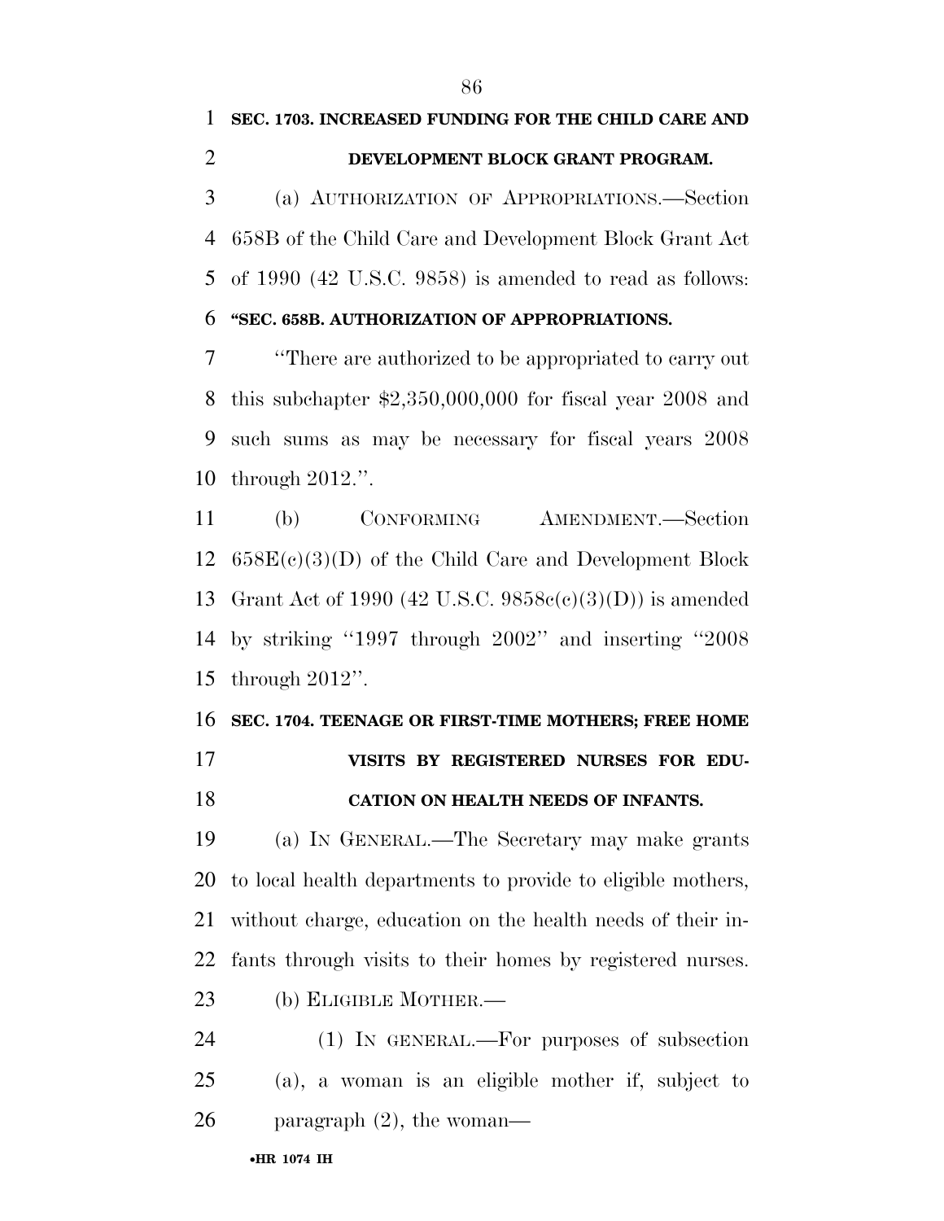**SEC. 1703. INCREASED FUNDING FOR THE CHILD CARE AND DEVELOPMENT BLOCK GRANT PROGRAM.**

(a) AUTHORIZATION OF APPROPRIATIONS.—Section 658B of the Child Care and Development Block Grant Act of 1990 (42 U.S.C. 9858) is amended to read as follows:

**"SEC. 658B. AUTHORIZATION OF APPROPRIATIONS.**

"There are authorized to be appropriated to carry out this subchapter $2,350,000,000 for fiscal year 2008 and such sums as may be necessary for fiscal years 2008 through 2012.".

(b) CONFORMING AMENDMENT.—Section 658E(c)(3)(D) of the Child Care and Development Block Grant Act of 1990 (42 U.S.C. 9858c(c)(3)(D)) is amended by striking "1997 through 2002" and inserting "2008 through 2012".

**SEC. 1704. TEENAGE OR FIRST-TIME MOTHERS; FREE HOME VISITS BY REGISTERED NURSES FOR EDUCATION ON HEALTH NEEDS OF INFANTS.**

(a) IN GENERAL.—The Secretary may make grants to local health departments to provide to eligible mothers, without charge, education on the health needs of their infants through visits to their homes by registered nurses.

(b) ELIGIBLE MOTHER.—

(1) IN GENERAL.—For purposes of subsection (a), a woman is an eligible mother if, subject to paragraph (2), the woman—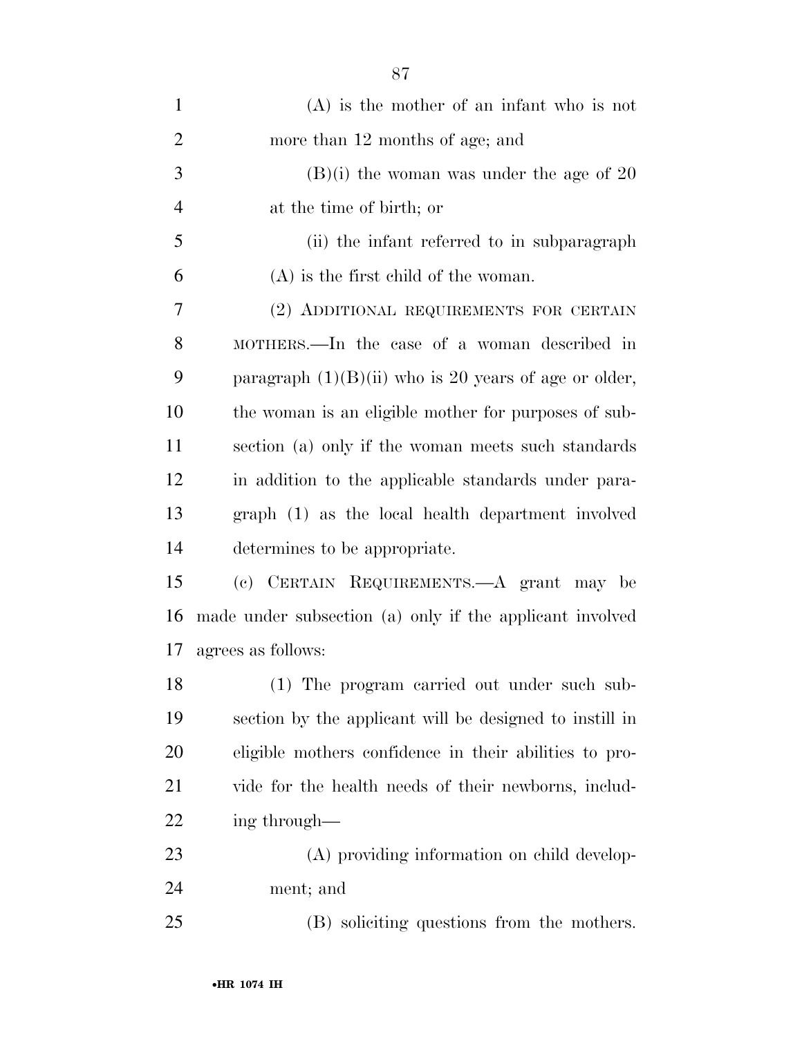(A) is the mother of an infant who is not more than 12 months of age; and

(B)(i) the woman was under the age of 20 at the time of birth; or

(ii) the infant referred to in subparagraph (A) is the first child of the woman.

(2) ADDITIONAL REQUIREMENTS FOR CERTAIN MOTHERS.—In the case of a woman described in paragraph (1)(B)(ii) who is 20 years of age or older, the woman is an eligible mother for purposes of subsection (a) only if the woman meets such standards in addition to the applicable standards under paragraph (1) as the local health department involved determines to be appropriate.

(c) CERTAIN REQUIREMENTS.—A grant may be made under subsection (a) only if the applicant involved agrees as follows:

(1) The program carried out under such subsection by the applicant will be designed to instill in eligible mothers confidence in their abilities to provide for the health needs of their newborns, including through—

(A) providing information on child development; and

(B) soliciting questions from the mothers.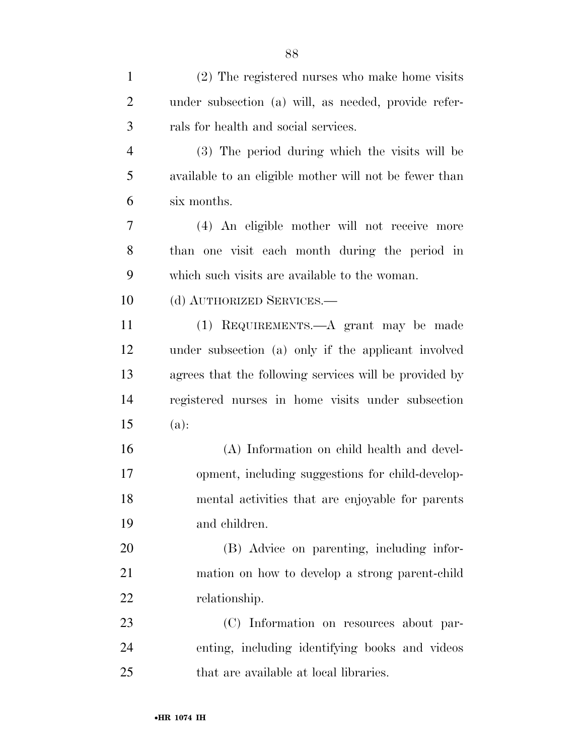(2) The registered nurses who make home visits under subsection (a) will, as needed, provide referrals for health and social services.

(3) The period during which the visits will be available to an eligible mother will not be fewer than six months.

(4) An eligible mother will not receive more than one visit each month during the period in which such visits are available to the woman.

(d) AUTHORIZED SERVICES.—

(1) REQUIREMENTS.—A grant may be made under subsection (a) only if the applicant involved agrees that the following services will be provided by registered nurses in home visits under subsection (a):

(A) Information on child health and development, including suggestions for child-developmental activities that are enjoyable for parents and children.

(B) Advice on parenting, including information on how to develop a strong parent-child relationship.

(C) Information on resources about parenting, including identifying books and videos that are available at local libraries.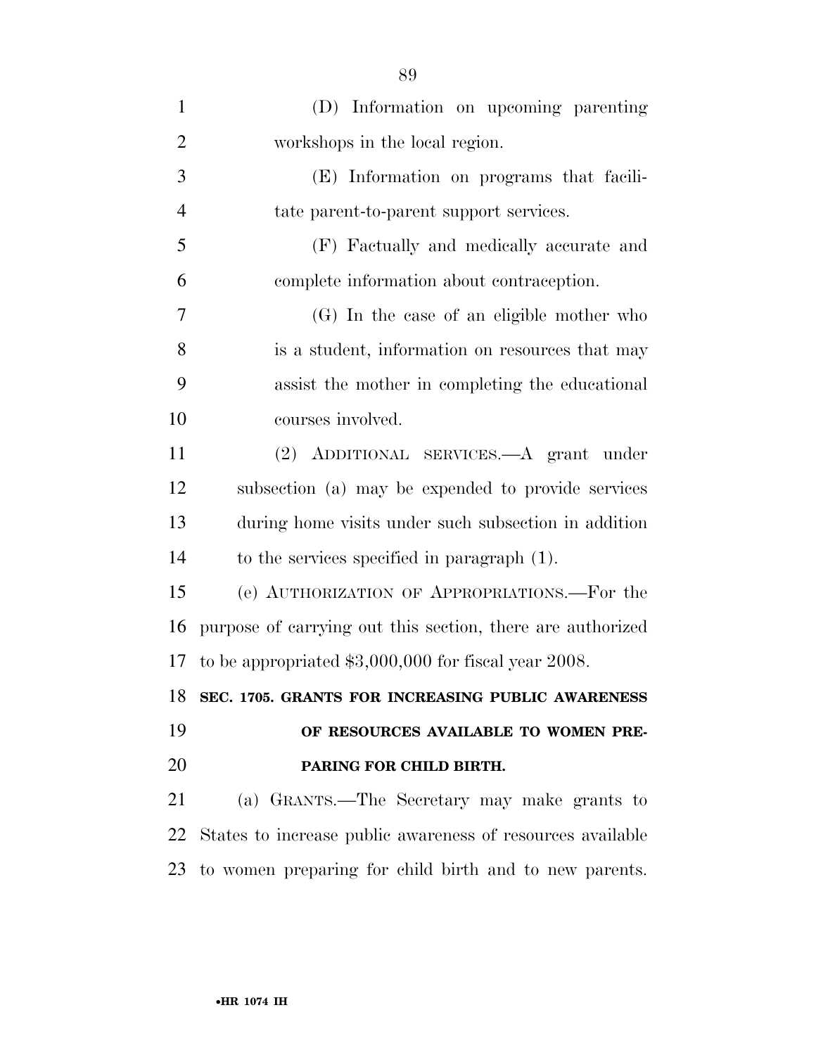(D) Information on upcoming parenting workshops in the local region.

(E) Information on programs that facilitate parent-to-parent support services.

(F) Factually and medically accurate and complete information about contraception.

(G) In the case of an eligible mother who is a student, information on resources that may assist the mother in completing the educational courses involved.

(2) ADDITIONAL SERVICES.—A grant under subsection (a) may be expended to provide services during home visits under such subsection in addition to the services specified in paragraph (1).

(e) AUTHORIZATION OF APPROPRIATIONS.—For the purpose of carrying out this section, there are authorized to be appropriated $3,000,000 for fiscal year 2008.

**SEC. 1705. GRANTS FOR INCREASING PUBLIC AWARENESS OF RESOURCES AVAILABLE TO WOMEN PREPARING FOR CHILD BIRTH.**

(a) GRANTS.—The Secretary may make grants to States to increase public awareness of resources available to women preparing for child birth and to new parents.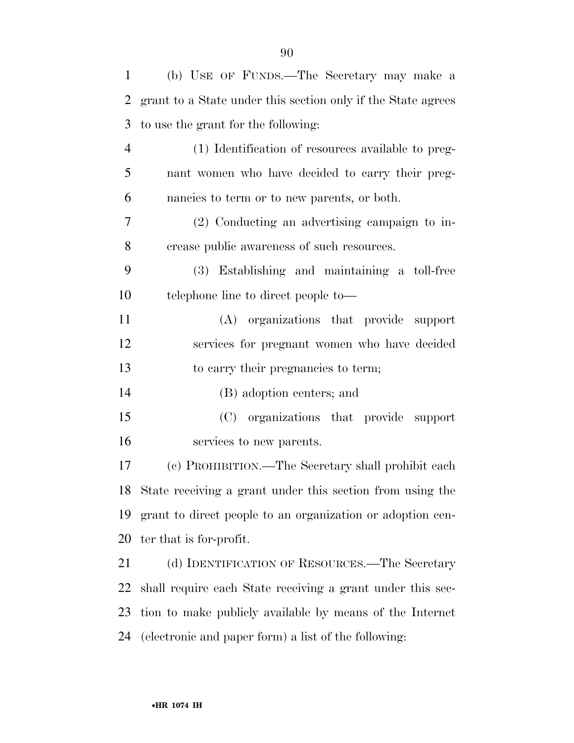(b) USE OF FUNDS.—The Secretary may make a grant to a State under this section only if the State agrees to use the grant for the following:

(1) Identification of resources available to pregnant women who have decided to carry their pregnancies to term or to new parents, or both.

(2) Conducting an advertising campaign to increase public awareness of such resources.

(3) Establishing and maintaining a toll-free telephone line to direct people to—

(A) organizations that provide support services for pregnant women who have decided to carry their pregnancies to term;

(B) adoption centers; and

(C) organizations that provide support services to new parents.

(c) PROHIBITION.—The Secretary shall prohibit each State receiving a grant under this section from using the grant to direct people to an organization or adoption center that is for-profit.

(d) IDENTIFICATION OF RESOURCES.—The Secretary shall require each State receiving a grant under this section to make publicly available by means of the Internet (electronic and paper form) a list of the following: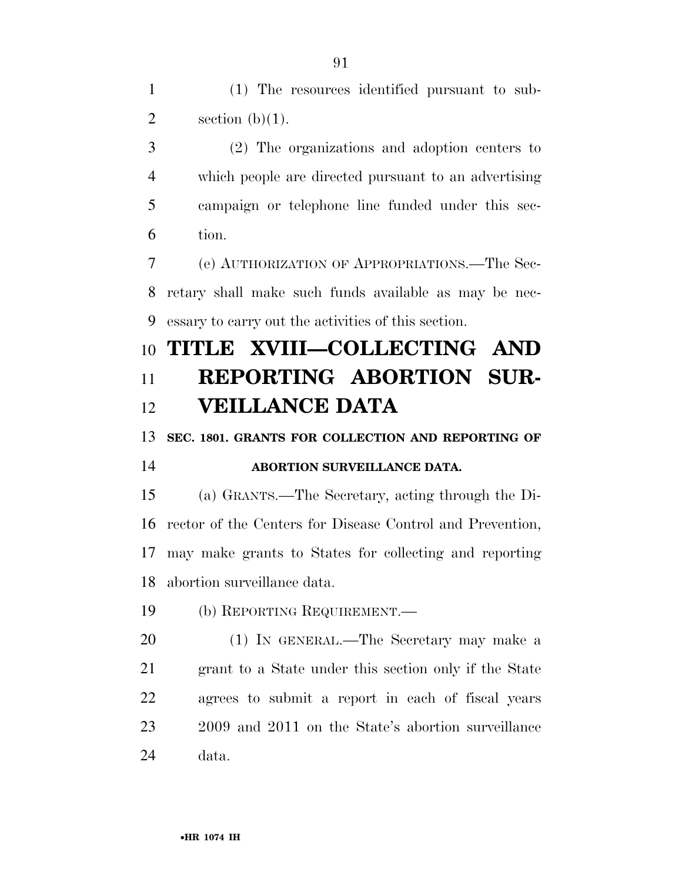(1) The resources identified pursuant to subsection (b)(1).

(2) The organizations and adoption centers to which people are directed pursuant to an advertising campaign or telephone line funded under this section.

(e) AUTHORIZATION OF APPROPRIATIONS.—The Secretary shall make such funds available as may be necessary to carry out the activities of this section.

# TITLE XVIII—COLLECTING AND REPORTING ABORTION SURVEILLANCE DATA

## SEC. 1801. GRANTS FOR COLLECTION AND REPORTING OF ABORTION SURVEILLANCE DATA.

(a) GRANTS.—The Secretary, acting through the Director of the Centers for Disease Control and Prevention, may make grants to States for collecting and reporting abortion surveillance data.

(b) REPORTING REQUIREMENT.—

(1) IN GENERAL.—The Secretary may make a grant to a State under this section only if the State agrees to submit a report in each of fiscal years 2009 and 2011 on the State's abortion surveillance data.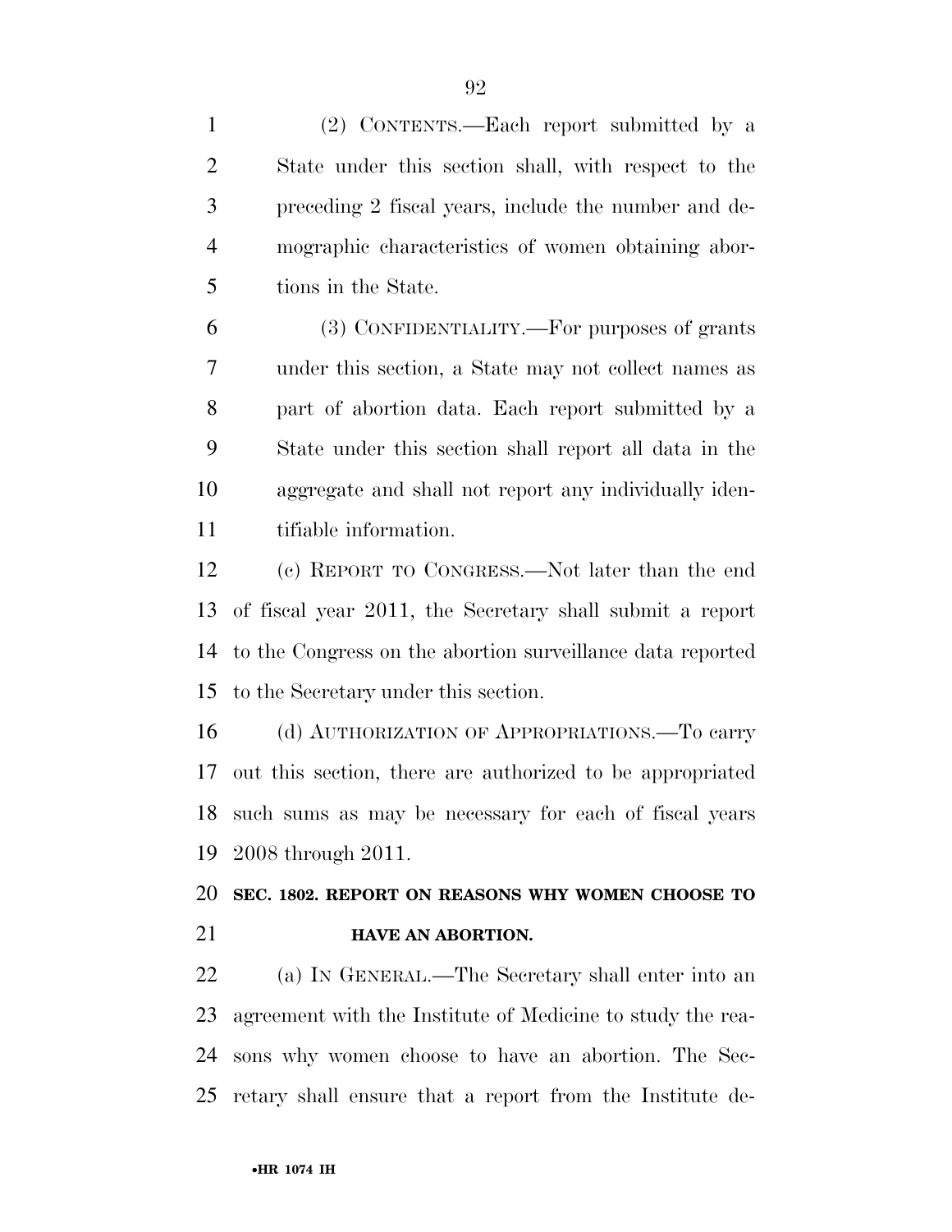(2) CONTENTS.—Each report submitted by a State under this section shall, with respect to the preceding 2 fiscal years, include the number and demographic characteristics of women obtaining abortions in the State.

(3) CONFIDENTIALITY.—For purposes of grants under this section, a State may not collect names as part of abortion data. Each report submitted by a State under this section shall report all data in the aggregate and shall not report any individually identifiable information.

(c) REPORT TO CONGRESS.—Not later than the end of fiscal year 2011, the Secretary shall submit a report to the Congress on the abortion surveillance data reported to the Secretary under this section.

(d) AUTHORIZATION OF APPROPRIATIONS.—To carry out this section, there are authorized to be appropriated such sums as may be necessary for each of fiscal years 2008 through 2011.

**SEC. 1802. REPORT ON REASONS WHY WOMEN CHOOSE TO HAVE AN ABORTION.**

(a) IN GENERAL.—The Secretary shall enter into an agreement with the Institute of Medicine to study the reasons why women choose to have an abortion. The Secretary shall ensure that a report from the Institute de-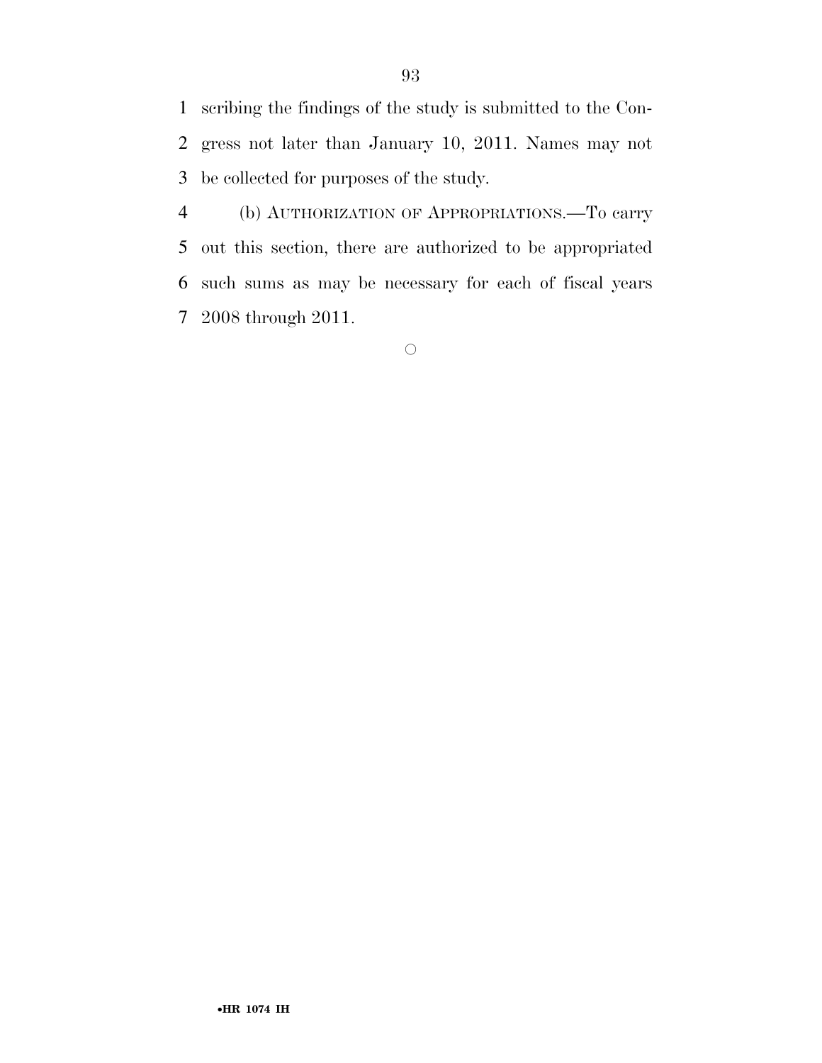scribing the findings of the study is submitted to the Congress not later than January 10, 2011. Names may not be collected for purposes of the study.

(b) AUTHORIZATION OF APPROPRIATIONS.—To carry out this section, there are authorized to be appropriated such sums as may be necessary for each of fiscal years 2008 through 2011.

○